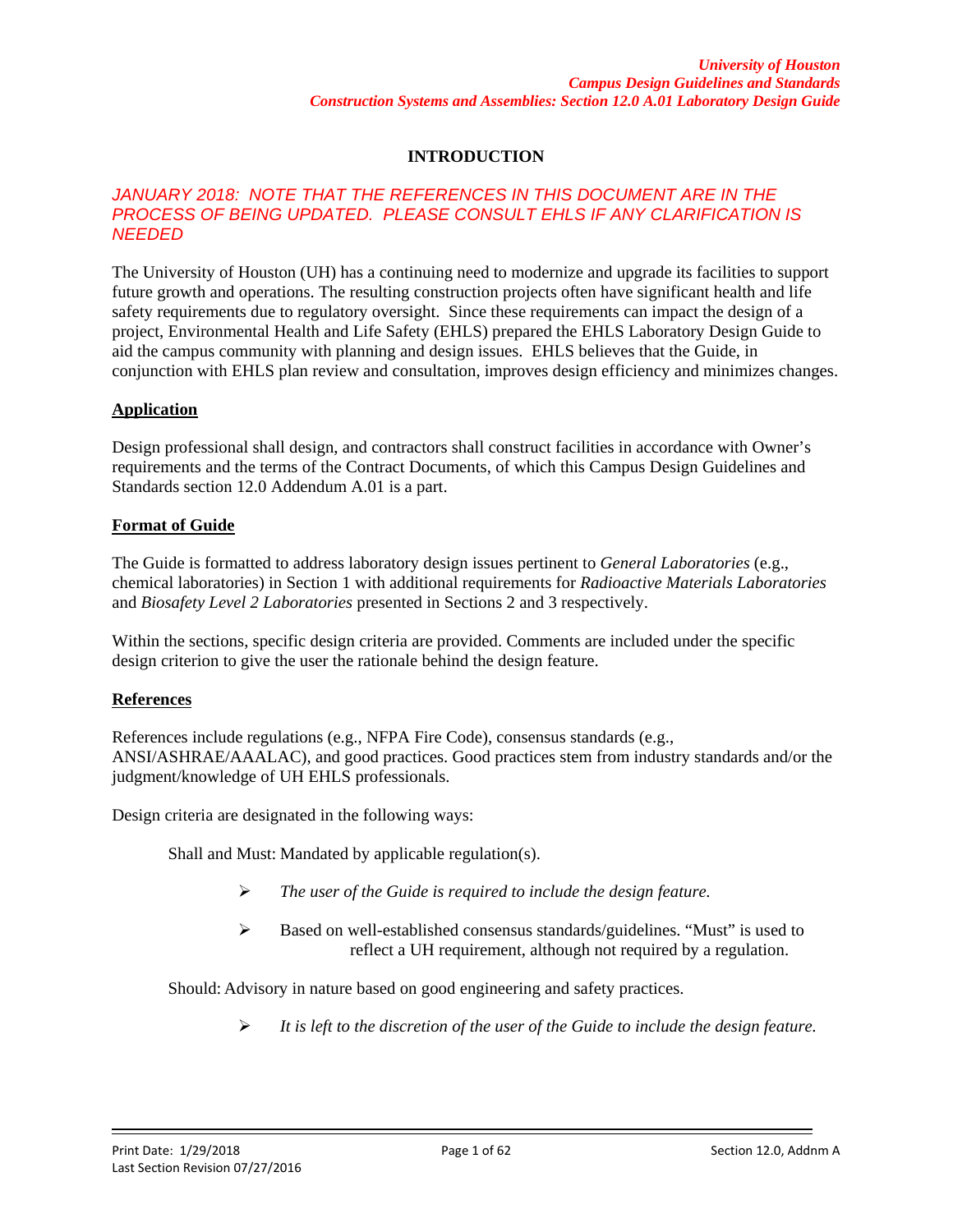# INTRODUCTION

*JANUARY 2018: NOTE THAT THE REFERENCES IN THIS DOCUMENT ARE IN THE PROCESS OF BEING UPDATED. PLEASE CONSULT EHLS IF ANY CLARIFICATION IS NEEDED*

The University of Houston (UH) has a continuing need to modernize and upgrade its facilities to support future growth and operations. The resulting construction projects often have significant health and life safety requirements due to regulatory oversight. Since these requirements can impact the design of a project, Environmental Health and Life Safety (EHLS) prepared the EHLS Laboratory Design Guide to aid the campus community with planning and design issues. EHLS believes that the Guide, in conjunction with EHLS plan review and consultation, improves design efficiency and minimizes changes.

## Application

Design professional shall design, and contractors shall construct facilities in accordance with Owner's requirements and the terms of the Contract Documents, of which this Campus Design Guidelines and Standards section 12.0 Addendum A.01 is a part.

## Format of Guide

The Guide is formatted to address laboratory design issues pertinent to *General Laboratories* (e.g., chemical laboratories) in Section 1 with additional requirements for *Radioactive Materials Laboratories* and *Biosafety Level 2 Laboratories* presented in Sections 2 and 3 respectively.

Within the sections, specific design criteria are provided. Comments are included under the specific design criterion to give the user the rationale behind the design feature.

## References

References include regulations (e.g., NFPA Fire Code), consensus standards (e.g., ANSI/ASHRAE/AAALAC), and good practices. Good practices stem from industry standards and/or the judgment/knowledge of UH EHLS professionals.

Design criteria are designated in the following ways:

Shall and Must: Mandated by applicable regulation(s).

- *The user of the Guide is required to include the design feature.*
- Based on well-established consensus standards/guidelines. "Must" is used to reflect a UH requirement, although not required by a regulation.

Should: Advisory in nature based on good engineering and safety practices.

- *It is left to the discretion of the user of the Guide to include the design feature.*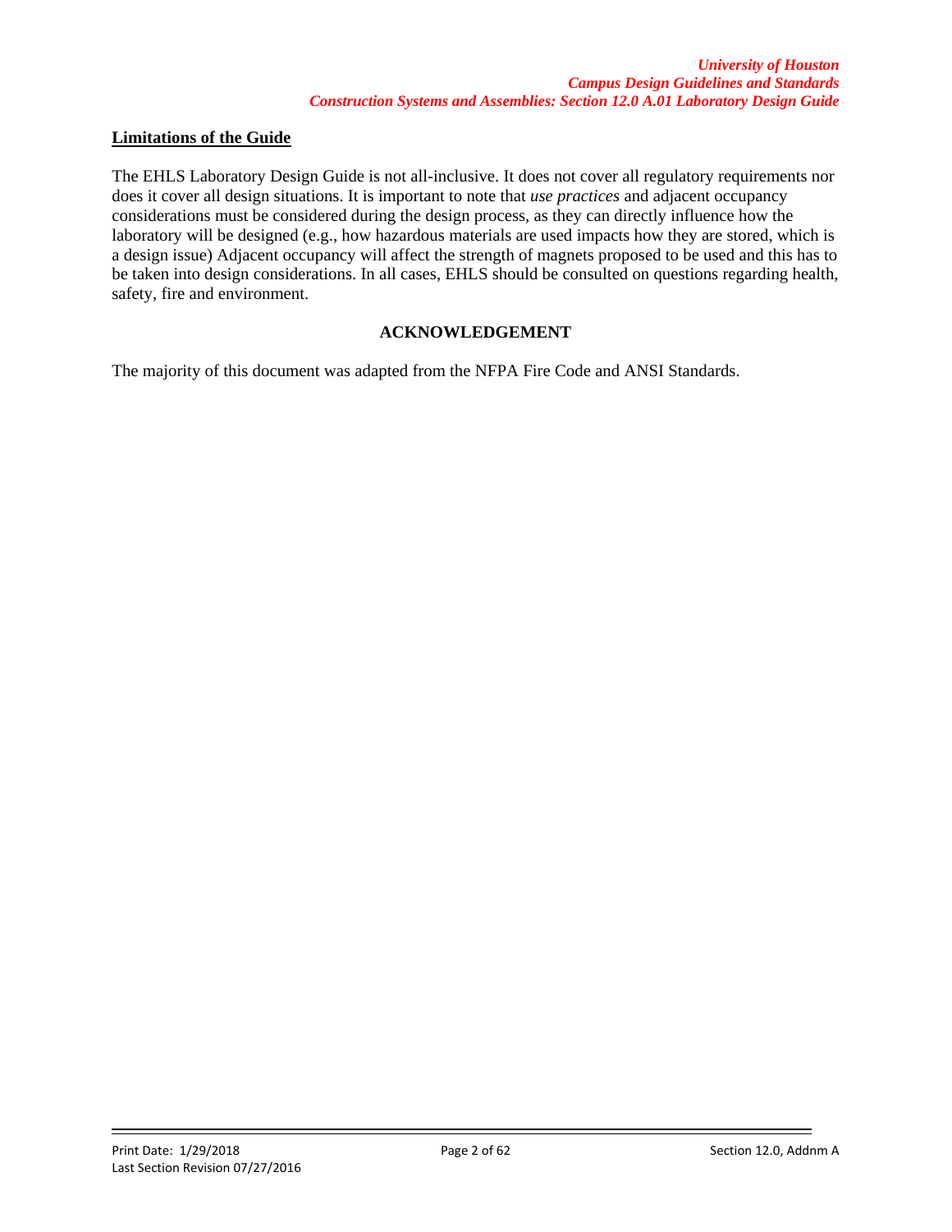## Limitations of the Guide

The EHLS Laboratory Design Guide is not all-inclusive. It does not cover all regulatory requirements nor does it cover all design situations. It is important to note that *use practices* and adjacent occupancy considerations must be considered during the design process, as they can directly influence how the laboratory will be designed (e.g., how hazardous materials are used impacts how they are stored, which is a design issue) Adjacent occupancy will affect the strength of magnets proposed to be used and this has to be taken into design considerations. In all cases, EHLS should be consulted on questions regarding health, safety, fire and environment.

**ACKNOWLEDGEMENT**

The majority of this document was adapted from the NFPA Fire Code and ANSI Standards.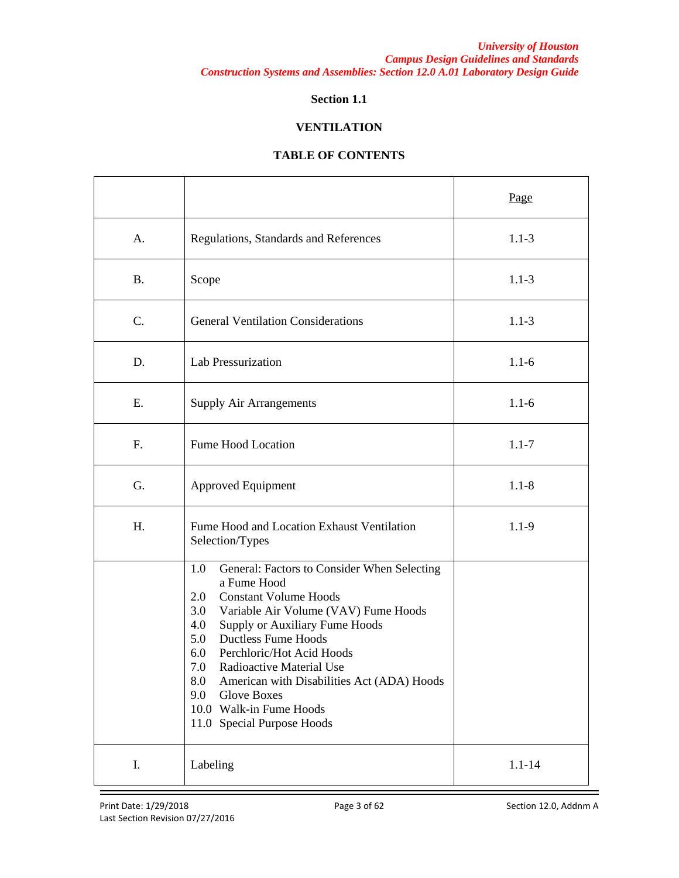**Section 1.1**

**VENTILATION**

**TABLE OF CONTENTS**

| | | Page |
|---|---|---|
| A. | Regulations, Standards and References | 1.1-3 |
| B. | Scope | 1.1-3 |
| C. | General Ventilation Considerations | 1.1-3 |
| D. | Lab Pressurization | 1.1-6 |
| E. | Supply Air Arrangements | 1.1-6 |
| F. | Fume Hood Location | 1.1-7 |
| G. | Approved Equipment | 1.1-8 |
| H. | Fume Hood and Location Exhaust Ventilation Selection/Types | 1.1-9 |
| | 1.0 General: Factors to Consider When Selecting a Fume Hood<br>2.0 Constant Volume Hoods<br>3.0 Variable Air Volume (VAV) Fume Hoods<br>4.0 Supply or Auxiliary Fume Hoods<br>5.0 Ductless Fume Hoods<br>6.0 Perchloric/Hot Acid Hoods<br>7.0 Radioactive Material Use<br>8.0 American with Disabilities Act (ADA) Hoods<br>9.0 Glove Boxes<br>10.0 Walk-in Fume Hoods<br>11.0 Special Purpose Hoods | |
| I. | Labeling | 1.1-14 |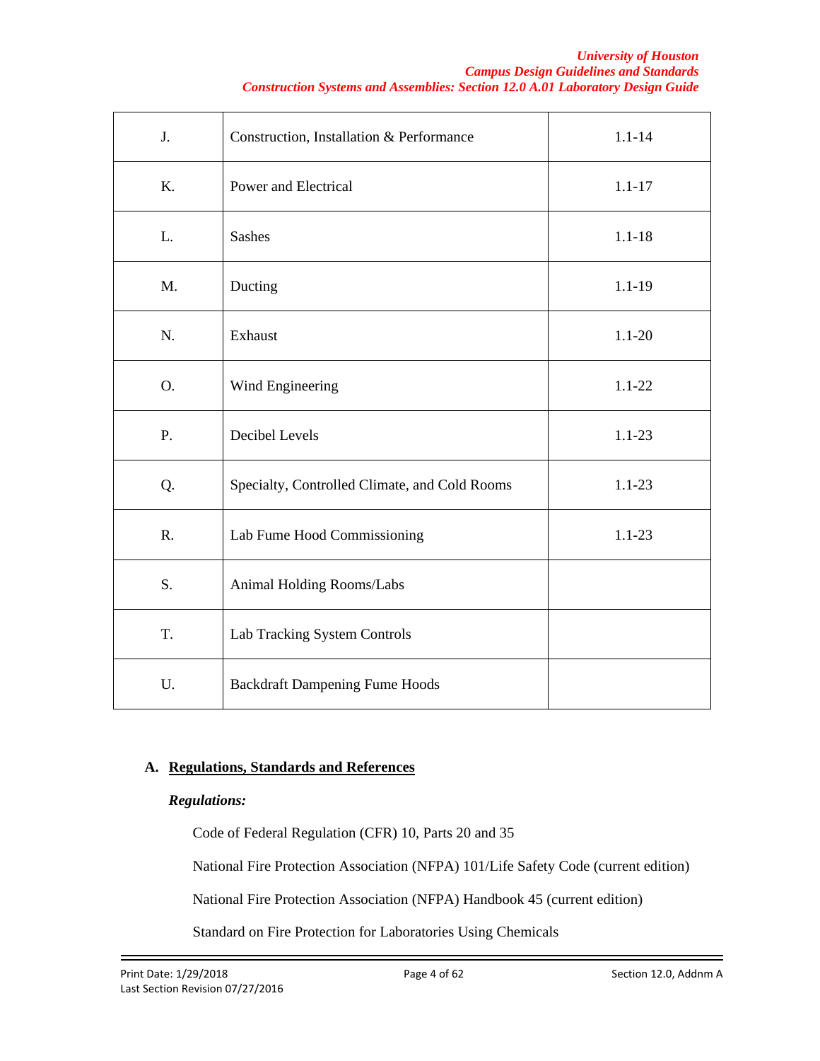| | | |
|---|---|---|
| J. | Construction, Installation & Performance | 1.1-14 |
| K. | Power and Electrical | 1.1-17 |
| L. | Sashes | 1.1-18 |
| M. | Ducting | 1.1-19 |
| N. | Exhaust | 1.1-20 |
| O. | Wind Engineering | 1.1-22 |
| P. | Decibel Levels | 1.1-23 |
| Q. | Specialty, Controlled Climate, and Cold Rooms | 1.1-23 |
| R. | Lab Fume Hood Commissioning | 1.1-23 |
| S. | Animal Holding Rooms/Labs | |
| T. | Lab Tracking System Controls | |
| U. | Backdraft Dampening Fume Hoods | |

**A. <u>Regulations, Standards and References</u>**

***Regulations:***

Code of Federal Regulation (CFR) 10, Parts 20 and 35

National Fire Protection Association (NFPA) 101/Life Safety Code (current edition)

National Fire Protection Association (NFPA) Handbook 45 (current edition)

Standard on Fire Protection for Laboratories Using Chemicals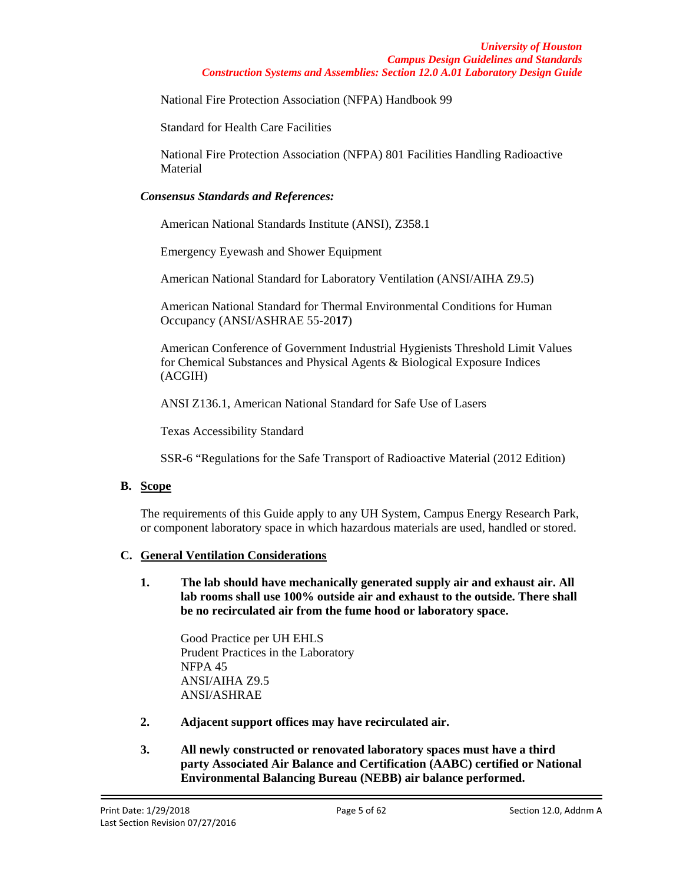National Fire Protection Association (NFPA) Handbook 99

Standard for Health Care Facilities

National Fire Protection Association (NFPA) 801 Facilities Handling Radioactive Material

***Consensus Standards and References:***

American National Standards Institute (ANSI), Z358.1

Emergency Eyewash and Shower Equipment

American National Standard for Laboratory Ventilation (ANSI/AIHA Z9.5)

American National Standard for Thermal Environmental Conditions for Human Occupancy (ANSI/ASHRAE 55-20**17**)

American Conference of Government Industrial Hygienists Threshold Limit Values for Chemical Substances and Physical Agents & Biological Exposure Indices (ACGIH)

ANSI Z136.1, American National Standard for Safe Use of Lasers

Texas Accessibility Standard

SSR-6 "Regulations for the Safe Transport of Radioactive Material (2012 Edition)

## B. Scope

The requirements of this Guide apply to any UH System, Campus Energy Research Park, or component laboratory space in which hazardous materials are used, handled or stored.

## C. General Ventilation Considerations

1. **The lab should have mechanically generated supply air and exhaust air. All lab rooms shall use 100% outside air and exhaust to the outside. There shall be no recirculated air from the fume hood or laboratory space.**

   Good Practice per UH EHLS
   Prudent Practices in the Laboratory
   NFPA 45
   ANSI/AIHA Z9.5
   ANSI/ASHRAE

2. **Adjacent support offices may have recirculated air.**

3. **All newly constructed or renovated laboratory spaces must have a third party Associated Air Balance and Certification (AABC) certified or National Environmental Balancing Bureau (NEBB) air balance performed.**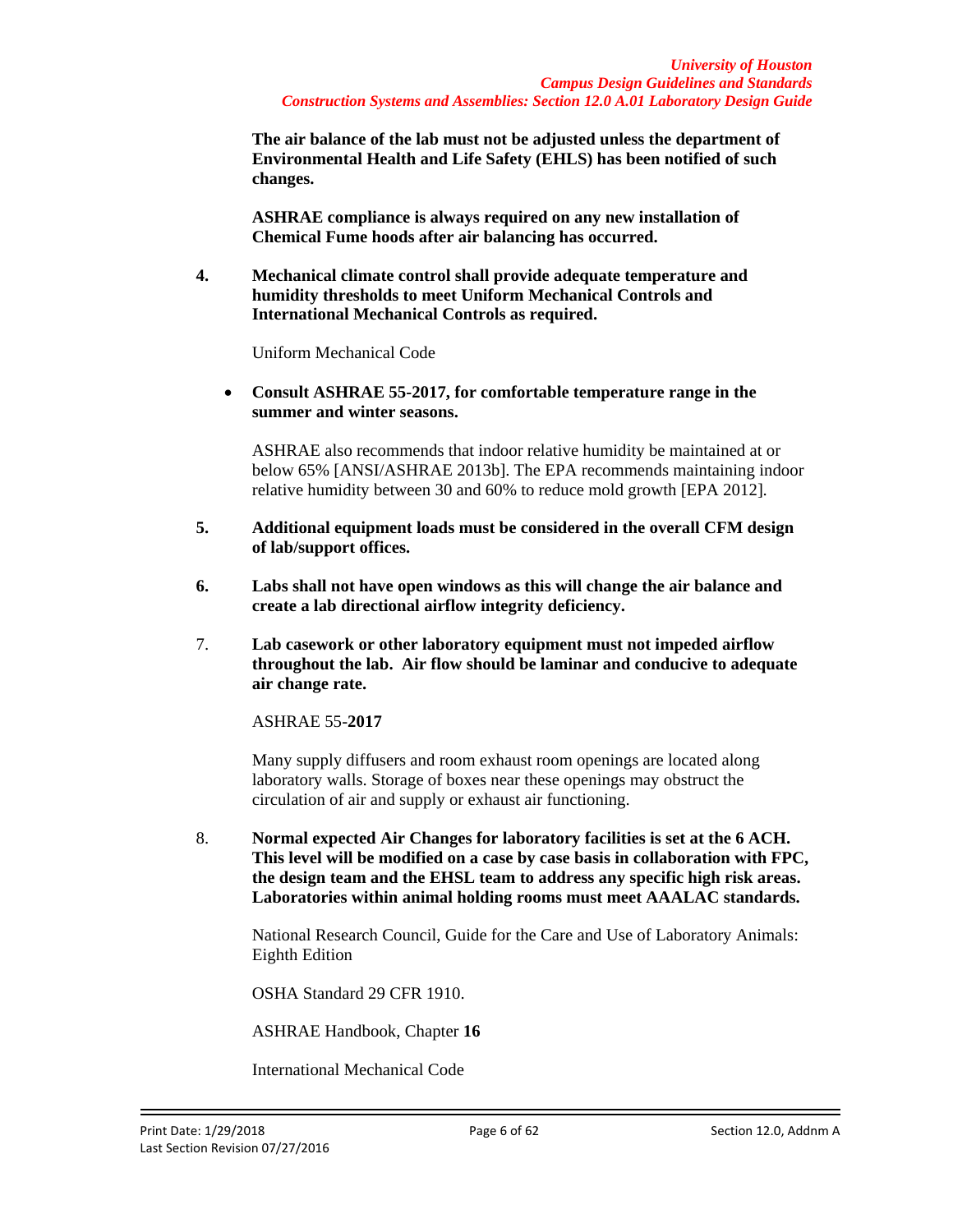**The air balance of the lab must not be adjusted unless the department of Environmental Health and Life Safety (EHLS) has been notified of such changes.**

**ASHRAE compliance is always required on any new installation of Chemical Fume hoods after air balancing has occurred.**

4. **Mechanical climate control shall provide adequate temperature and humidity thresholds to meet Uniform Mechanical Controls and International Mechanical Controls as required.**

   Uniform Mechanical Code

   - **Consult ASHRAE 55-2017, for comfortable temperature range in the summer and winter seasons.**

   ASHRAE also recommends that indoor relative humidity be maintained at or below 65% [ANSI/ASHRAE 2013b]. The EPA recommends maintaining indoor relative humidity between 30 and 60% to reduce mold growth [EPA 2012].

5. **Additional equipment loads must be considered in the overall CFM design of lab/support offices.**

6. **Labs shall not have open windows as this will change the air balance and create a lab directional airflow integrity deficiency.**

7. **Lab casework or other laboratory equipment must not impeded airflow throughout the lab. Air flow should be laminar and conducive to adequate air change rate.**

   ASHRAE 55-**2017**

   Many supply diffusers and room exhaust room openings are located along laboratory walls. Storage of boxes near these openings may obstruct the circulation of air and supply or exhaust air functioning.

8. **Normal expected Air Changes for laboratory facilities is set at the 6 ACH. This level will be modified on a case by case basis in collaboration with FPC, the design team and the EHSL team to address any specific high risk areas. Laboratories within animal holding rooms must meet AAALAC standards.**

   National Research Council, Guide for the Care and Use of Laboratory Animals: Eighth Edition

   OSHA Standard 29 CFR 1910.

   ASHRAE Handbook, Chapter **16**

   International Mechanical Code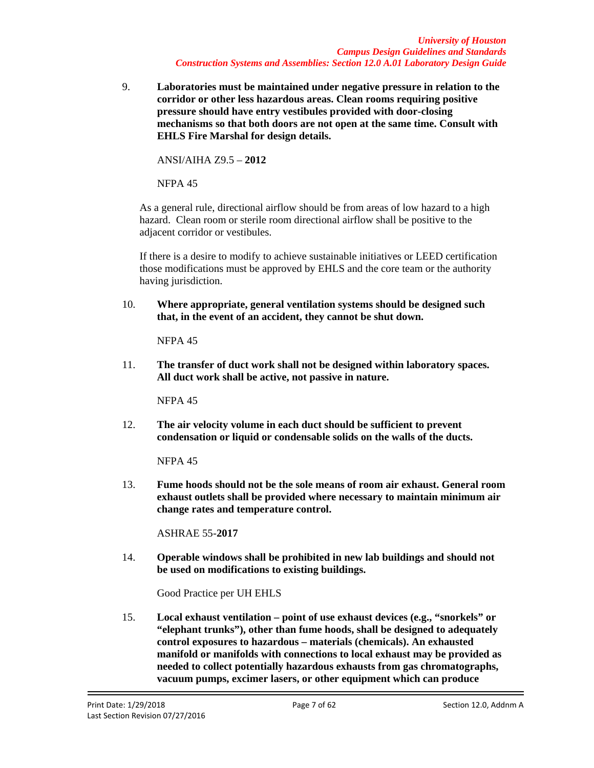9. **Laboratories must be maintained under negative pressure in relation to the corridor or other less hazardous areas. Clean rooms requiring positive pressure should have entry vestibules provided with door-closing mechanisms so that both doors are not open at the same time. Consult with EHLS Fire Marshal for design details.**

   ANSI/AIHA Z9.5 – **2012**

   NFPA 45

   As a general rule, directional airflow should be from areas of low hazard to a high hazard. Clean room or sterile room directional airflow shall be positive to the adjacent corridor or vestibules.

   If there is a desire to modify to achieve sustainable initiatives or LEED certification those modifications must be approved by EHLS and the core team or the authority having jurisdiction.

10. **Where appropriate, general ventilation systems should be designed such that, in the event of an accident, they cannot be shut down.**

    NFPA 45

11. **The transfer of duct work shall not be designed within laboratory spaces. All duct work shall be active, not passive in nature.**

    NFPA 45

12. **The air velocity volume in each duct should be sufficient to prevent condensation or liquid or condensable solids on the walls of the ducts.**

    NFPA 45

13. **Fume hoods should not be the sole means of room air exhaust. General room exhaust outlets shall be provided where necessary to maintain minimum air change rates and temperature control.**

    ASHRAE 55-**2017**

14. **Operable windows shall be prohibited in new lab buildings and should not be used on modifications to existing buildings.**

    Good Practice per UH EHLS

15. **Local exhaust ventilation – point of use exhaust devices (e.g., "snorkels" or "elephant trunks"), other than fume hoods, shall be designed to adequately control exposures to hazardous – materials (chemicals). An exhausted manifold or manifolds with connections to local exhaust may be provided as needed to collect potentially hazardous exhausts from gas chromatographs, vacuum pumps, excimer lasers, or other equipment which can produce**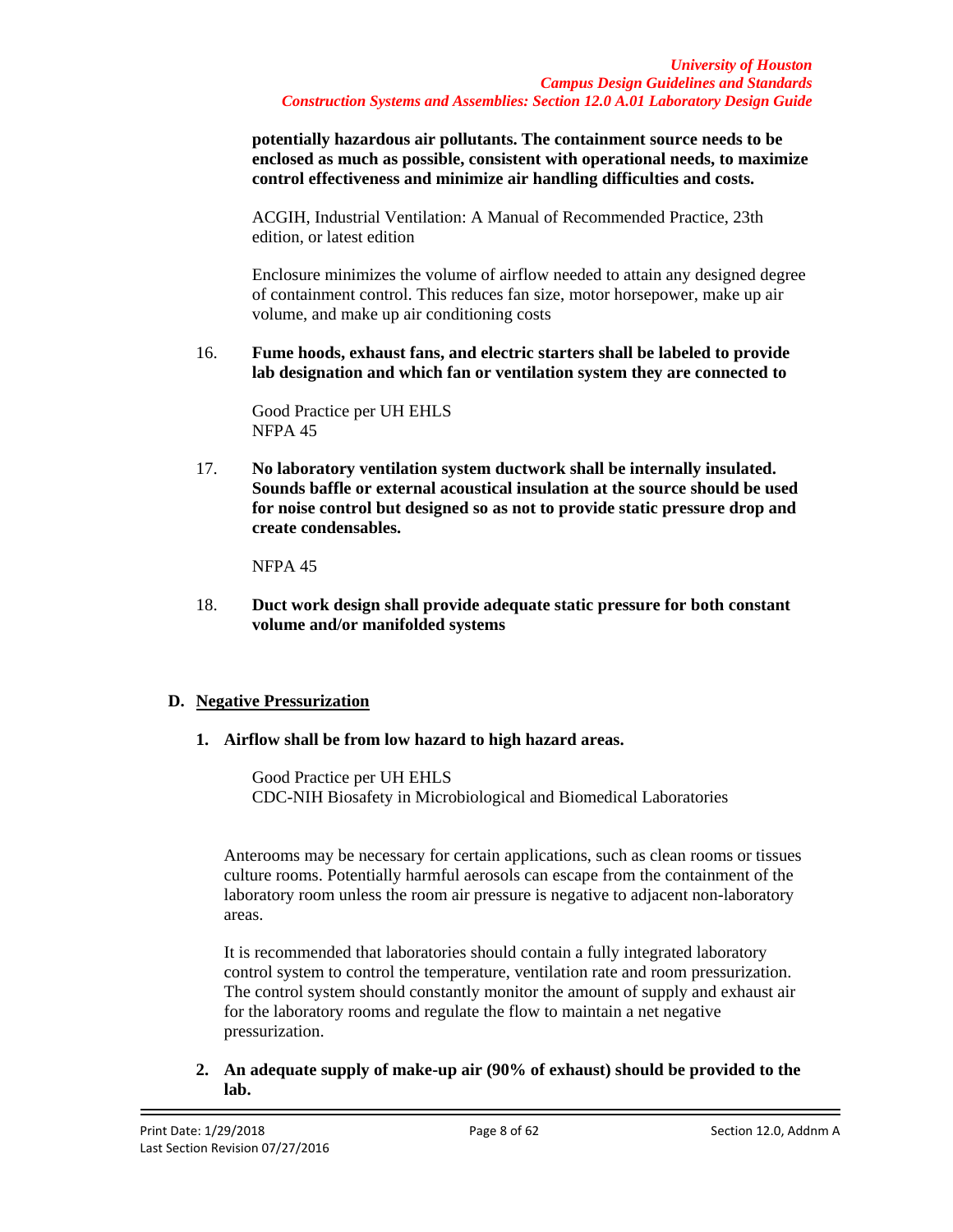**potentially hazardous air pollutants. The containment source needs to be enclosed as much as possible, consistent with operational needs, to maximize control effectiveness and minimize air handling difficulties and costs.**

ACGIH, Industrial Ventilation: A Manual of Recommended Practice, 23th edition, or latest edition

Enclosure minimizes the volume of airflow needed to attain any designed degree of containment control. This reduces fan size, motor horsepower, make up air volume, and make up air conditioning costs

16. **Fume hoods, exhaust fans, and electric starters shall be labeled to provide lab designation and which fan or ventilation system they are connected to**

    Good Practice per UH EHLS
    NFPA 45

17. **No laboratory ventilation system ductwork shall be internally insulated. Sounds baffle or external acoustical insulation at the source should be used for noise control but designed so as not to provide static pressure drop and create condensables.**

    NFPA 45

18. **Duct work design shall provide adequate static pressure for both constant volume and/or manifolded systems**

## D. <u>Negative Pressurization</u>

1. **Airflow shall be from low hazard to high hazard areas.**

   Good Practice per UH EHLS
   CDC-NIH Biosafety in Microbiological and Biomedical Laboratories

   Anterooms may be necessary for certain applications, such as clean rooms or tissues culture rooms. Potentially harmful aerosols can escape from the containment of the laboratory room unless the room air pressure is negative to adjacent non-laboratory areas.

   It is recommended that laboratories should contain a fully integrated laboratory control system to control the temperature, ventilation rate and room pressurization. The control system should constantly monitor the amount of supply and exhaust air for the laboratory rooms and regulate the flow to maintain a net negative pressurization.

2. **An adequate supply of make-up air (90% of exhaust) should be provided to the lab.**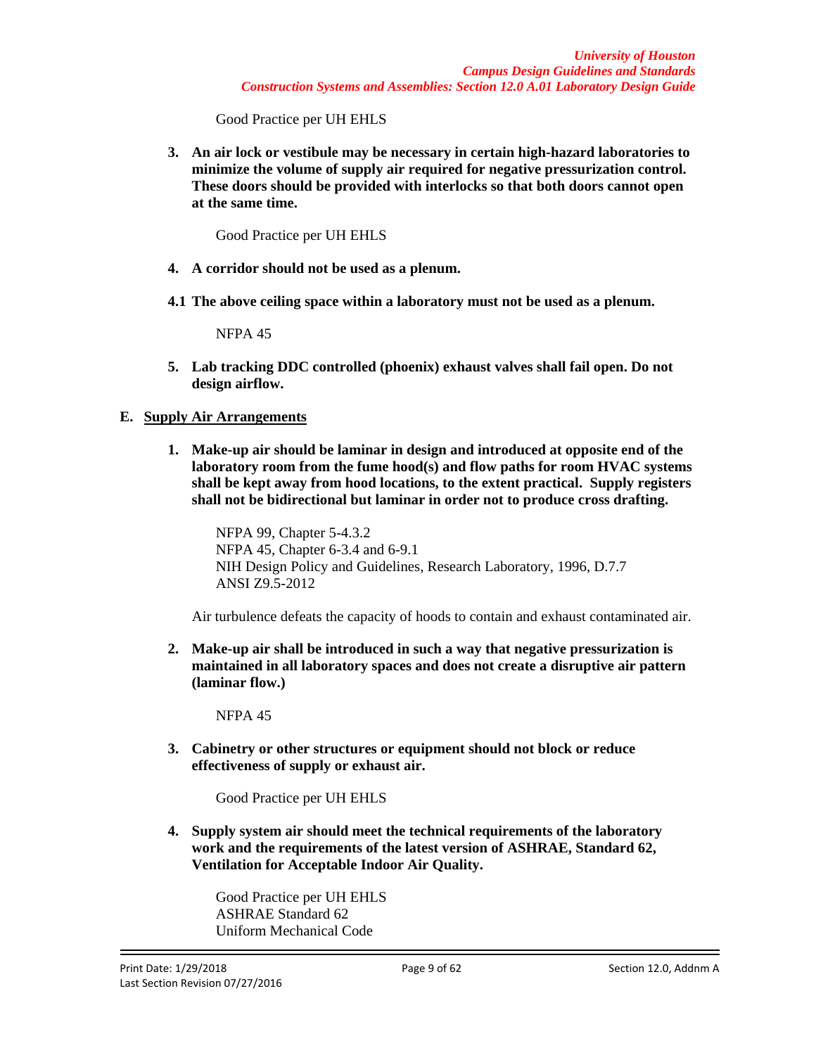Good Practice per UH EHLS

3. **An air lock or vestibule may be necessary in certain high-hazard laboratories to minimize the volume of supply air required for negative pressurization control. These doors should be provided with interlocks so that both doors cannot open at the same time.**

   Good Practice per UH EHLS

4. **A corridor should not be used as a plenum.**

**4.1 The above ceiling space within a laboratory must not be used as a plenum.**

   NFPA 45

5. **Lab tracking DDC controlled (phoenix) exhaust valves shall fail open. Do not design airflow.**

**E. <u>Supply Air Arrangements</u>**

1. **Make-up air should be laminar in design and introduced at opposite end of the laboratory room from the fume hood(s) and flow paths for room HVAC systems shall be kept away from hood locations, to the extent practical. Supply registers shall not be bidirectional but laminar in order not to produce cross drafting.**

   NFPA 99, Chapter 5-4.3.2
   NFPA 45, Chapter 6-3.4 and 6-9.1
   NIH Design Policy and Guidelines, Research Laboratory, 1996, D.7.7
   ANSI Z9.5-2012

   Air turbulence defeats the capacity of hoods to contain and exhaust contaminated air.

2. **Make-up air shall be introduced in such a way that negative pressurization is maintained in all laboratory spaces and does not create a disruptive air pattern (laminar flow.)**

   NFPA 45

3. **Cabinetry or other structures or equipment should not block or reduce effectiveness of supply or exhaust air.**

   Good Practice per UH EHLS

4. **Supply system air should meet the technical requirements of the laboratory work and the requirements of the latest version of ASHRAE, Standard 62, Ventilation for Acceptable Indoor Air Quality.**

   Good Practice per UH EHLS
   ASHRAE Standard 62
   Uniform Mechanical Code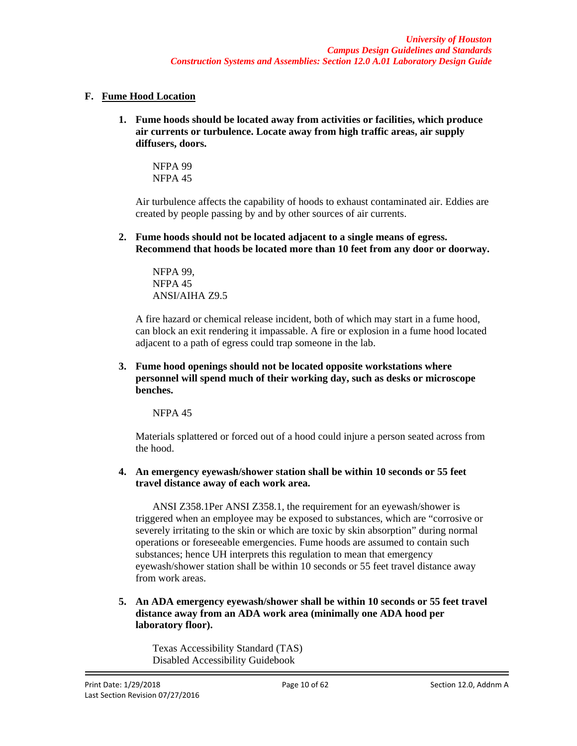### F. Fume Hood Location

1. **Fume hoods should be located away from activities or facilities, which produce air currents or turbulence. Locate away from high traffic areas, air supply diffusers, doors.**

    NFPA 99
    NFPA 45

    Air turbulence affects the capability of hoods to exhaust contaminated air. Eddies are created by people passing by and by other sources of air currents.

2. **Fume hoods should not be located adjacent to a single means of egress. Recommend that hoods be located more than 10 feet from any door or doorway.**

    NFPA 99,
    NFPA 45
    ANSI/AIHA Z9.5

    A fire hazard or chemical release incident, both of which may start in a fume hood, can block an exit rendering it impassable. A fire or explosion in a fume hood located adjacent to a path of egress could trap someone in the lab.

3. **Fume hood openings should not be located opposite workstations where personnel will spend much of their working day, such as desks or microscope benches.**

    NFPA 45

    Materials splattered or forced out of a hood could injure a person seated across from the hood.

4. **An emergency eyewash/shower station shall be within 10 seconds or 55 feet travel distance away of each work area.**

    ANSI Z358.1Per ANSI Z358.1, the requirement for an eyewash/shower is triggered when an employee may be exposed to substances, which are "corrosive or severely irritating to the skin or which are toxic by skin absorption" during normal operations or foreseeable emergencies. Fume hoods are assumed to contain such substances; hence UH interprets this regulation to mean that emergency eyewash/shower station shall be within 10 seconds or 55 feet travel distance away from work areas.

5. **An ADA emergency eyewash/shower shall be within 10 seconds or 55 feet travel distance away from an ADA work area (minimally one ADA hood per laboratory floor).**

    Texas Accessibility Standard (TAS)
    Disabled Accessibility Guidebook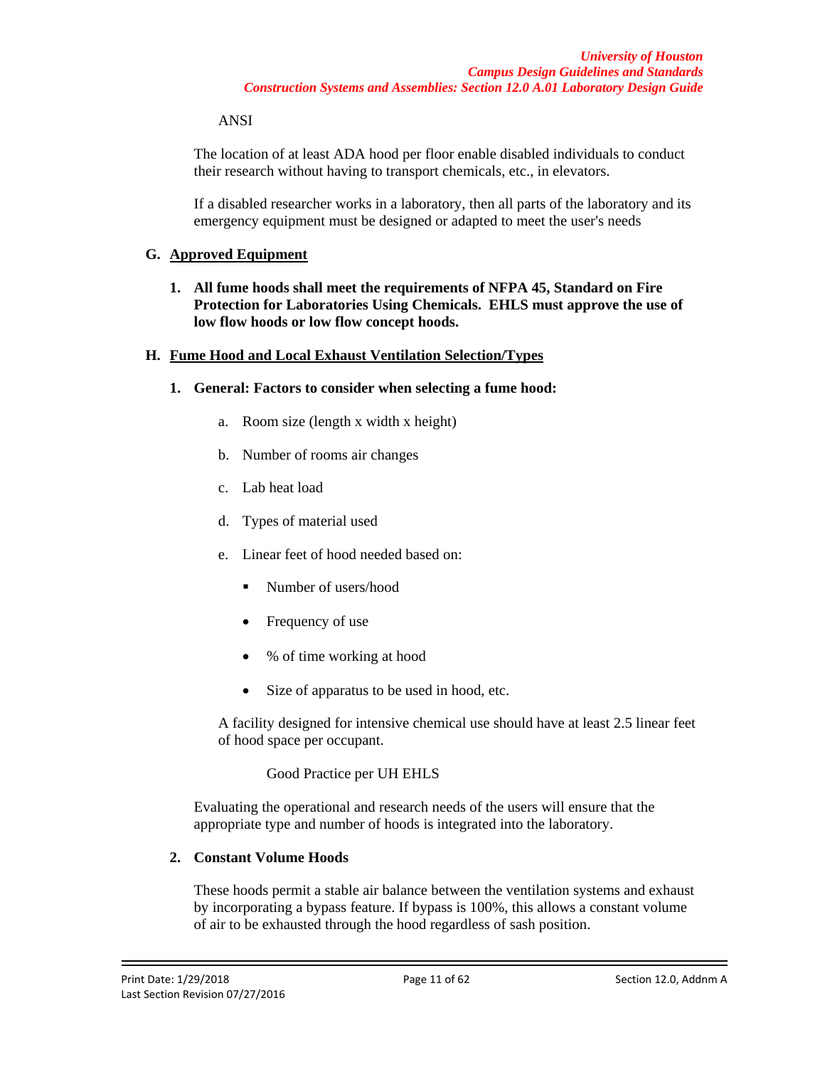ANSI

The location of at least ADA hood per floor enable disabled individuals to conduct their research without having to transport chemicals, etc., in elevators.

If a disabled researcher works in a laboratory, then all parts of the laboratory and its emergency equipment must be designed or adapted to meet the user's needs

## G. Approved Equipment

1. **All fume hoods shall meet the requirements of NFPA 45, Standard on Fire Protection for Laboratories Using Chemicals. EHLS must approve the use of low flow hoods or low flow concept hoods.**

## H. Fume Hood and Local Exhaust Ventilation Selection/Types

1. **General: Factors to consider when selecting a fume hood:**

   a. Room size (length x width x height)

   b. Number of rooms air changes

   c. Lab heat load

   d. Types of material used

   e. Linear feet of hood needed based on:

      - Number of users/hood
      - Frequency of use
      - % of time working at hood
      - Size of apparatus to be used in hood, etc.

   A facility designed for intensive chemical use should have at least 2.5 linear feet of hood space per occupant.

   Good Practice per UH EHLS

   Evaluating the operational and research needs of the users will ensure that the appropriate type and number of hoods is integrated into the laboratory.

2. **Constant Volume Hoods**

   These hoods permit a stable air balance between the ventilation systems and exhaust by incorporating a bypass feature. If bypass is 100%, this allows a constant volume of air to be exhausted through the hood regardless of sash position.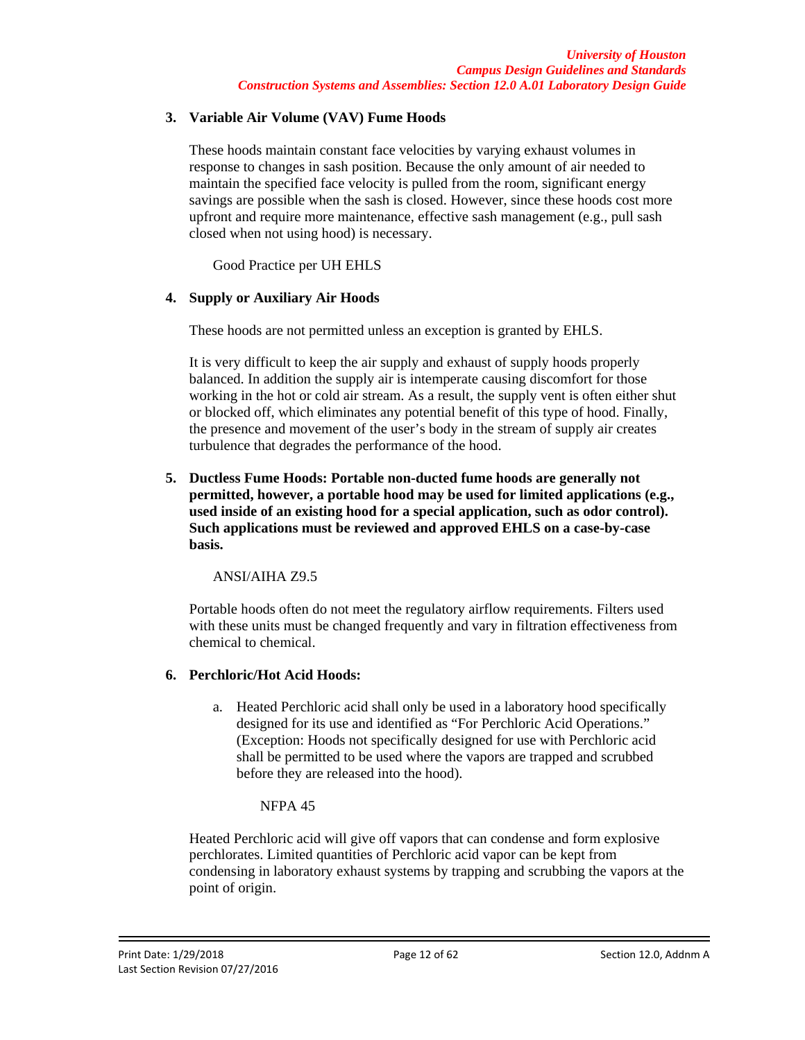### 3. Variable Air Volume (VAV) Fume Hoods

These hoods maintain constant face velocities by varying exhaust volumes in response to changes in sash position. Because the only amount of air needed to maintain the specified face velocity is pulled from the room, significant energy savings are possible when the sash is closed. However, since these hoods cost more upfront and require more maintenance, effective sash management (e.g., pull sash closed when not using hood) is necessary.

Good Practice per UH EHLS

### 4. Supply or Auxiliary Air Hoods

These hoods are not permitted unless an exception is granted by EHLS.

It is very difficult to keep the air supply and exhaust of supply hoods properly balanced. In addition the supply air is intemperate causing discomfort for those working in the hot or cold air stream. As a result, the supply vent is often either shut or blocked off, which eliminates any potential benefit of this type of hood. Finally, the presence and movement of the user's body in the stream of supply air creates turbulence that degrades the performance of the hood.

### 5. Ductless Fume Hoods: Portable non-ducted fume hoods are generally not permitted, however, a portable hood may be used for limited applications (e.g., used inside of an existing hood for a special application, such as odor control). Such applications must be reviewed and approved EHLS on a case-by-case basis.

ANSI/AIHA Z9.5

Portable hoods often do not meet the regulatory airflow requirements. Filters used with these units must be changed frequently and vary in filtration effectiveness from chemical to chemical.

### 6. Perchloric/Hot Acid Hoods:

a. Heated Perchloric acid shall only be used in a laboratory hood specifically designed for its use and identified as "For Perchloric Acid Operations." (Exception: Hoods not specifically designed for use with Perchloric acid shall be permitted to be used where the vapors are trapped and scrubbed before they are released into the hood).

NFPA 45

Heated Perchloric acid will give off vapors that can condense and form explosive perchlorates. Limited quantities of Perchloric acid vapor can be kept from condensing in laboratory exhaust systems by trapping and scrubbing the vapors at the point of origin.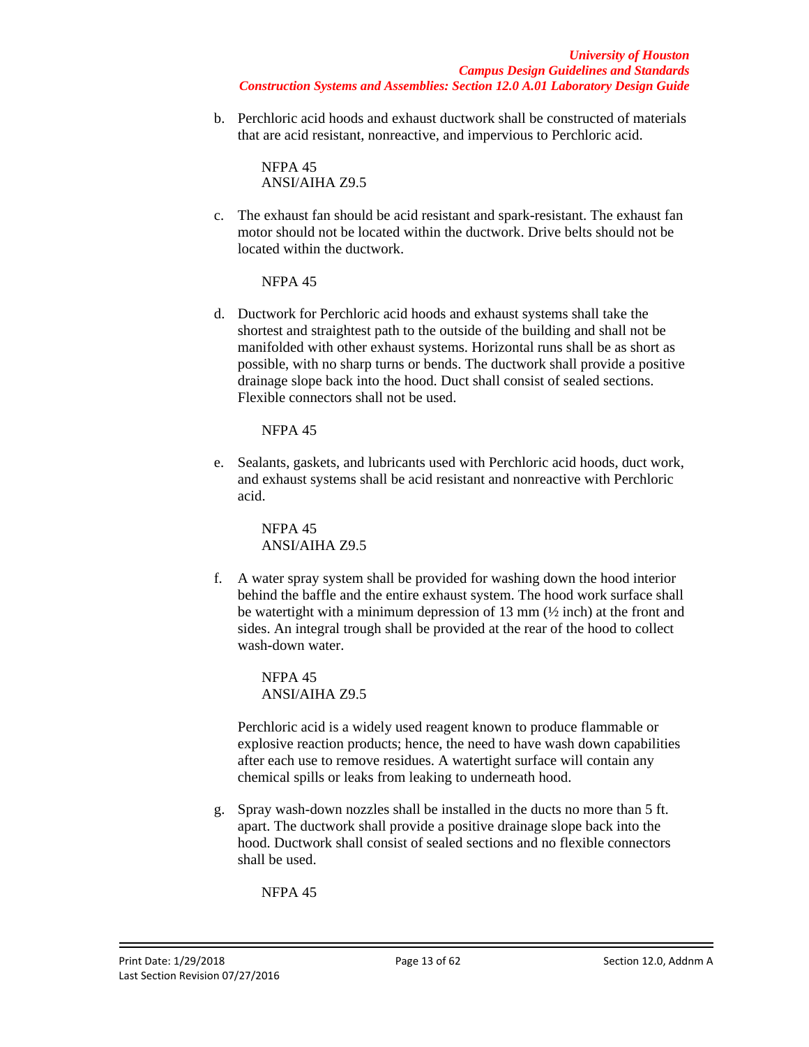b. Perchloric acid hoods and exhaust ductwork shall be constructed of materials that are acid resistant, nonreactive, and impervious to Perchloric acid.

    NFPA 45
    ANSI/AIHA Z9.5

c. The exhaust fan should be acid resistant and spark-resistant. The exhaust fan motor should not be located within the ductwork. Drive belts should not be located within the ductwork.

    NFPA 45

d. Ductwork for Perchloric acid hoods and exhaust systems shall take the shortest and straightest path to the outside of the building and shall not be manifolded with other exhaust systems. Horizontal runs shall be as short as possible, with no sharp turns or bends. The ductwork shall provide a positive drainage slope back into the hood. Duct shall consist of sealed sections. Flexible connectors shall not be used.

    NFPA 45

e. Sealants, gaskets, and lubricants used with Perchloric acid hoods, duct work, and exhaust systems shall be acid resistant and nonreactive with Perchloric acid.

    NFPA 45
    ANSI/AIHA Z9.5

f. A water spray system shall be provided for washing down the hood interior behind the baffle and the entire exhaust system. The hood work surface shall be watertight with a minimum depression of 13 mm (½ inch) at the front and sides. An integral trough shall be provided at the rear of the hood to collect wash-down water.

    NFPA 45
    ANSI/AIHA Z9.5

   Perchloric acid is a widely used reagent known to produce flammable or explosive reaction products; hence, the need to have wash down capabilities after each use to remove residues. A watertight surface will contain any chemical spills or leaks from leaking to underneath hood.

g. Spray wash-down nozzles shall be installed in the ducts no more than 5 ft. apart. The ductwork shall provide a positive drainage slope back into the hood. Ductwork shall consist of sealed sections and no flexible connectors shall be used.

    NFPA 45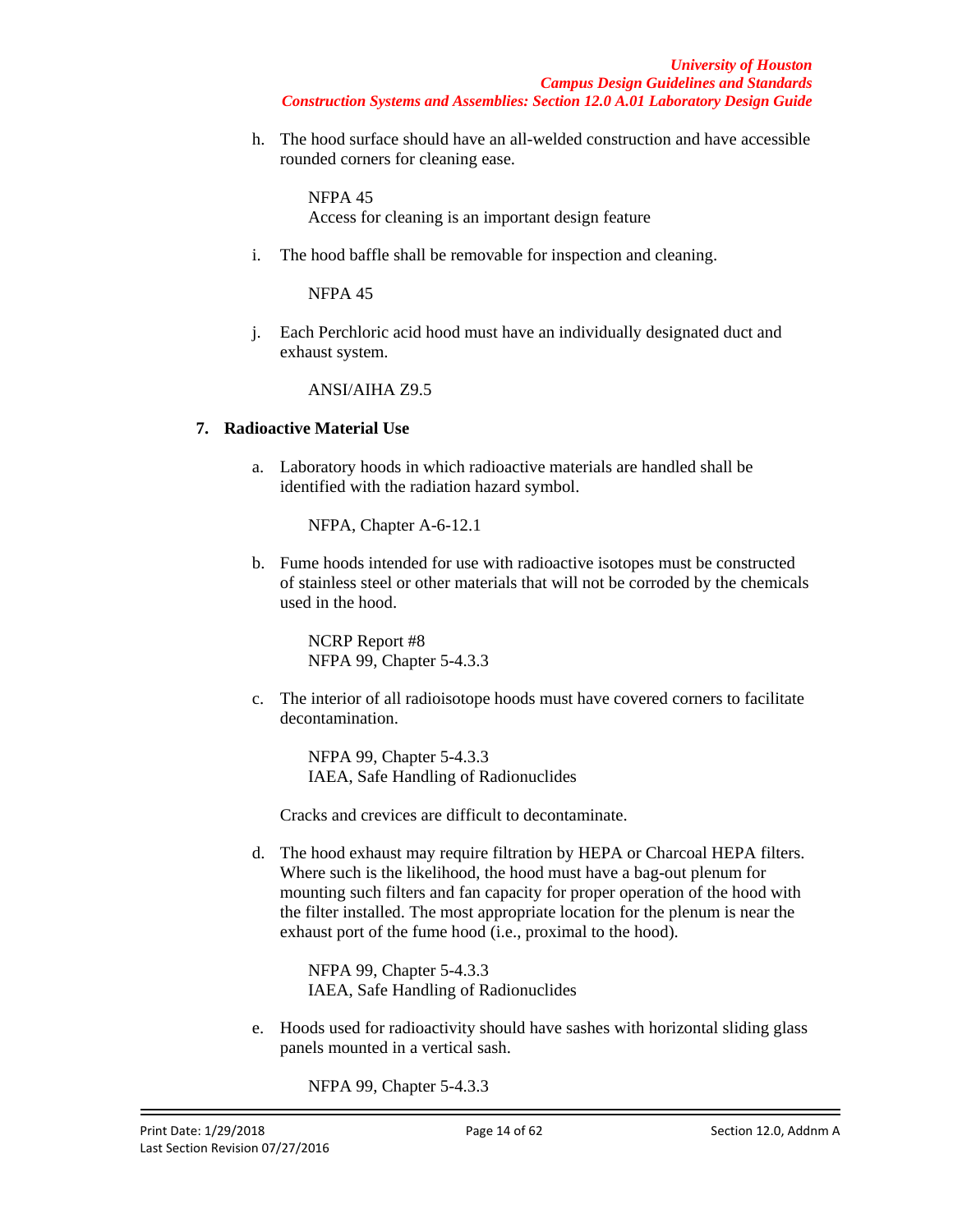h. The hood surface should have an all-welded construction and have accessible rounded corners for cleaning ease.

   NFPA 45
   Access for cleaning is an important design feature

i. The hood baffle shall be removable for inspection and cleaning.

   NFPA 45

j. Each Perchloric acid hood must have an individually designated duct and exhaust system.

   ANSI/AIHA Z9.5

### 7. Radioactive Material Use

a. Laboratory hoods in which radioactive materials are handled shall be identified with the radiation hazard symbol.

   NFPA, Chapter A-6-12.1

b. Fume hoods intended for use with radioactive isotopes must be constructed of stainless steel or other materials that will not be corroded by the chemicals used in the hood.

   NCRP Report #8
   NFPA 99, Chapter 5-4.3.3

c. The interior of all radioisotope hoods must have covered corners to facilitate decontamination.

   NFPA 99, Chapter 5-4.3.3
   IAEA, Safe Handling of Radionuclides

   Cracks and crevices are difficult to decontaminate.

d. The hood exhaust may require filtration by HEPA or Charcoal HEPA filters. Where such is the likelihood, the hood must have a bag-out plenum for mounting such filters and fan capacity for proper operation of the hood with the filter installed. The most appropriate location for the plenum is near the exhaust port of the fume hood (i.e., proximal to the hood).

   NFPA 99, Chapter 5-4.3.3
   IAEA, Safe Handling of Radionuclides

e. Hoods used for radioactivity should have sashes with horizontal sliding glass panels mounted in a vertical sash.

   NFPA 99, Chapter 5-4.3.3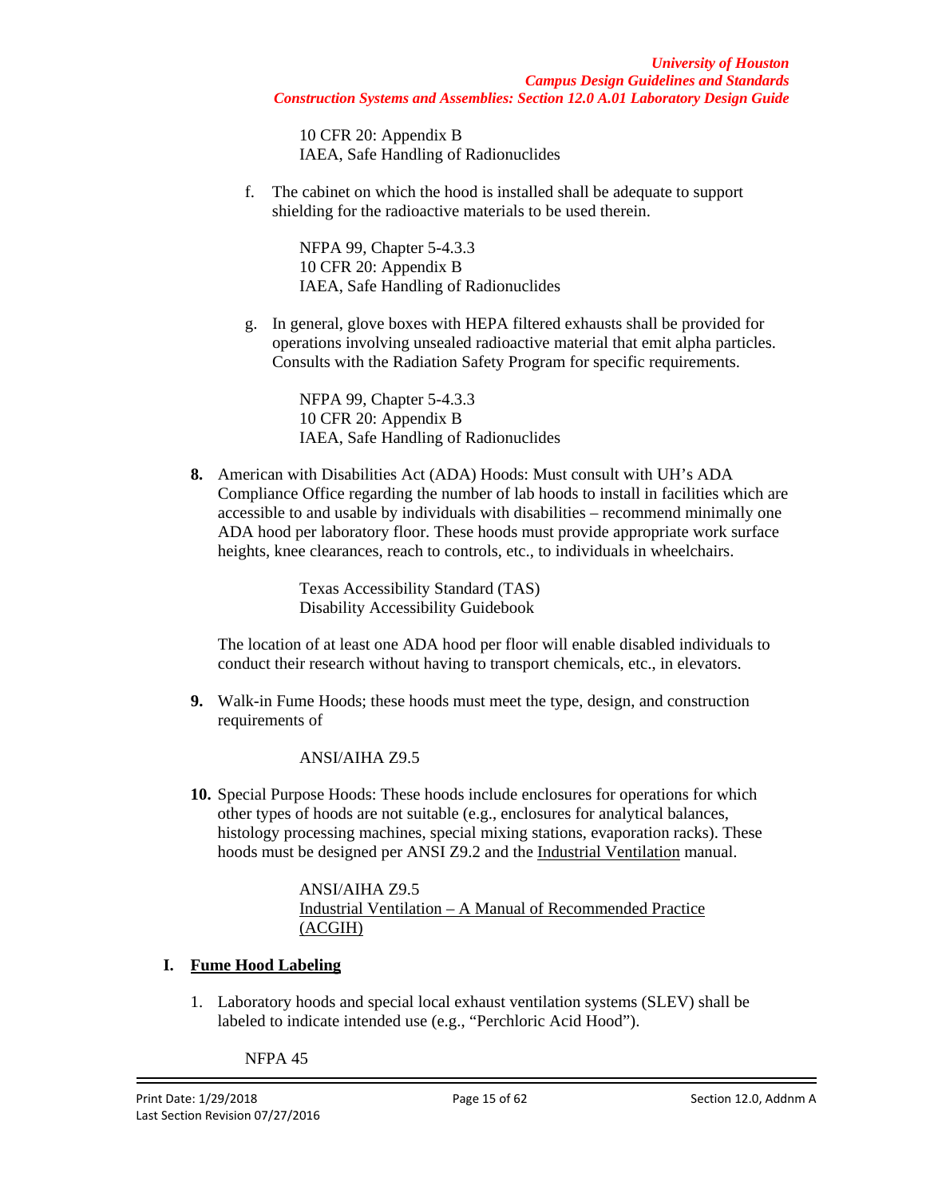10 CFR 20: Appendix B
IAEA, Safe Handling of Radionuclides

f. The cabinet on which the hood is installed shall be adequate to support shielding for the radioactive materials to be used therein.

    NFPA 99, Chapter 5-4.3.3
    10 CFR 20: Appendix B
    IAEA, Safe Handling of Radionuclides

g. In general, glove boxes with HEPA filtered exhausts shall be provided for operations involving unsealed radioactive material that emit alpha particles. Consults with the Radiation Safety Program for specific requirements.

    NFPA 99, Chapter 5-4.3.3
    10 CFR 20: Appendix B
    IAEA, Safe Handling of Radionuclides

**8.** American with Disabilities Act (ADA) Hoods: Must consult with UH's ADA Compliance Office regarding the number of lab hoods to install in facilities which are accessible to and usable by individuals with disabilities – recommend minimally one ADA hood per laboratory floor. These hoods must provide appropriate work surface heights, knee clearances, reach to controls, etc., to individuals in wheelchairs.

    Texas Accessibility Standard (TAS)
    Disability Accessibility Guidebook

The location of at least one ADA hood per floor will enable disabled individuals to conduct their research without having to transport chemicals, etc., in elevators.

**9.** Walk-in Fume Hoods; these hoods must meet the type, design, and construction requirements of

    ANSI/AIHA Z9.5

**10.** Special Purpose Hoods: These hoods include enclosures for operations for which other types of hoods are not suitable (e.g., enclosures for analytical balances, histology processing machines, special mixing stations, evaporation racks). These hoods must be designed per ANSI Z9.2 and the Industrial Ventilation manual.

    ANSI/AIHA Z9.5
    Industrial Ventilation – A Manual of Recommended Practice (ACGIH)

## I. Fume Hood Labeling

1. Laboratory hoods and special local exhaust ventilation systems (SLEV) shall be labeled to indicate intended use (e.g., "Perchloric Acid Hood").

    NFPA 45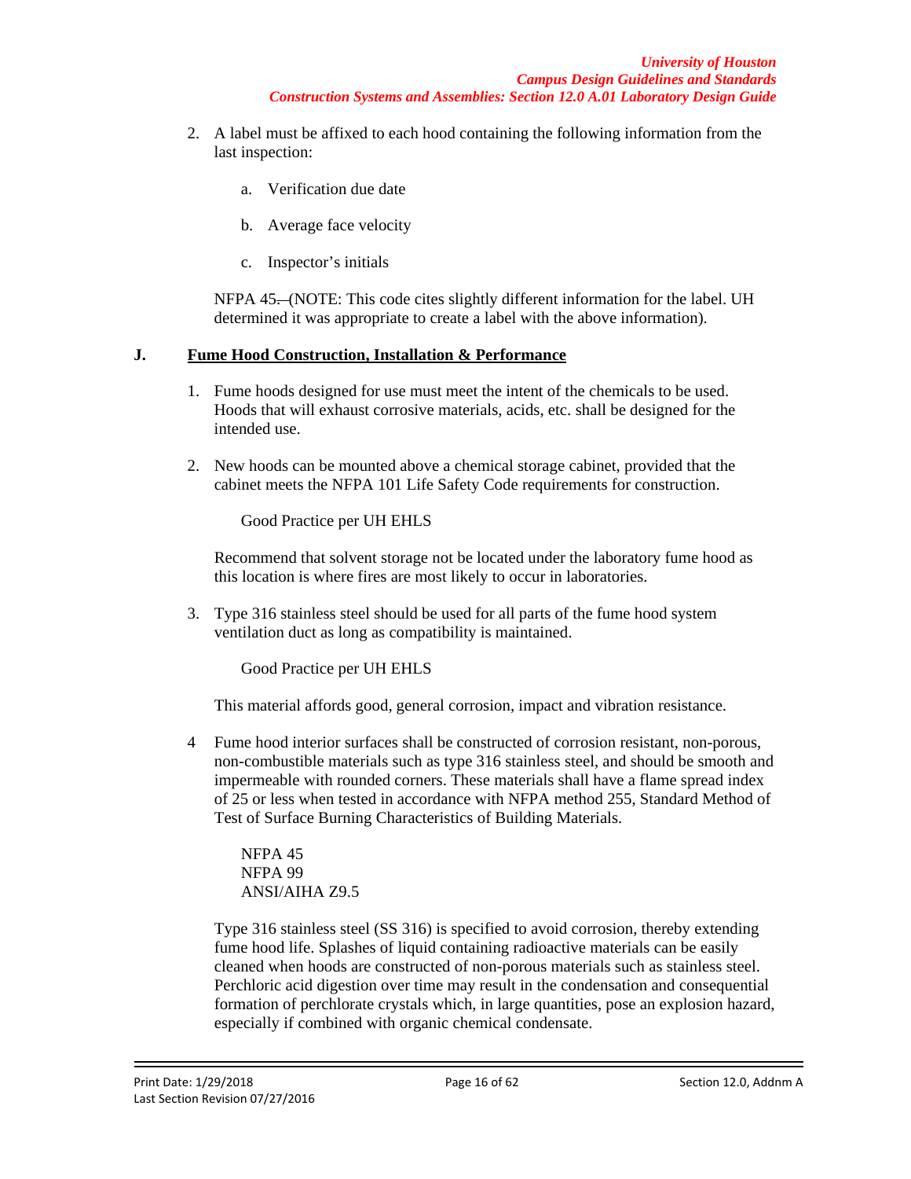2. A label must be affixed to each hood containing the following information from the last inspection:

    a. Verification due date

    b. Average face velocity

    c. Inspector's initials

    NFPA 45. (NOTE: This code cites slightly different information for the label. UH determined it was appropriate to create a label with the above information).

## J. Fume Hood Construction, Installation & Performance

1. Fume hoods designed for use must meet the intent of the chemicals to be used. Hoods that will exhaust corrosive materials, acids, etc. shall be designed for the intended use.

2. New hoods can be mounted above a chemical storage cabinet, provided that the cabinet meets the NFPA 101 Life Safety Code requirements for construction.

    Good Practice per UH EHLS

    Recommend that solvent storage not be located under the laboratory fume hood as this location is where fires are most likely to occur in laboratories.

3. Type 316 stainless steel should be used for all parts of the fume hood system ventilation duct as long as compatibility is maintained.

    Good Practice per UH EHLS

    This material affords good, general corrosion, impact and vibration resistance.

4. Fume hood interior surfaces shall be constructed of corrosion resistant, non-porous, non-combustible materials such as type 316 stainless steel, and should be smooth and impermeable with rounded corners. These materials shall have a flame spread index of 25 or less when tested in accordance with NFPA method 255, Standard Method of Test of Surface Burning Characteristics of Building Materials.

    NFPA 45
    NFPA 99
    ANSI/AIHA Z9.5

    Type 316 stainless steel (SS 316) is specified to avoid corrosion, thereby extending fume hood life. Splashes of liquid containing radioactive materials can be easily cleaned when hoods are constructed of non-porous materials such as stainless steel. Perchloric acid digestion over time may result in the condensation and consequential formation of perchlorate crystals which, in large quantities, pose an explosion hazard, especially if combined with organic chemical condensate.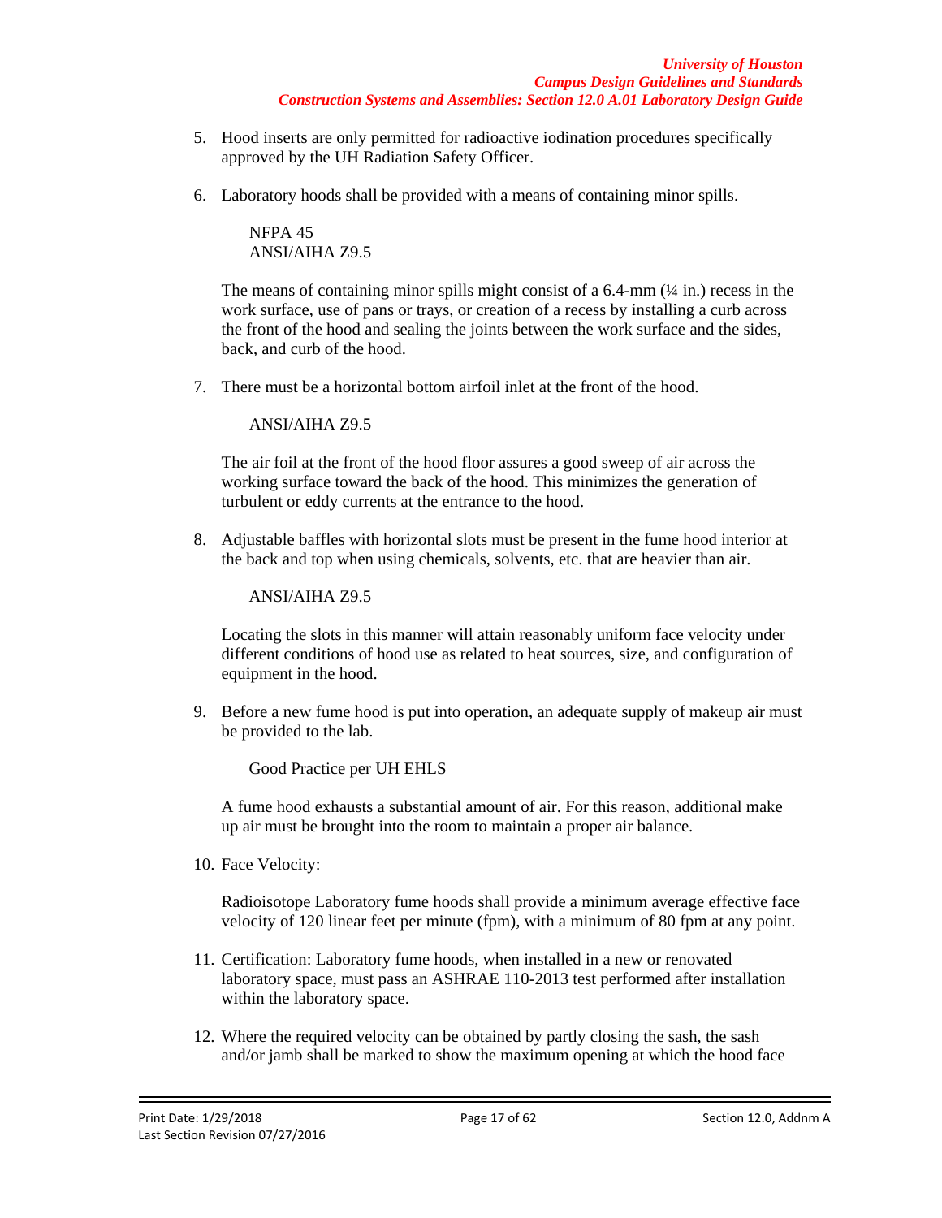5. Hood inserts are only permitted for radioactive iodination procedures specifically approved by the UH Radiation Safety Officer.

6. Laboratory hoods shall be provided with a means of containing minor spills.

   NFPA 45
   ANSI/AIHA Z9.5

   The means of containing minor spills might consist of a 6.4-mm (¼ in.) recess in the work surface, use of pans or trays, or creation of a recess by installing a curb across the front of the hood and sealing the joints between the work surface and the sides, back, and curb of the hood.

7. There must be a horizontal bottom airfoil inlet at the front of the hood.

   ANSI/AIHA Z9.5

   The air foil at the front of the hood floor assures a good sweep of air across the working surface toward the back of the hood. This minimizes the generation of turbulent or eddy currents at the entrance to the hood.

8. Adjustable baffles with horizontal slots must be present in the fume hood interior at the back and top when using chemicals, solvents, etc. that are heavier than air.

   ANSI/AIHA Z9.5

   Locating the slots in this manner will attain reasonably uniform face velocity under different conditions of hood use as related to heat sources, size, and configuration of equipment in the hood.

9. Before a new fume hood is put into operation, an adequate supply of makeup air must be provided to the lab.

   Good Practice per UH EHLS

   A fume hood exhausts a substantial amount of air. For this reason, additional make up air must be brought into the room to maintain a proper air balance.

10. Face Velocity:

    Radioisotope Laboratory fume hoods shall provide a minimum average effective face velocity of 120 linear feet per minute (fpm), with a minimum of 80 fpm at any point.

11. Certification: Laboratory fume hoods, when installed in a new or renovated laboratory space, must pass an ASHRAE 110-2013 test performed after installation within the laboratory space.

12. Where the required velocity can be obtained by partly closing the sash, the sash and/or jamb shall be marked to show the maximum opening at which the hood face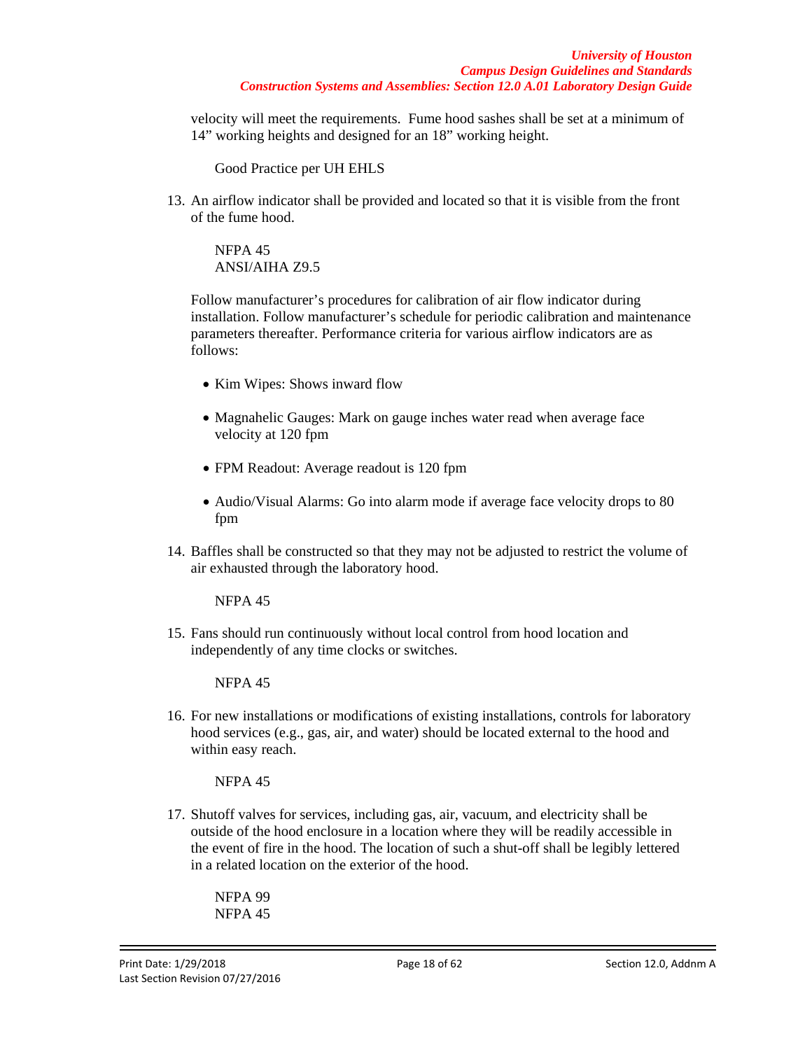velocity will meet the requirements. Fume hood sashes shall be set at a minimum of 14" working heights and designed for an 18" working height.

Good Practice per UH EHLS

13. An airflow indicator shall be provided and located so that it is visible from the front of the fume hood.

    NFPA 45
    ANSI/AIHA Z9.5

    Follow manufacturer's procedures for calibration of air flow indicator during installation. Follow manufacturer's schedule for periodic calibration and maintenance parameters thereafter. Performance criteria for various airflow indicators are as follows:

    - Kim Wipes: Shows inward flow
    - Magnahelic Gauges: Mark on gauge inches water read when average face velocity at 120 fpm
    - FPM Readout: Average readout is 120 fpm
    - Audio/Visual Alarms: Go into alarm mode if average face velocity drops to 80 fpm

14. Baffles shall be constructed so that they may not be adjusted to restrict the volume of air exhausted through the laboratory hood.

    NFPA 45

15. Fans should run continuously without local control from hood location and independently of any time clocks or switches.

    NFPA 45

16. For new installations or modifications of existing installations, controls for laboratory hood services (e.g., gas, air, and water) should be located external to the hood and within easy reach.

    NFPA 45

17. Shutoff valves for services, including gas, air, vacuum, and electricity shall be outside of the hood enclosure in a location where they will be readily accessible in the event of fire in the hood. The location of such a shut-off shall be legibly lettered in a related location on the exterior of the hood.

    NFPA 99
    NFPA 45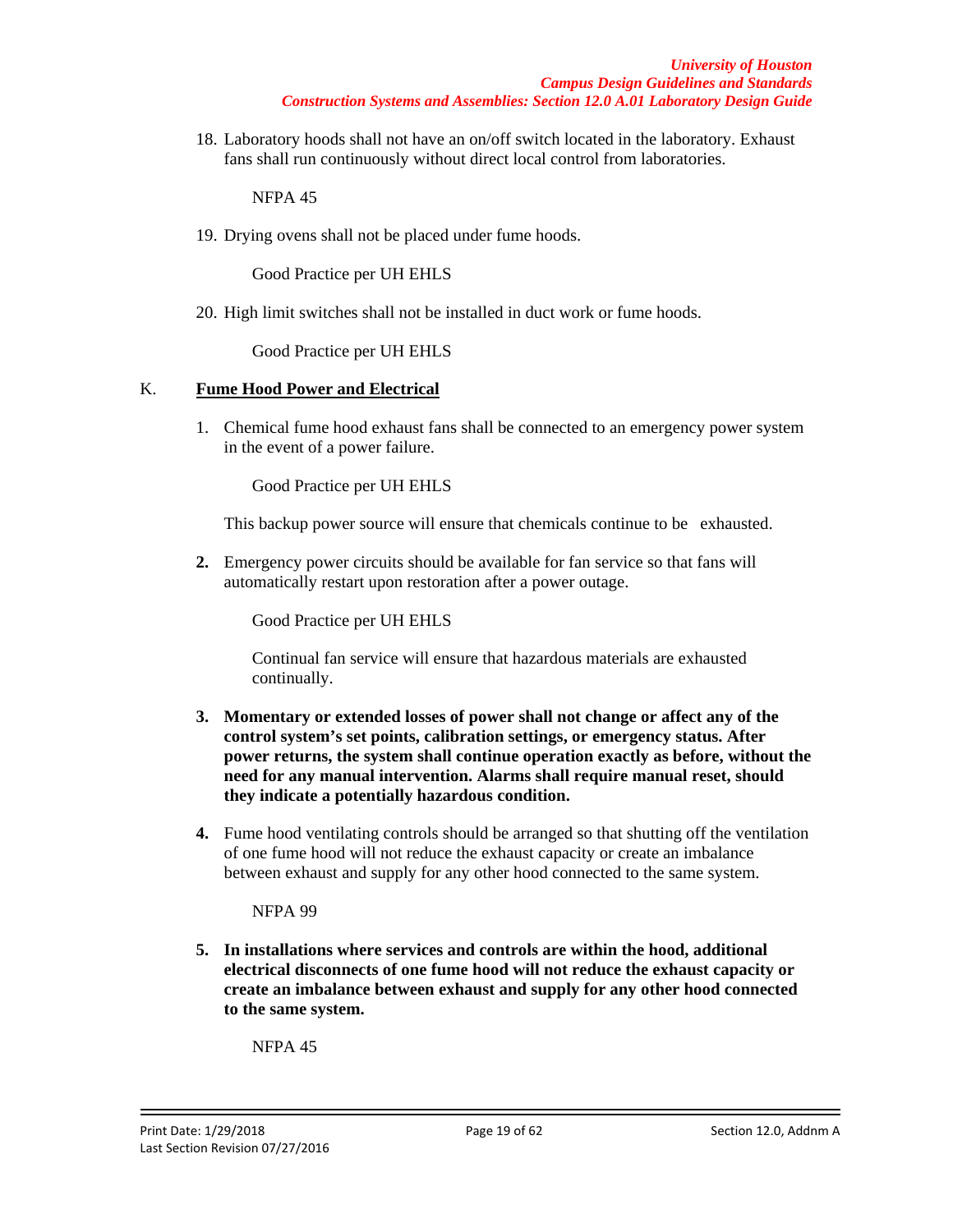18. Laboratory hoods shall not have an on/off switch located in the laboratory. Exhaust fans shall run continuously without direct local control from laboratories.

    NFPA 45

19. Drying ovens shall not be placed under fume hoods.

    Good Practice per UH EHLS

20. High limit switches shall not be installed in duct work or fume hoods.

    Good Practice per UH EHLS

K. **Fume Hood Power and Electrical**

1. Chemical fume hood exhaust fans shall be connected to an emergency power system in the event of a power failure.

   Good Practice per UH EHLS

   This backup power source will ensure that chemicals continue to be exhausted.

2. Emergency power circuits should be available for fan service so that fans will automatically restart upon restoration after a power outage.

   Good Practice per UH EHLS

   Continual fan service will ensure that hazardous materials are exhausted continually.

3. **Momentary or extended losses of power shall not change or affect any of the control system's set points, calibration settings, or emergency status. After power returns, the system shall continue operation exactly as before, without the need for any manual intervention. Alarms shall require manual reset, should they indicate a potentially hazardous condition.**

4. Fume hood ventilating controls should be arranged so that shutting off the ventilation of one fume hood will not reduce the exhaust capacity or create an imbalance between exhaust and supply for any other hood connected to the same system.

   NFPA 99

5. **In installations where services and controls are within the hood, additional electrical disconnects of one fume hood will not reduce the exhaust capacity or create an imbalance between exhaust and supply for any other hood connected to the same system.**

   NFPA 45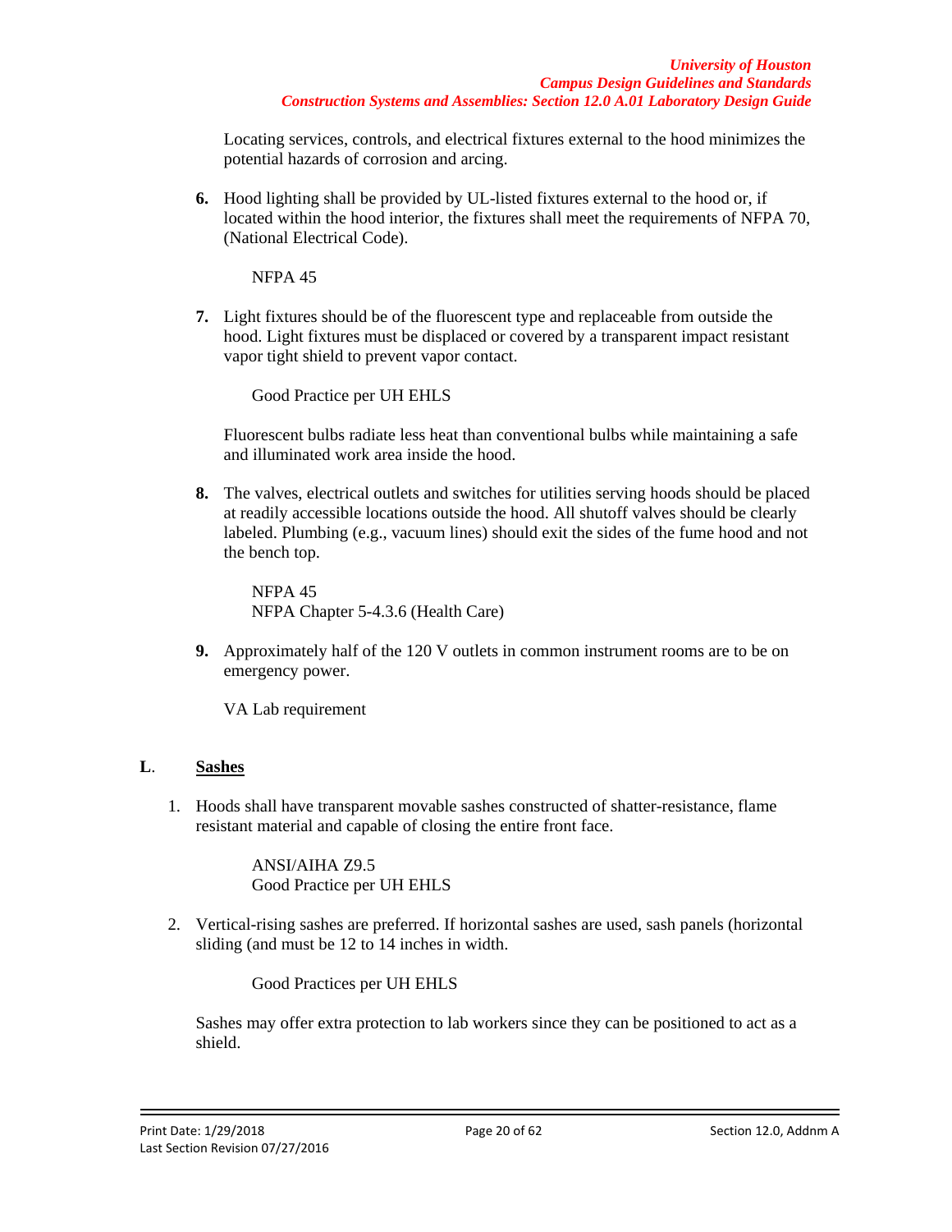Locating services, controls, and electrical fixtures external to the hood minimizes the potential hazards of corrosion and arcing.

**6.** Hood lighting shall be provided by UL-listed fixtures external to the hood or, if located within the hood interior, the fixtures shall meet the requirements of NFPA 70, (National Electrical Code).

NFPA 45

**7.** Light fixtures should be of the fluorescent type and replaceable from outside the hood. Light fixtures must be displaced or covered by a transparent impact resistant vapor tight shield to prevent vapor contact.

Good Practice per UH EHLS

Fluorescent bulbs radiate less heat than conventional bulbs while maintaining a safe and illuminated work area inside the hood.

**8.** The valves, electrical outlets and switches for utilities serving hoods should be placed at readily accessible locations outside the hood. All shutoff valves should be clearly labeled. Plumbing (e.g., vacuum lines) should exit the sides of the fume hood and not the bench top.

NFPA 45
NFPA Chapter 5-4.3.6 (Health Care)

**9.** Approximately half of the 120 V outlets in common instrument rooms are to be on emergency power.

VA Lab requirement

## **L**. <u>Sashes</u>

1. Hoods shall have transparent movable sashes constructed of shatter-resistance, flame resistant material and capable of closing the entire front face.

   ANSI/AIHA Z9.5
   Good Practice per UH EHLS

2. Vertical-rising sashes are preferred. If horizontal sashes are used, sash panels (horizontal sliding (and must be 12 to 14 inches in width.

   Good Practices per UH EHLS

Sashes may offer extra protection to lab workers since they can be positioned to act as a shield.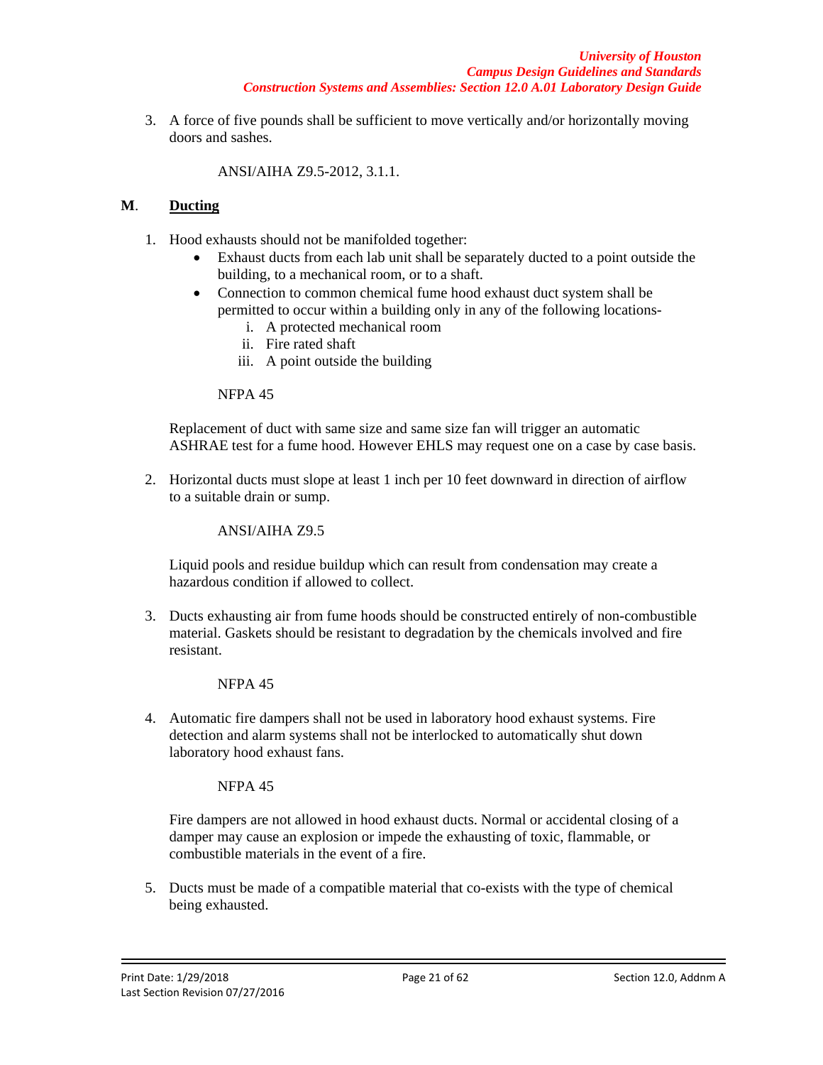3. A force of five pounds shall be sufficient to move vertically and/or horizontally moving doors and sashes.

   ANSI/AIHA Z9.5-2012, 3.1.1.

## M. Ducting

1. Hood exhausts should not be manifolded together:
   - Exhaust ducts from each lab unit shall be separately ducted to a point outside the building, to a mechanical room, or to a shaft.
   - Connection to common chemical fume hood exhaust duct system shall be permitted to occur within a building only in any of the following locations-
     i. A protected mechanical room
     ii. Fire rated shaft
     iii. A point outside the building

   NFPA 45

   Replacement of duct with same size and same size fan will trigger an automatic ASHRAE test for a fume hood. However EHLS may request one on a case by case basis.

2. Horizontal ducts must slope at least 1 inch per 10 feet downward in direction of airflow to a suitable drain or sump.

   ANSI/AIHA Z9.5

   Liquid pools and residue buildup which can result from condensation may create a hazardous condition if allowed to collect.

3. Ducts exhausting air from fume hoods should be constructed entirely of non-combustible material. Gaskets should be resistant to degradation by the chemicals involved and fire resistant.

   NFPA 45

4. Automatic fire dampers shall not be used in laboratory hood exhaust systems. Fire detection and alarm systems shall not be interlocked to automatically shut down laboratory hood exhaust fans.

   NFPA 45

   Fire dampers are not allowed in hood exhaust ducts. Normal or accidental closing of a damper may cause an explosion or impede the exhausting of toxic, flammable, or combustible materials in the event of a fire.

5. Ducts must be made of a compatible material that co-exists with the type of chemical being exhausted.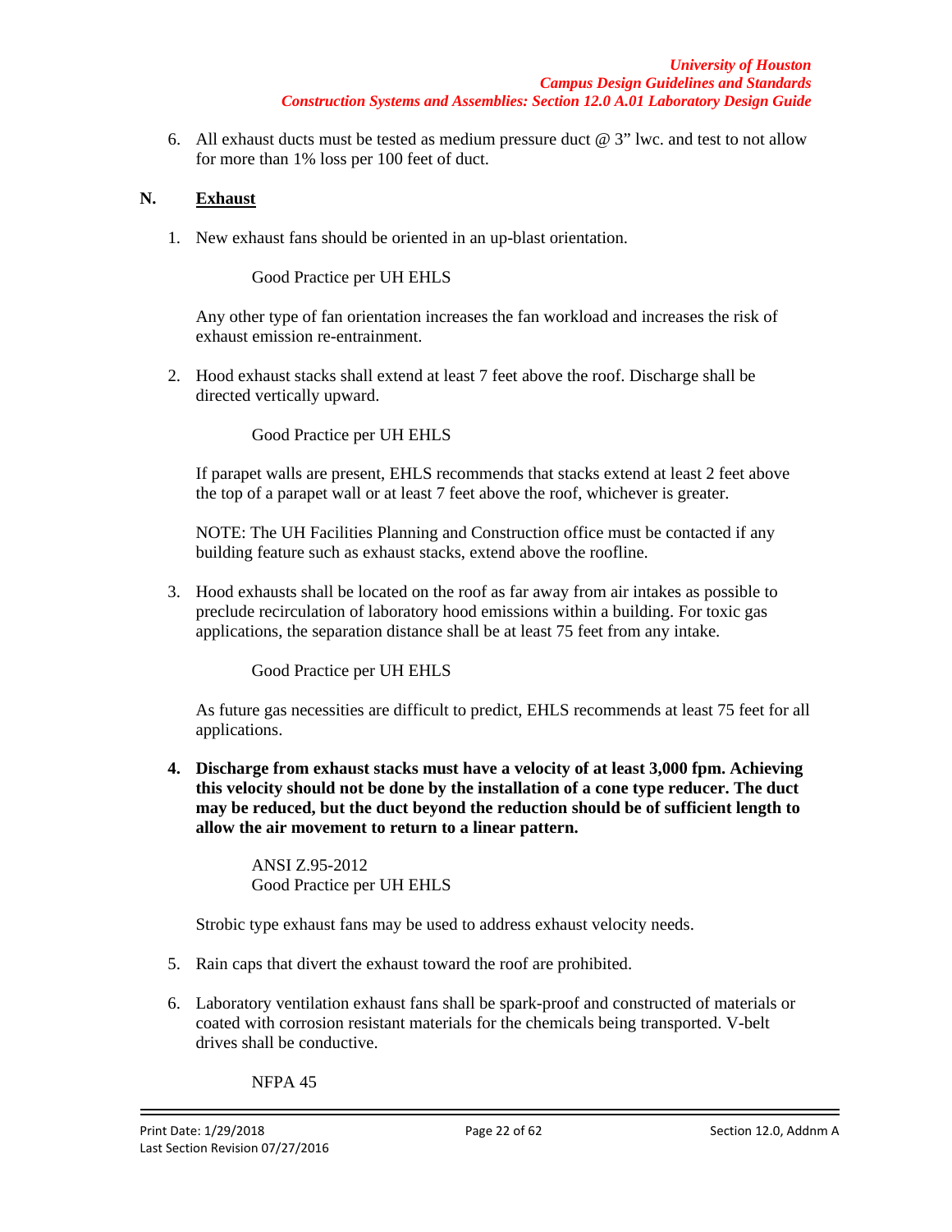6. All exhaust ducts must be tested as medium pressure duct @ 3" lwc. and test to not allow for more than 1% loss per 100 feet of duct.

## N. Exhaust

1. New exhaust fans should be oriented in an up-blast orientation.

   Good Practice per UH EHLS

   Any other type of fan orientation increases the fan workload and increases the risk of exhaust emission re-entrainment.

2. Hood exhaust stacks shall extend at least 7 feet above the roof. Discharge shall be directed vertically upward.

   Good Practice per UH EHLS

   If parapet walls are present, EHLS recommends that stacks extend at least 2 feet above the top of a parapet wall or at least 7 feet above the roof, whichever is greater.

   NOTE: The UH Facilities Planning and Construction office must be contacted if any building feature such as exhaust stacks, extend above the roofline.

3. Hood exhausts shall be located on the roof as far away from air intakes as possible to preclude recirculation of laboratory hood emissions within a building. For toxic gas applications, the separation distance shall be at least 75 feet from any intake.

   Good Practice per UH EHLS

   As future gas necessities are difficult to predict, EHLS recommends at least 75 feet for all applications.

4. **Discharge from exhaust stacks must have a velocity of at least 3,000 fpm. Achieving this velocity should not be done by the installation of a cone type reducer. The duct may be reduced, but the duct beyond the reduction should be of sufficient length to allow the air movement to return to a linear pattern.**

   ANSI Z.95-2012
   Good Practice per UH EHLS

   Strobic type exhaust fans may be used to address exhaust velocity needs.

5. Rain caps that divert the exhaust toward the roof are prohibited.

6. Laboratory ventilation exhaust fans shall be spark-proof and constructed of materials or coated with corrosion resistant materials for the chemicals being transported. V-belt drives shall be conductive.

   NFPA 45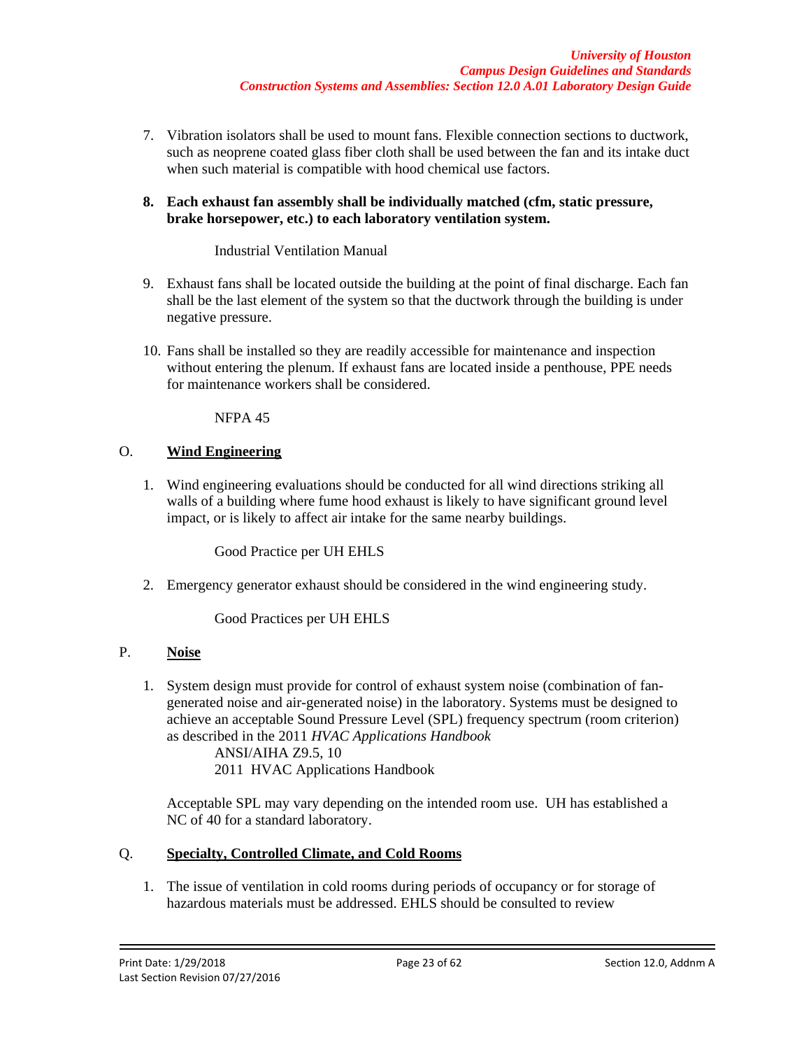7. Vibration isolators shall be used to mount fans. Flexible connection sections to ductwork, such as neoprene coated glass fiber cloth shall be used between the fan and its intake duct when such material is compatible with hood chemical use factors.

8. **Each exhaust fan assembly shall be individually matched (cfm, static pressure, brake horsepower, etc.) to each laboratory ventilation system.**

   Industrial Ventilation Manual

9. Exhaust fans shall be located outside the building at the point of final discharge. Each fan shall be the last element of the system so that the ductwork through the building is under negative pressure.

10. Fans shall be installed so they are readily accessible for maintenance and inspection without entering the plenum. If exhaust fans are located inside a penthouse, PPE needs for maintenance workers shall be considered.

    NFPA 45

## O. Wind Engineering

1. Wind engineering evaluations should be conducted for all wind directions striking all walls of a building where fume hood exhaust is likely to have significant ground level impact, or is likely to affect air intake for the same nearby buildings.

   Good Practice per UH EHLS

2. Emergency generator exhaust should be considered in the wind engineering study.

   Good Practices per UH EHLS

## P. Noise

1. System design must provide for control of exhaust system noise (combination of fan-generated noise and air-generated noise) in the laboratory. Systems must be designed to achieve an acceptable Sound Pressure Level (SPL) frequency spectrum (room criterion) as described in the 2011 *HVAC Applications Handbook*

   ANSI/AIHA Z9.5, 10
   2011 HVAC Applications Handbook

   Acceptable SPL may vary depending on the intended room use. UH has established a NC of 40 for a standard laboratory.

## Q. Specialty, Controlled Climate, and Cold Rooms

1. The issue of ventilation in cold rooms during periods of occupancy or for storage of hazardous materials must be addressed. EHLS should be consulted to review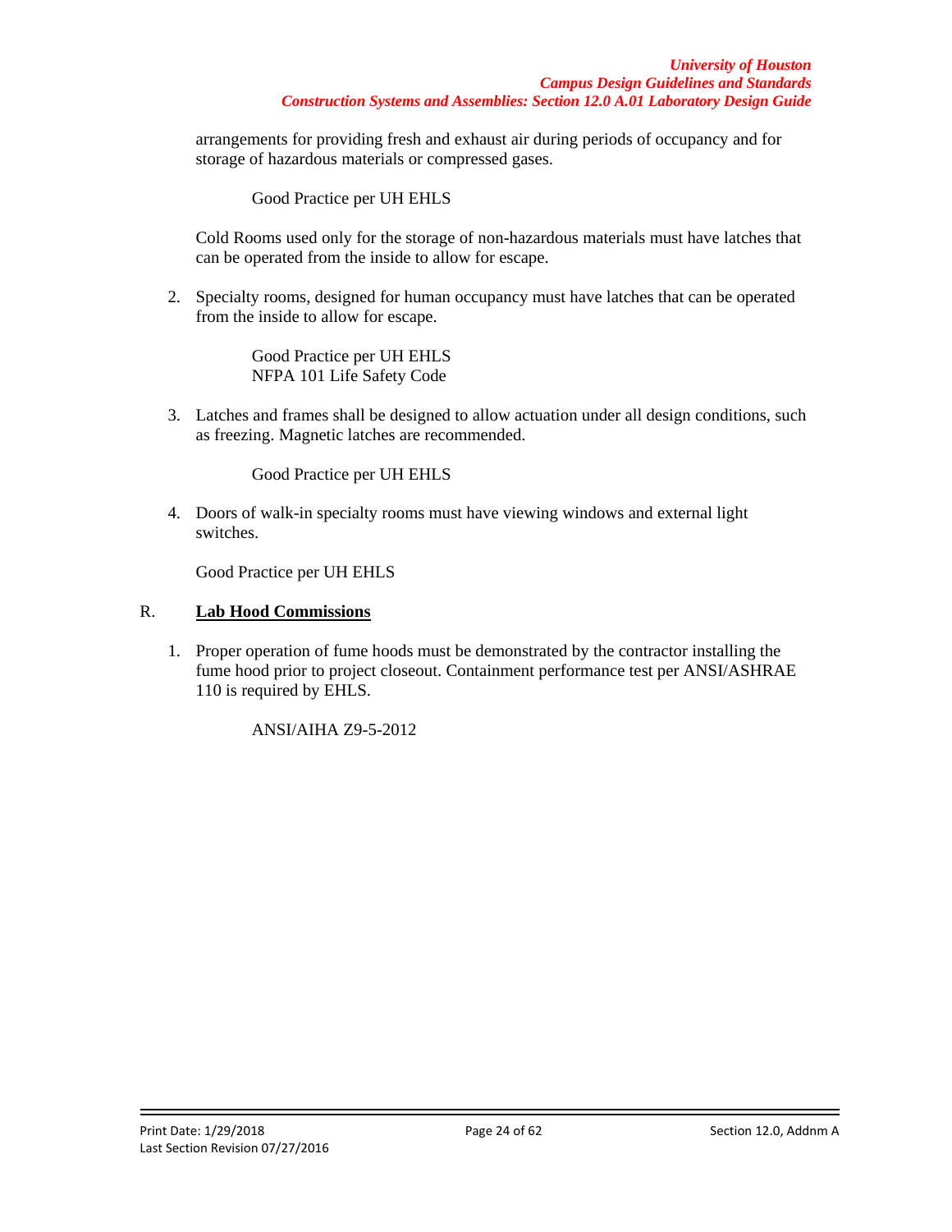arrangements for providing fresh and exhaust air during periods of occupancy and for storage of hazardous materials or compressed gases.

Good Practice per UH EHLS

Cold Rooms used only for the storage of non-hazardous materials must have latches that can be operated from the inside to allow for escape.

2. Specialty rooms, designed for human occupancy must have latches that can be operated from the inside to allow for escape.

   Good Practice per UH EHLS
   NFPA 101 Life Safety Code

3. Latches and frames shall be designed to allow actuation under all design conditions, such as freezing. Magnetic latches are recommended.

   Good Practice per UH EHLS

4. Doors of walk-in specialty rooms must have viewing windows and external light switches.

   Good Practice per UH EHLS

## R. **Lab Hood Commissions**

1. Proper operation of fume hoods must be demonstrated by the contractor installing the fume hood prior to project closeout. Containment performance test per ANSI/ASHRAE 110 is required by EHLS.

   ANSI/AIHA Z9-5-2012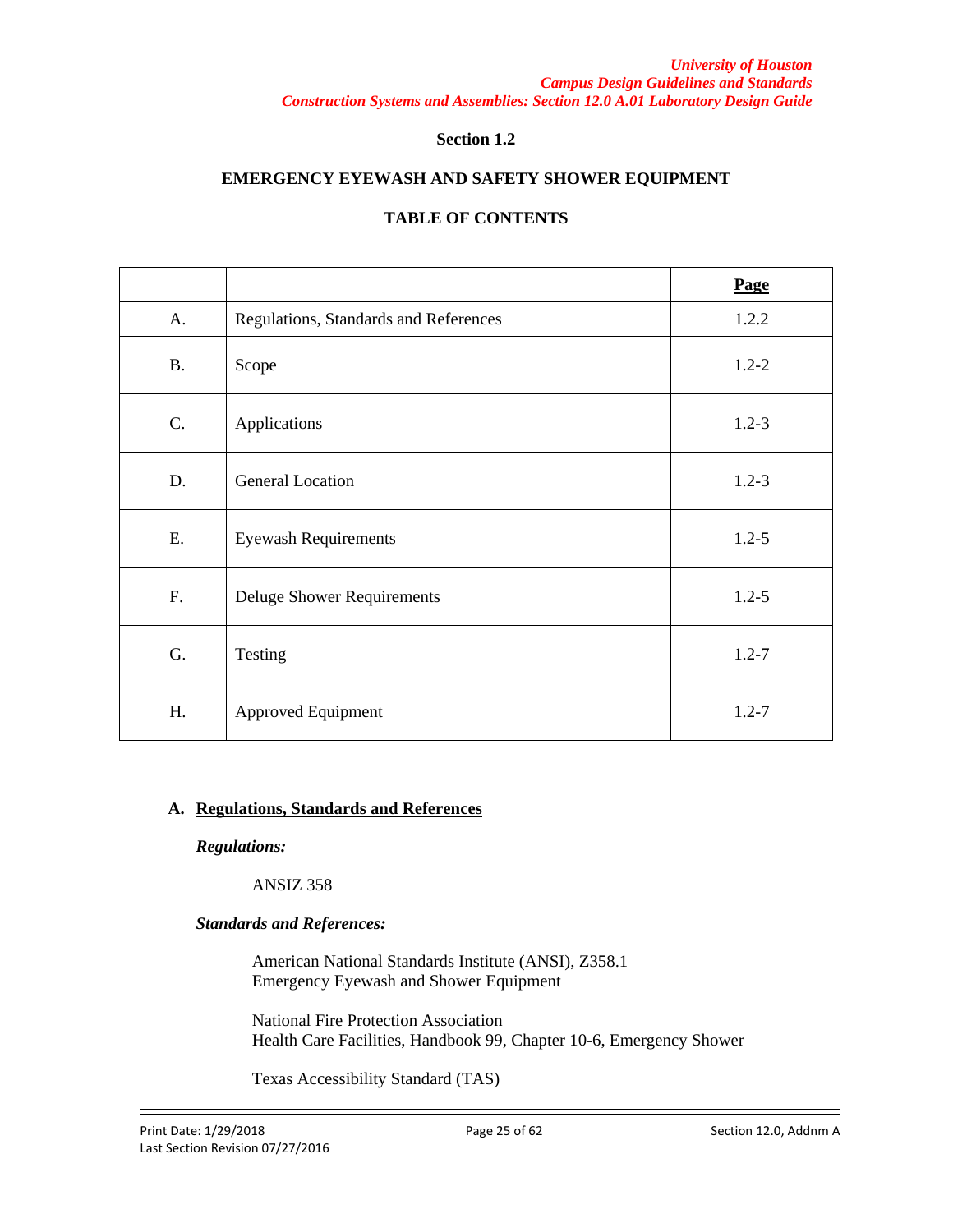## Section 1.2

## EMERGENCY EYEWASH AND SAFETY SHOWER EQUIPMENT

### TABLE OF CONTENTS

| | | **Page** |
|---|---|---|
| A. | Regulations, Standards and References | 1.2.2 |
| B. | Scope | 1.2-2 |
| C. | Applications | 1.2-3 |
| D. | General Location | 1.2-3 |
| E. | Eyewash Requirements | 1.2-5 |
| F. | Deluge Shower Requirements | 1.2-5 |
| G. | Testing | 1.2-7 |
| H. | Approved Equipment | 1.2-7 |

### A. Regulations, Standards and References

***Regulations:***

ANSIZ 358

***Standards and References:***

American National Standards Institute (ANSI), Z358.1
Emergency Eyewash and Shower Equipment

National Fire Protection Association
Health Care Facilities, Handbook 99, Chapter 10-6, Emergency Shower

Texas Accessibility Standard (TAS)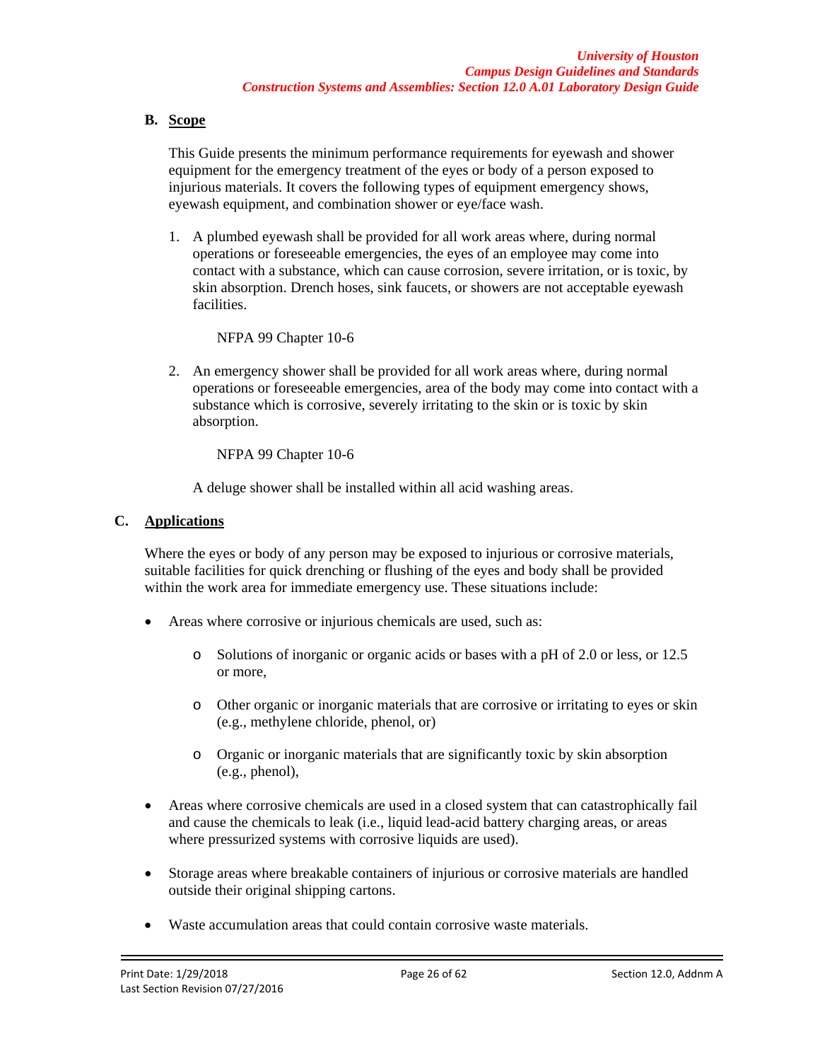## B. Scope

This Guide presents the minimum performance requirements for eyewash and shower equipment for the emergency treatment of the eyes or body of a person exposed to injurious materials. It covers the following types of equipment emergency shows, eyewash equipment, and combination shower or eye/face wash.

1. A plumbed eyewash shall be provided for all work areas where, during normal operations or foreseeable emergencies, the eyes of an employee may come into contact with a substance, which can cause corrosion, severe irritation, or is toxic, by skin absorption. Drench hoses, sink faucets, or showers are not acceptable eyewash facilities.

   NFPA 99 Chapter 10-6

2. An emergency shower shall be provided for all work areas where, during normal operations or foreseeable emergencies, area of the body may come into contact with a substance which is corrosive, severely irritating to the skin or is toxic by skin absorption.

   NFPA 99 Chapter 10-6

   A deluge shower shall be installed within all acid washing areas.

## C. Applications

Where the eyes or body of any person may be exposed to injurious or corrosive materials, suitable facilities for quick drenching or flushing of the eyes and body shall be provided within the work area for immediate emergency use. These situations include:

- Areas where corrosive or injurious chemicals are used, such as:
  - Solutions of inorganic or organic acids or bases with a pH of 2.0 or less, or 12.5 or more,
  - Other organic or inorganic materials that are corrosive or irritating to eyes or skin (e.g., methylene chloride, phenol, or)
  - Organic or inorganic materials that are significantly toxic by skin absorption (e.g., phenol),
- Areas where corrosive chemicals are used in a closed system that can catastrophically fail and cause the chemicals to leak (i.e., liquid lead-acid battery charging areas, or areas where pressurized systems with corrosive liquids are used).
- Storage areas where breakable containers of injurious or corrosive materials are handled outside their original shipping cartons.
- Waste accumulation areas that could contain corrosive waste materials.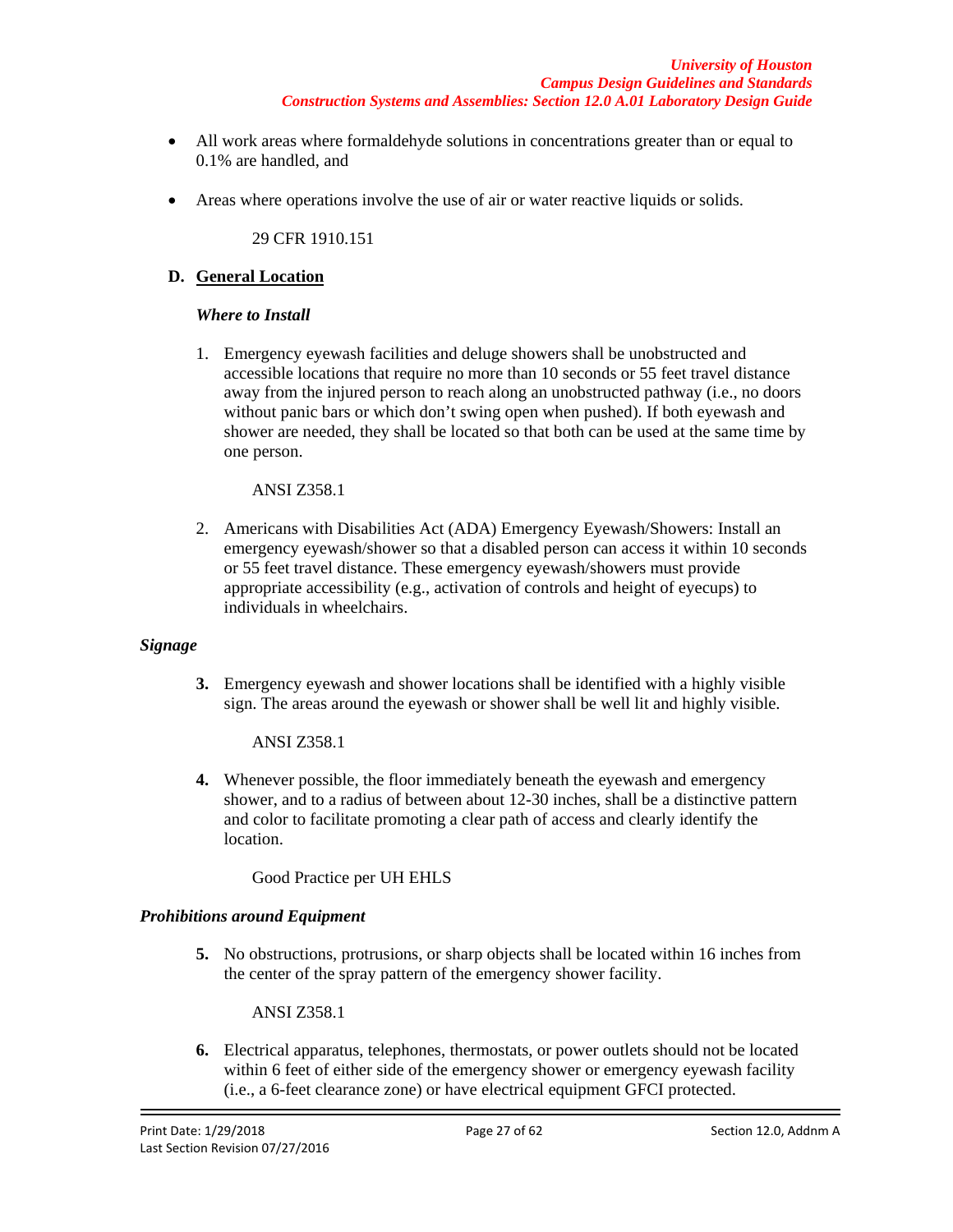- All work areas where formaldehyde solutions in concentrations greater than or equal to 0.1% are handled, and
- Areas where operations involve the use of air or water reactive liquids or solids.

  29 CFR 1910.151

### D. General Location

***Where to Install***

1. Emergency eyewash facilities and deluge showers shall be unobstructed and accessible locations that require no more than 10 seconds or 55 feet travel distance away from the injured person to reach along an unobstructed pathway (i.e., no doors without panic bars or which don't swing open when pushed). If both eyewash and shower are needed, they shall be located so that both can be used at the same time by one person.

   ANSI Z358.1

2. Americans with Disabilities Act (ADA) Emergency Eyewash/Showers: Install an emergency eyewash/shower so that a disabled person can access it within 10 seconds or 55 feet travel distance. These emergency eyewash/showers must provide appropriate accessibility (e.g., activation of controls and height of eyecups) to individuals in wheelchairs.

***Signage***

3. Emergency eyewash and shower locations shall be identified with a highly visible sign. The areas around the eyewash or shower shall be well lit and highly visible.

   ANSI Z358.1

4. Whenever possible, the floor immediately beneath the eyewash and emergency shower, and to a radius of between about 12-30 inches, shall be a distinctive pattern and color to facilitate promoting a clear path of access and clearly identify the location.

   Good Practice per UH EHLS

***Prohibitions around Equipment***

5. No obstructions, protrusions, or sharp objects shall be located within 16 inches from the center of the spray pattern of the emergency shower facility.

   ANSI Z358.1

6. Electrical apparatus, telephones, thermostats, or power outlets should not be located within 6 feet of either side of the emergency shower or emergency eyewash facility (i.e., a 6-feet clearance zone) or have electrical equipment GFCI protected.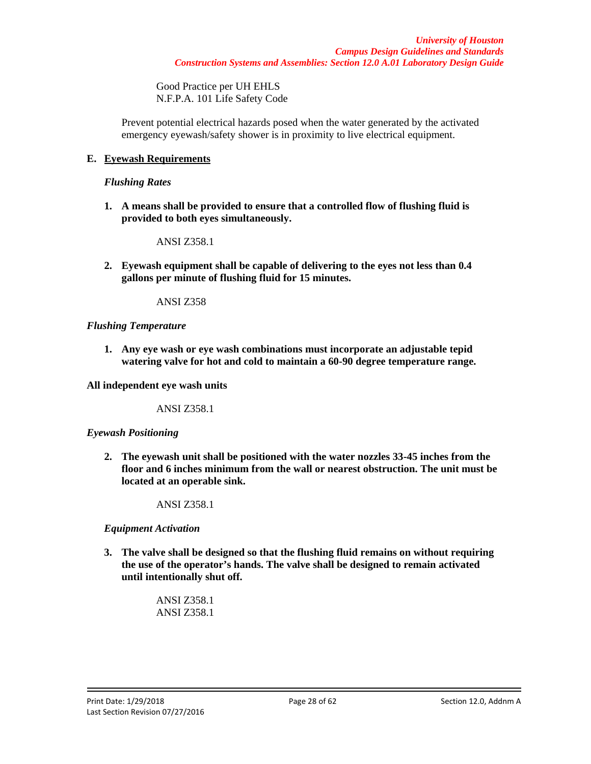Good Practice per UH EHLS
N.F.P.A. 101 Life Safety Code

Prevent potential electrical hazards posed when the water generated by the activated emergency eyewash/safety shower is in proximity to live electrical equipment.

## E. Eyewash Requirements

*Flushing Rates*

1. **A means shall be provided to ensure that a controlled flow of flushing fluid is provided to both eyes simultaneously.**

   ANSI Z358.1

2. **Eyewash equipment shall be capable of delivering to the eyes not less than 0.4 gallons per minute of flushing fluid for 15 minutes.**

   ANSI Z358

*Flushing Temperature*

1. **Any eye wash or eye wash combinations must incorporate an adjustable tepid watering valve for hot and cold to maintain a 60-90 degree temperature range.**

**All independent eye wash units**

ANSI Z358.1

*Eyewash Positioning*

2. **The eyewash unit shall be positioned with the water nozzles 33-45 inches from the floor and 6 inches minimum from the wall or nearest obstruction. The unit must be located at an operable sink.**

   ANSI Z358.1

*Equipment Activation*

3. **The valve shall be designed so that the flushing fluid remains on without requiring the use of the operator's hands. The valve shall be designed to remain activated until intentionally shut off.**

   ANSI Z358.1
   ANSI Z358.1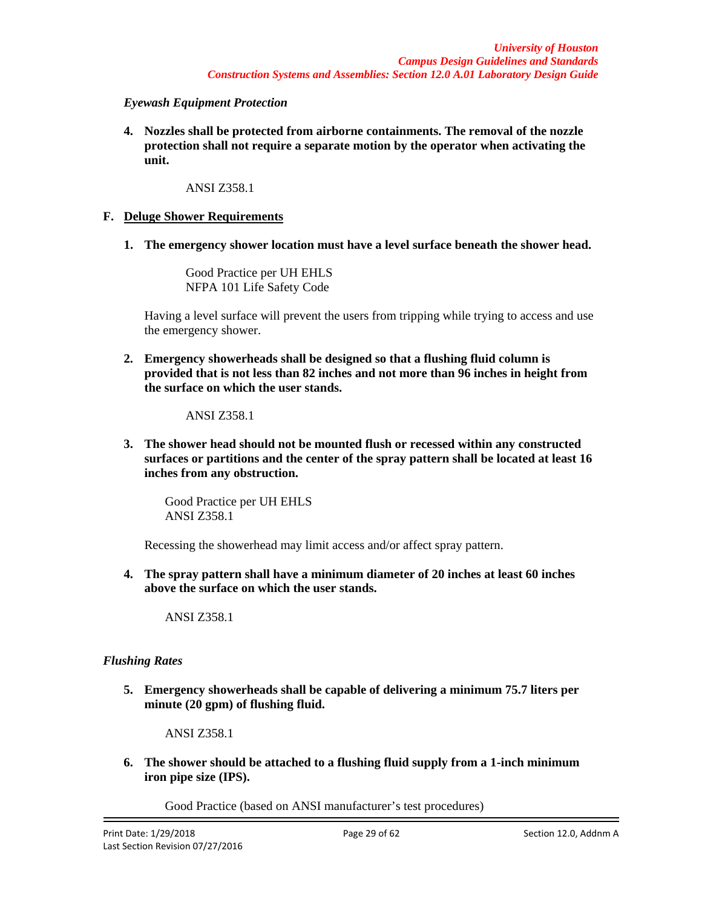*Eyewash Equipment Protection*

4. **Nozzles shall be protected from airborne containments. The removal of the nozzle protection shall not require a separate motion by the operator when activating the unit.**

   ANSI Z358.1

**F. <u>Deluge Shower Requirements</u>**

1. **The emergency shower location must have a level surface beneath the shower head.**

   Good Practice per UH EHLS
   NFPA 101 Life Safety Code

   Having a level surface will prevent the users from tripping while trying to access and use the emergency shower.

2. **Emergency showerheads shall be designed so that a flushing fluid column is provided that is not less than 82 inches and not more than 96 inches in height from the surface on which the user stands.**

   ANSI Z358.1

3. **The shower head should not be mounted flush or recessed within any constructed surfaces or partitions and the center of the spray pattern shall be located at least 16 inches from any obstruction.**

   Good Practice per UH EHLS
   ANSI Z358.1

   Recessing the showerhead may limit access and/or affect spray pattern.

4. **The spray pattern shall have a minimum diameter of 20 inches at least 60 inches above the surface on which the user stands.**

   ANSI Z358.1

*Flushing Rates*

5. **Emergency showerheads shall be capable of delivering a minimum 75.7 liters per minute (20 gpm) of flushing fluid.**

   ANSI Z358.1

6. **The shower should be attached to a flushing fluid supply from a 1-inch minimum iron pipe size (IPS).**

   Good Practice (based on ANSI manufacturer's test procedures)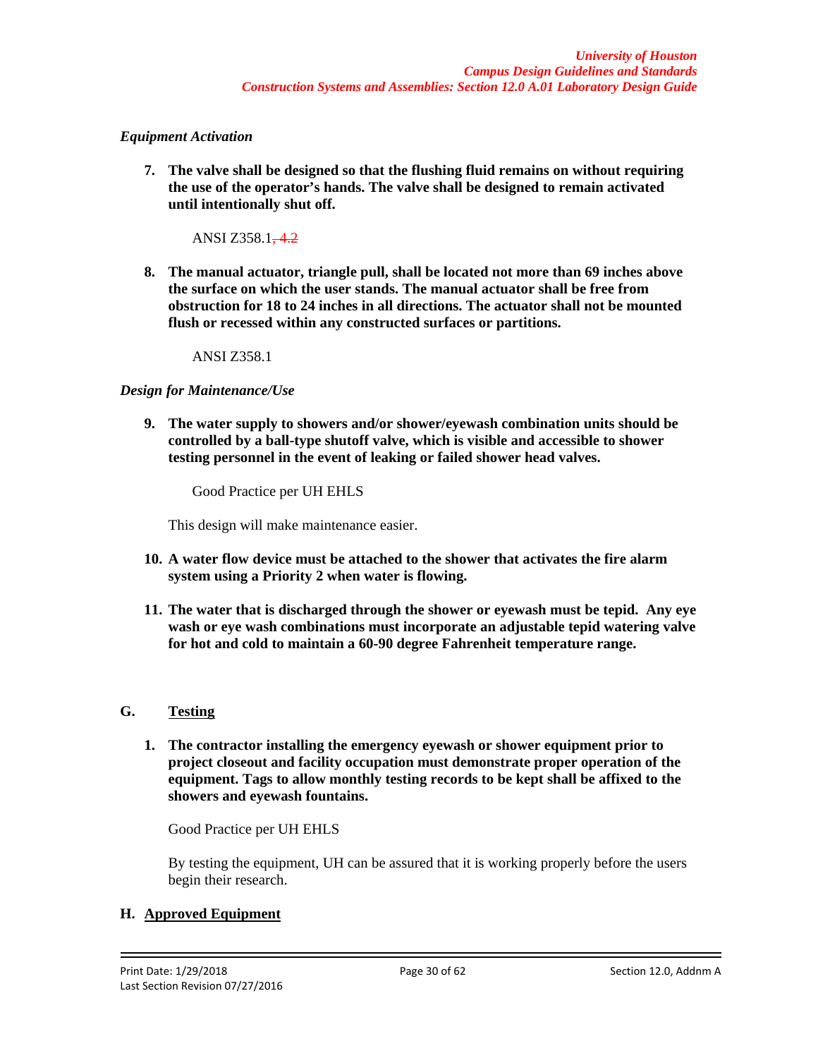*Equipment Activation*

7. **The valve shall be designed so that the flushing fluid remains on without requiring the use of the operator's hands. The valve shall be designed to remain activated until intentionally shut off.**

   ANSI Z358.1~~, 4.2~~

8. **The manual actuator, triangle pull, shall be located not more than 69 inches above the surface on which the user stands. The manual actuator shall be free from obstruction for 18 to 24 inches in all directions. The actuator shall not be mounted flush or recessed within any constructed surfaces or partitions.**

   ANSI Z358.1

*Design for Maintenance/Use*

9. **The water supply to showers and/or shower/eyewash combination units should be controlled by a ball-type shutoff valve, which is visible and accessible to shower testing personnel in the event of leaking or failed shower head valves.**

   Good Practice per UH EHLS

   This design will make maintenance easier.

10. **A water flow device must be attached to the shower that activates the fire alarm system using a Priority 2 when water is flowing.**

11. **The water that is discharged through the shower or eyewash must be tepid. Any eye wash or eye wash combinations must incorporate an adjustable tepid watering valve for hot and cold to maintain a 60-90 degree Fahrenheit temperature range.**

## G. Testing

1. **The contractor installing the emergency eyewash or shower equipment prior to project closeout and facility occupation must demonstrate proper operation of the equipment. Tags to allow monthly testing records to be kept shall be affixed to the showers and eyewash fountains.**

   Good Practice per UH EHLS

   By testing the equipment, UH can be assured that it is working properly before the users begin their research.

## H. Approved Equipment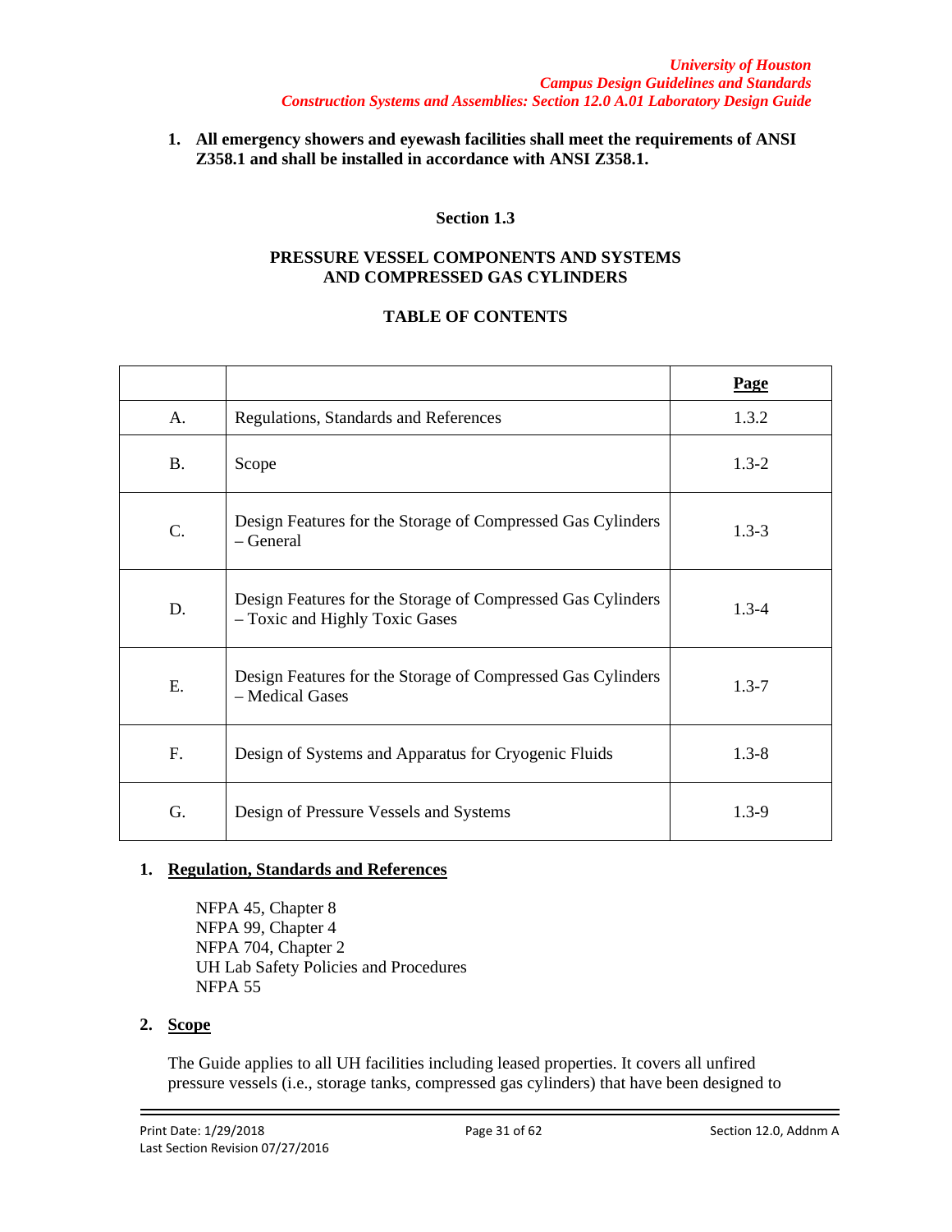1. **All emergency showers and eyewash facilities shall meet the requirements of ANSI Z358.1 and shall be installed in accordance with ANSI Z358.1.**

## Section 1.3

## PRESSURE VESSEL COMPONENTS AND SYSTEMS AND COMPRESSED GAS CYLINDERS

### TABLE OF CONTENTS

| | | **Page** |
|---|---|---|
| A. | Regulations, Standards and References | 1.3.2 |
| B. | Scope | 1.3-2 |
| C. | Design Features for the Storage of Compressed Gas Cylinders – General | 1.3-3 |
| D. | Design Features for the Storage of Compressed Gas Cylinders – Toxic and Highly Toxic Gases | 1.3-4 |
| E. | Design Features for the Storage of Compressed Gas Cylinders – Medical Gases | 1.3-7 |
| F. | Design of Systems and Apparatus for Cryogenic Fluids | 1.3-8 |
| G. | Design of Pressure Vessels and Systems | 1.3-9 |

1. **Regulation, Standards and References**

   NFPA 45, Chapter 8
   NFPA 99, Chapter 4
   NFPA 704, Chapter 2
   UH Lab Safety Policies and Procedures
   NFPA 55

2. **Scope**

   The Guide applies to all UH facilities including leased properties. It covers all unfired pressure vessels (i.e., storage tanks, compressed gas cylinders) that have been designed to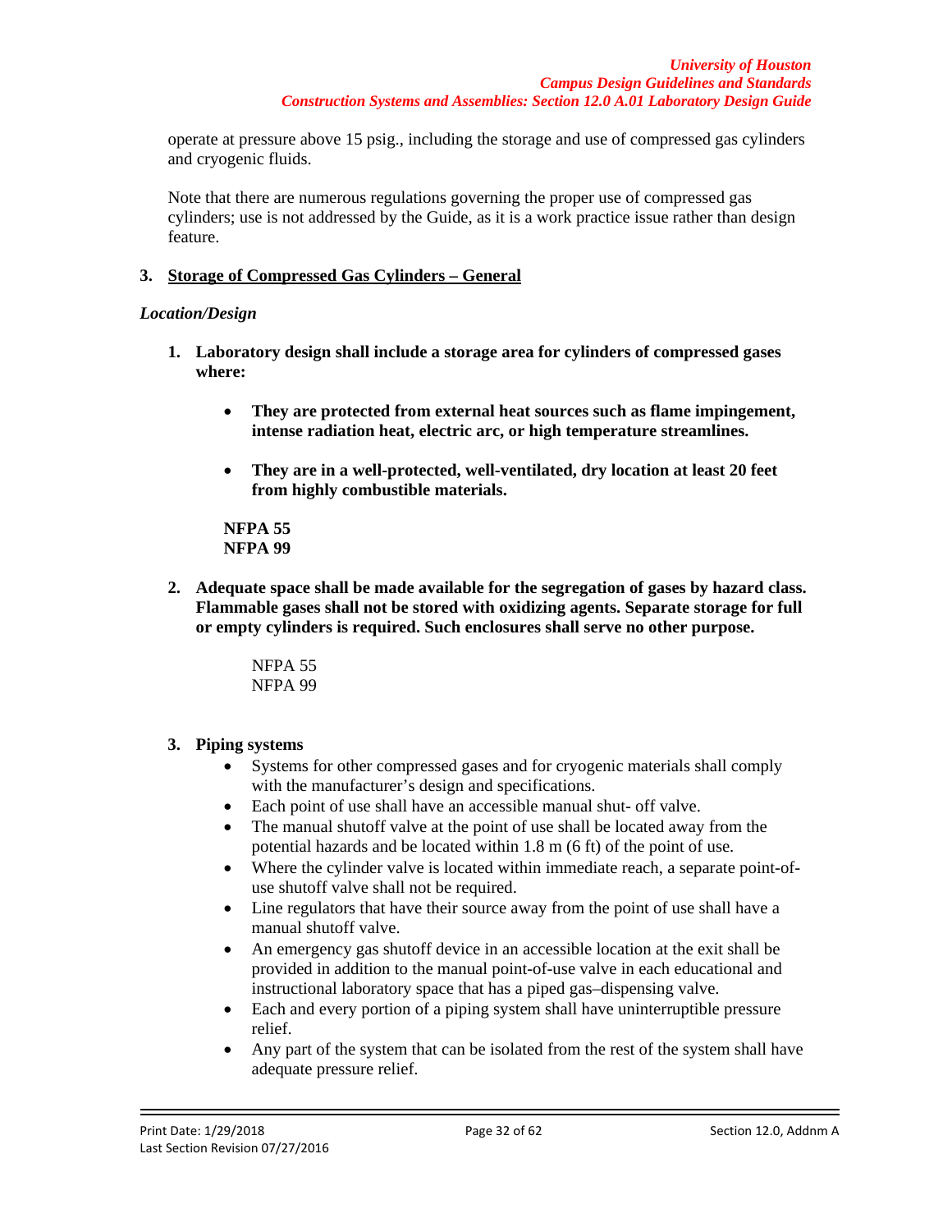operate at pressure above 15 psig., including the storage and use of compressed gas cylinders and cryogenic fluids.

Note that there are numerous regulations governing the proper use of compressed gas cylinders; use is not addressed by the Guide, as it is a work practice issue rather than design feature.

### 3. Storage of Compressed Gas Cylinders – General

*Location/Design*

1. **Laboratory design shall include a storage area for cylinders of compressed gases where:**

   - **They are protected from external heat sources such as flame impingement, intense radiation heat, electric arc, or high temperature streamlines.**
   - **They are in a well-protected, well-ventilated, dry location at least 20 feet from highly combustible materials.**

   **NFPA 55**
   **NFPA 99**

2. **Adequate space shall be made available for the segregation of gases by hazard class. Flammable gases shall not be stored with oxidizing agents. Separate storage for full or empty cylinders is required. Such enclosures shall serve no other purpose.**

   NFPA 55
   NFPA 99

3. **Piping systems**
   - Systems for other compressed gases and for cryogenic materials shall comply with the manufacturer's design and specifications.
   - Each point of use shall have an accessible manual shut- off valve.
   - The manual shutoff valve at the point of use shall be located away from the potential hazards and be located within 1.8 m (6 ft) of the point of use.
   - Where the cylinder valve is located within immediate reach, a separate point-of-use shutoff valve shall not be required.
   - Line regulators that have their source away from the point of use shall have a manual shutoff valve.
   - An emergency gas shutoff device in an accessible location at the exit shall be provided in addition to the manual point-of-use valve in each educational and instructional laboratory space that has a piped gas–dispensing valve.
   - Each and every portion of a piping system shall have uninterruptible pressure relief.
   - Any part of the system that can be isolated from the rest of the system shall have adequate pressure relief.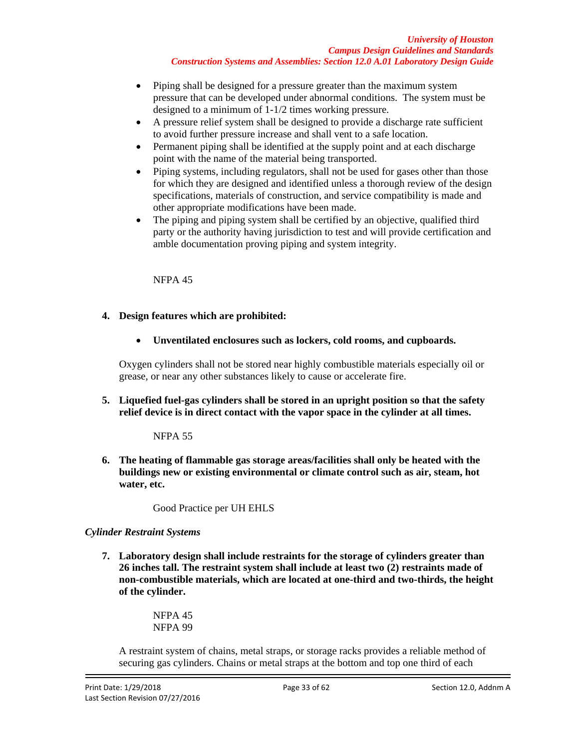- Piping shall be designed for a pressure greater than the maximum system pressure that can be developed under abnormal conditions. The system must be designed to a minimum of 1-1/2 times working pressure.
- A pressure relief system shall be designed to provide a discharge rate sufficient to avoid further pressure increase and shall vent to a safe location.
- Permanent piping shall be identified at the supply point and at each discharge point with the name of the material being transported.
- Piping systems, including regulators, shall not be used for gases other than those for which they are designed and identified unless a thorough review of the design specifications, materials of construction, and service compatibility is made and other appropriate modifications have been made.
- The piping and piping system shall be certified by an objective, qualified third party or the authority having jurisdiction to test and will provide certification and amble documentation proving piping and system integrity.

NFPA 45

4. **Design features which are prohibited:**

   - **Unventilated enclosures such as lockers, cold rooms, and cupboards.**

   Oxygen cylinders shall not be stored near highly combustible materials especially oil or grease, or near any other substances likely to cause or accelerate fire.

5. **Liquefied fuel-gas cylinders shall be stored in an upright position so that the safety relief device is in direct contact with the vapor space in the cylinder at all times.**

   NFPA 55

6. **The heating of flammable gas storage areas/facilities shall only be heated with the buildings new or existing environmental or climate control such as air, steam, hot water, etc.**

   Good Practice per UH EHLS

*Cylinder Restraint Systems*

7. **Laboratory design shall include restraints for the storage of cylinders greater than 26 inches tall. The restraint system shall include at least two (2) restraints made of non-combustible materials, which are located at one-third and two-thirds, the height of the cylinder.**

   NFPA 45
   NFPA 99

   A restraint system of chains, metal straps, or storage racks provides a reliable method of securing gas cylinders. Chains or metal straps at the bottom and top one third of each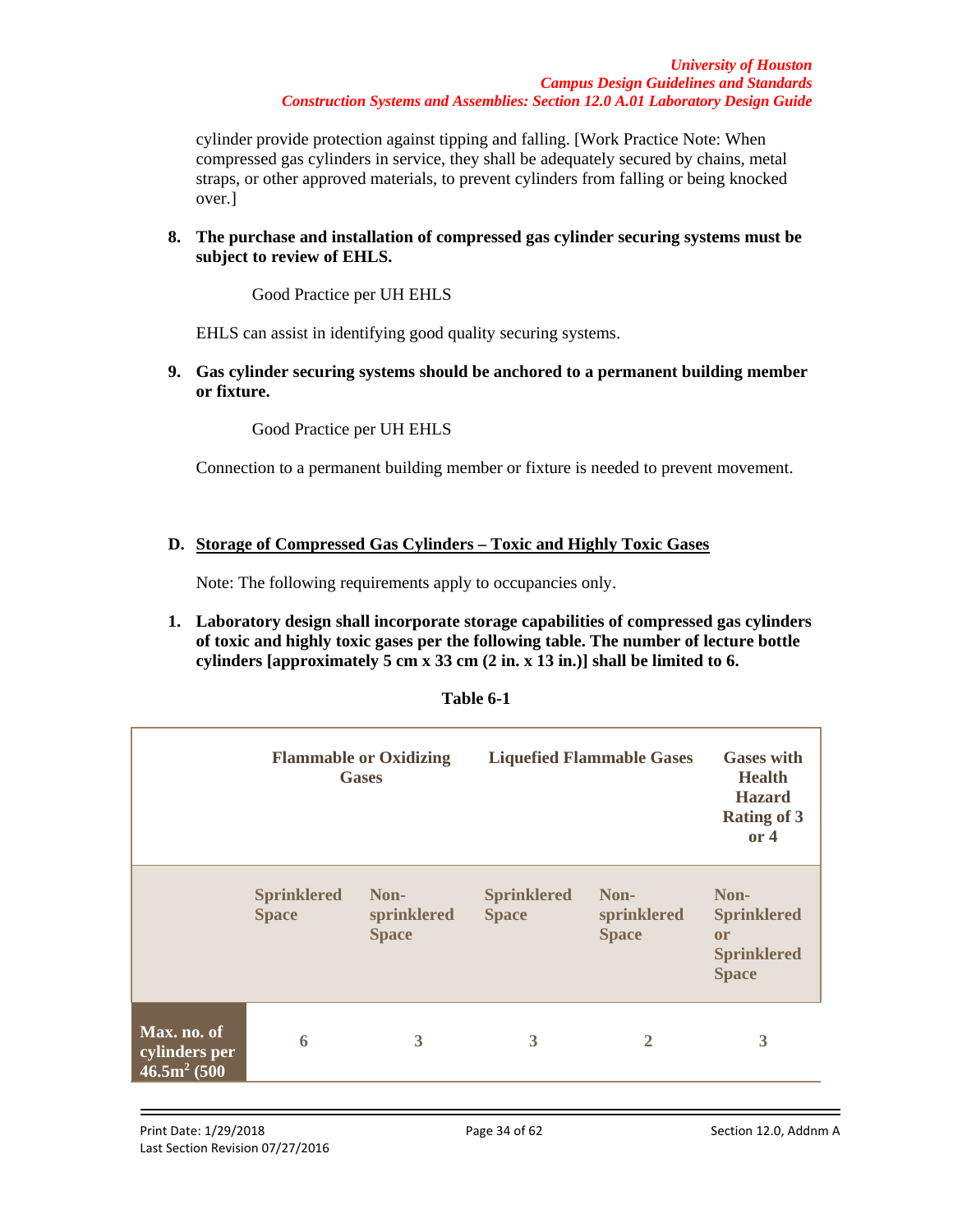cylinder provide protection against tipping and falling. [Work Practice Note: When compressed gas cylinders in service, they shall be adequately secured by chains, metal straps, or other approved materials, to prevent cylinders from falling or being knocked over.]

8. **The purchase and installation of compressed gas cylinder securing systems must be subject to review of EHLS.**

   Good Practice per UH EHLS

   EHLS can assist in identifying good quality securing systems.

9. **Gas cylinder securing systems should be anchored to a permanent building member or fixture.**

   Good Practice per UH EHLS

   Connection to a permanent building member or fixture is needed to prevent movement.

**D. <u>Storage of Compressed Gas Cylinders – Toxic and Highly Toxic Gases</u>**

Note: The following requirements apply to occupancies only.

1. **Laboratory design shall incorporate storage capabilities of compressed gas cylinders of toxic and highly toxic gases per the following table. The number of lecture bottle cylinders [approximately 5 cm x 33 cm (2 in. x 13 in.)] shall be limited to 6.**

**Table 6-1**

| | Flammable or Oxidizing Gases | | Liquefied Flammable Gases | | Gases with Health Hazard Rating of 3 or 4 |
|---|---|---|---|---|---|
| | Sprinklered Space | Non-sprinklered Space | Sprinklered Space | Non-sprinklered Space | Non-Sprinklered or Sprinklered Space |
| Max. no. of cylinders per 46.5m$^2$ (500 | 6 | 3 | 3 | 2 | 3 |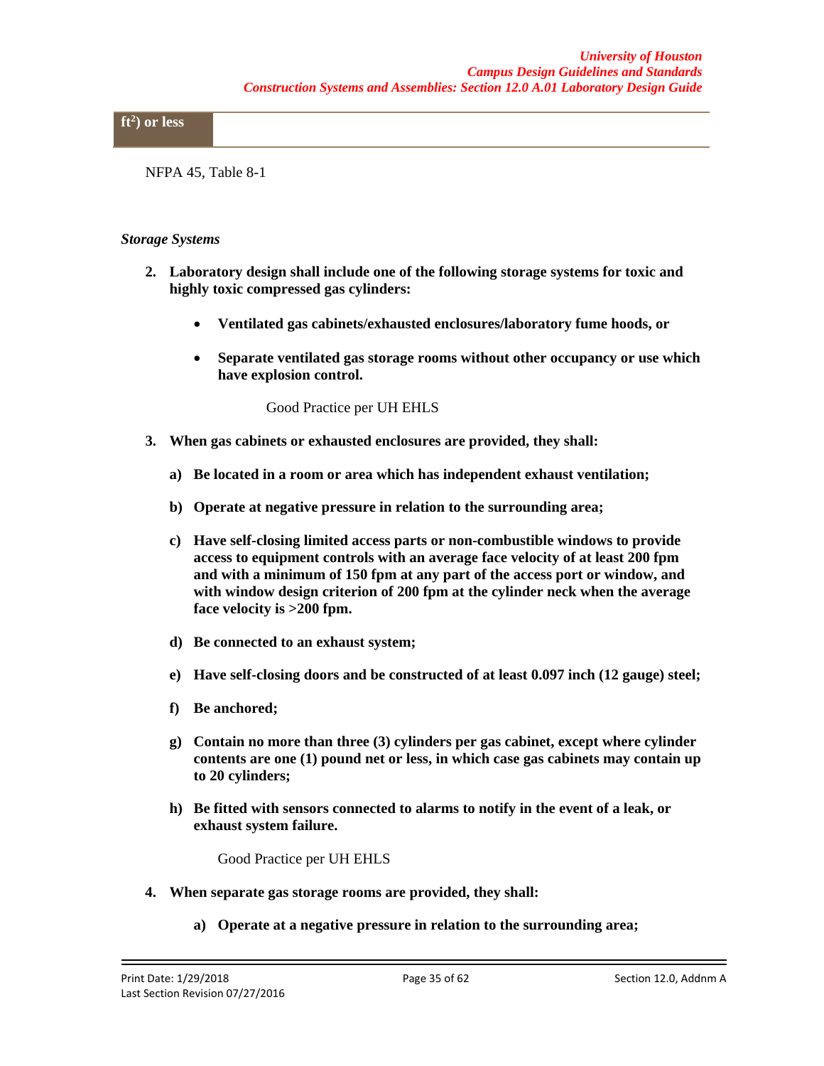| ft$^2$) or less | |
|---|---|

NFPA 45, Table 8-1

*Storage Systems*

2. **Laboratory design shall include one of the following storage systems for toxic and highly toxic compressed gas cylinders:**

   - **Ventilated gas cabinets/exhausted enclosures/laboratory fume hoods, or**

   - **Separate ventilated gas storage rooms without other occupancy or use which have explosion control.**

   Good Practice per UH EHLS

3. **When gas cabinets or exhausted enclosures are provided, they shall:**

   a) **Be located in a room or area which has independent exhaust ventilation;**

   b) **Operate at negative pressure in relation to the surrounding area;**

   c) **Have self-closing limited access parts or non-combustible windows to provide access to equipment controls with an average face velocity of at least 200 fpm and with a minimum of 150 fpm at any part of the access port or window, and with window design criterion of 200 fpm at the cylinder neck when the average face velocity is >200 fpm.**

   d) **Be connected to an exhaust system;**

   e) **Have self-closing doors and be constructed of at least 0.097 inch (12 gauge) steel;**

   f) **Be anchored;**

   g) **Contain no more than three (3) cylinders per gas cabinet, except where cylinder contents are one (1) pound net or less, in which case gas cabinets may contain up to 20 cylinders;**

   h) **Be fitted with sensors connected to alarms to notify in the event of a leak, or exhaust system failure.**

   Good Practice per UH EHLS

4. **When separate gas storage rooms are provided, they shall:**

   a) **Operate at a negative pressure in relation to the surrounding area;**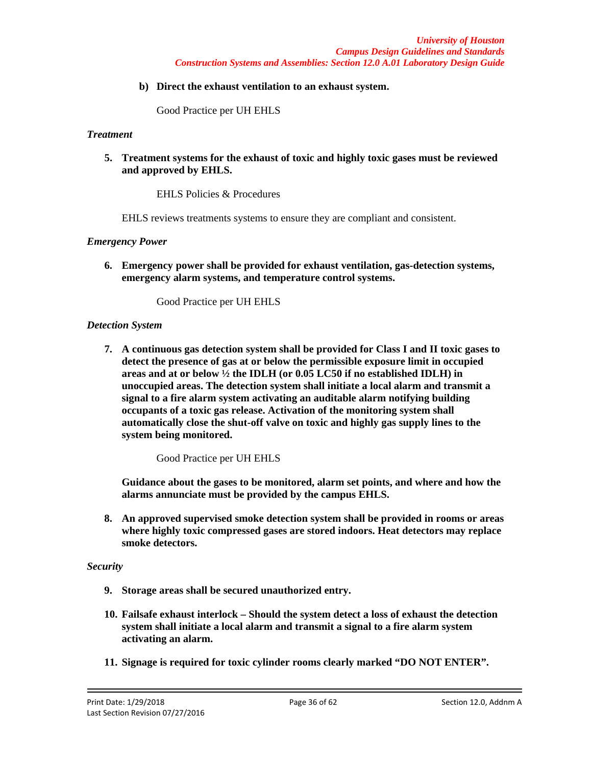**b) Direct the exhaust ventilation to an exhaust system.**

Good Practice per UH EHLS

*Treatment*

5. **Treatment systems for the exhaust of toxic and highly toxic gases must be reviewed and approved by EHLS.**

    EHLS Policies & Procedures

    EHLS reviews treatments systems to ensure they are compliant and consistent.

*Emergency Power*

6. **Emergency power shall be provided for exhaust ventilation, gas-detection systems, emergency alarm systems, and temperature control systems.**

    Good Practice per UH EHLS

*Detection System*

7. **A continuous gas detection system shall be provided for Class I and II toxic gases to detect the presence of gas at or below the permissible exposure limit in occupied areas and at or below ½ the IDLH (or 0.05 LC50 if no established IDLH) in unoccupied areas. The detection system shall initiate a local alarm and transmit a signal to a fire alarm system activating an auditable alarm notifying building occupants of a toxic gas release. Activation of the monitoring system shall automatically close the shut-off valve on toxic and highly gas supply lines to the system being monitored.**

    Good Practice per UH EHLS

    **Guidance about the gases to be monitored, alarm set points, and where and how the alarms annunciate must be provided by the campus EHLS.**

8. **An approved supervised smoke detection system shall be provided in rooms or areas where highly toxic compressed gases are stored indoors. Heat detectors may replace smoke detectors.**

*Security*

9. **Storage areas shall be secured unauthorized entry.**

10. **Failsafe exhaust interlock – Should the system detect a loss of exhaust the detection system shall initiate a local alarm and transmit a signal to a fire alarm system activating an alarm.**

11. **Signage is required for toxic cylinder rooms clearly marked "DO NOT ENTER".**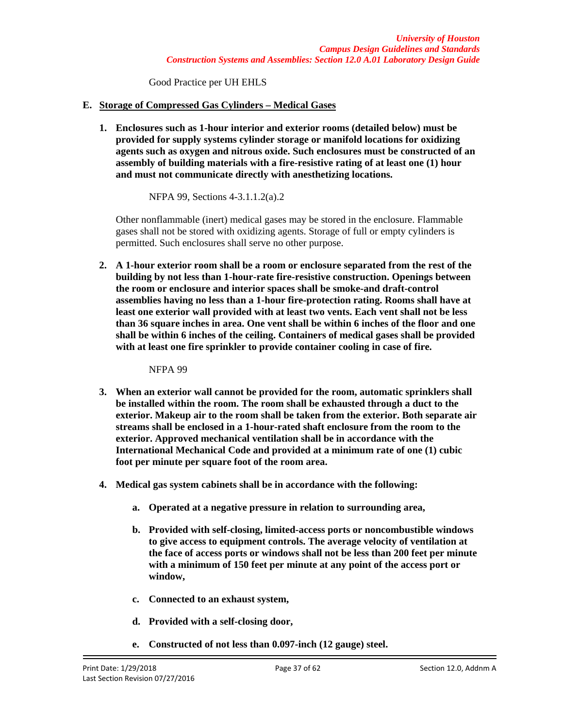Good Practice per UH EHLS

**E. <u>Storage of Compressed Gas Cylinders – Medical Gases</u>**

1. **Enclosures such as 1-hour interior and exterior rooms (detailed below) must be provided for supply systems cylinder storage or manifold locations for oxidizing agents such as oxygen and nitrous oxide. Such enclosures must be constructed of an assembly of building materials with a fire-resistive rating of at least one (1) hour and must not communicate directly with anesthetizing locations.**

   NFPA 99, Sections 4-3.1.1.2(a).2

   Other nonflammable (inert) medical gases may be stored in the enclosure. Flammable gases shall not be stored with oxidizing agents. Storage of full or empty cylinders is permitted. Such enclosures shall serve no other purpose.

2. **A 1-hour exterior room shall be a room or enclosure separated from the rest of the building by not less than 1-hour-rate fire-resistive construction. Openings between the room or enclosure and interior spaces shall be smoke-and draft-control assemblies having no less than a 1-hour fire-protection rating. Rooms shall have at least one exterior wall provided with at least two vents. Each vent shall not be less than 36 square inches in area. One vent shall be within 6 inches of the floor and one shall be within 6 inches of the ceiling. Containers of medical gases shall be provided with at least one fire sprinkler to provide container cooling in case of fire.**

   NFPA 99

3. **When an exterior wall cannot be provided for the room, automatic sprinklers shall be installed within the room. The room shall be exhausted through a duct to the exterior. Makeup air to the room shall be taken from the exterior. Both separate air streams shall be enclosed in a 1-hour-rated shaft enclosure from the room to the exterior. Approved mechanical ventilation shall be in accordance with the International Mechanical Code and provided at a minimum rate of one (1) cubic foot per minute per square foot of the room area.**

4. **Medical gas system cabinets shall be in accordance with the following:**

   a. **Operated at a negative pressure in relation to surrounding area,**

   b. **Provided with self-closing, limited-access ports or noncombustible windows to give access to equipment controls. The average velocity of ventilation at the face of access ports or windows shall not be less than 200 feet per minute with a minimum of 150 feet per minute at any point of the access port or window,**

   c. **Connected to an exhaust system,**

   d. **Provided with a self-closing door,**

   e. **Constructed of not less than 0.097-inch (12 gauge) steel.**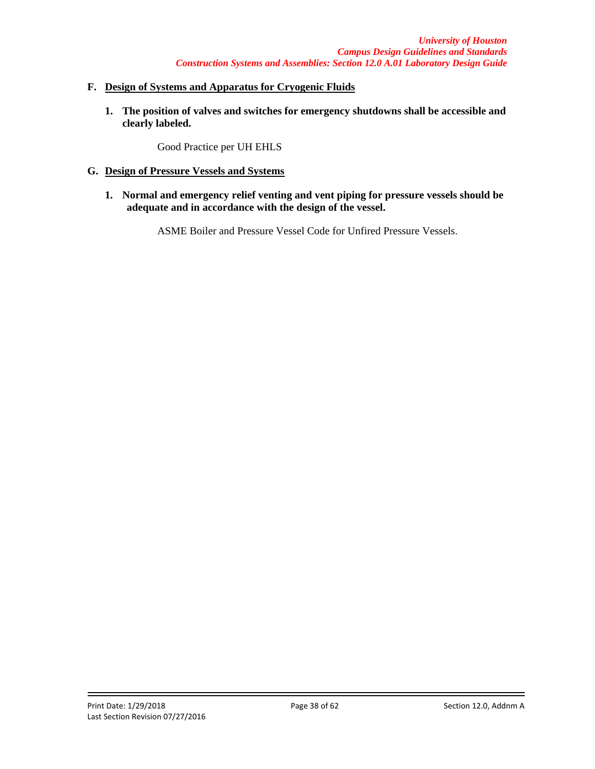## F. Design of Systems and Apparatus for Cryogenic Fluids

**1. The position of valves and switches for emergency shutdowns shall be accessible and clearly labeled.**

Good Practice per UH EHLS

## G. Design of Pressure Vessels and Systems

**1. Normal and emergency relief venting and vent piping for pressure vessels should be adequate and in accordance with the design of the vessel.**

ASME Boiler and Pressure Vessel Code for Unfired Pressure Vessels.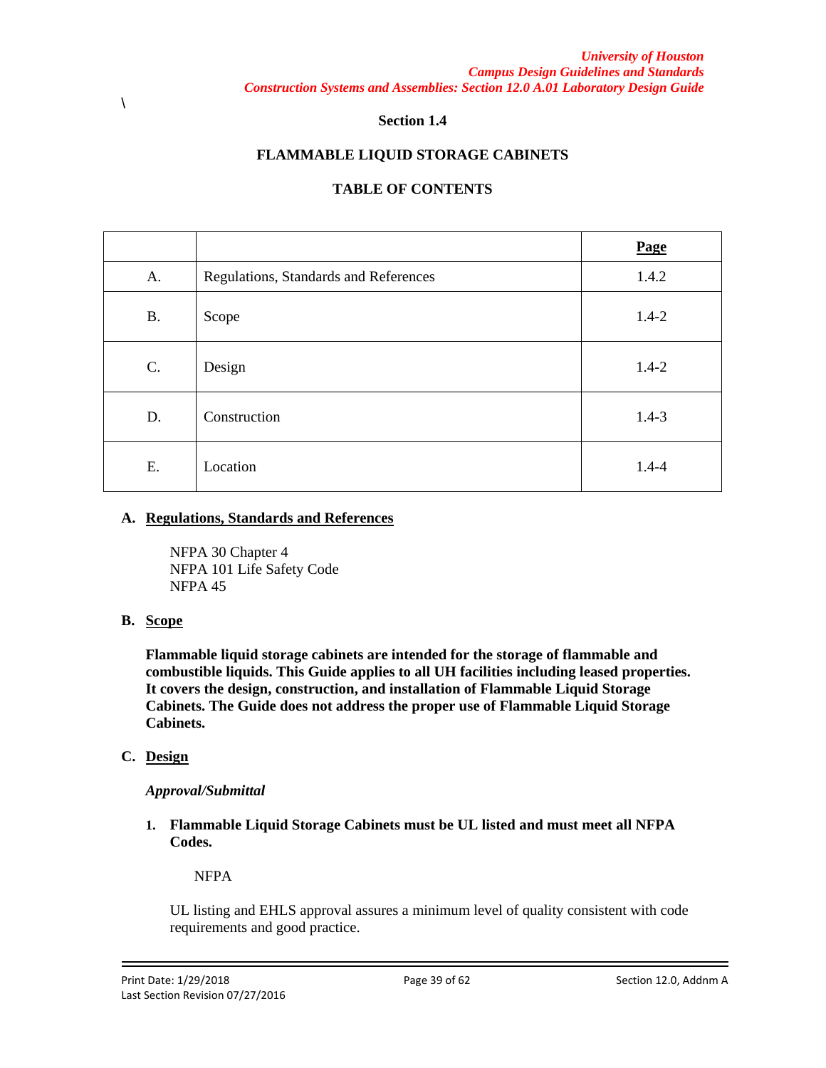\

**Section 1.4**

**FLAMMABLE LIQUID STORAGE CABINETS**

**TABLE OF CONTENTS**

| | | **Page** |
|---|---|---|
| A. | Regulations, Standards and References | 1.4.2 |
| B. | Scope | 1.4-2 |
| C. | Design | 1.4-2 |
| D. | Construction | 1.4-3 |
| E. | Location | 1.4-4 |

**A. Regulations, Standards and References**

NFPA 30 Chapter 4
NFPA 101 Life Safety Code
NFPA 45

**B. Scope**

**Flammable liquid storage cabinets are intended for the storage of flammable and combustible liquids. This Guide applies to all UH facilities including leased properties. It covers the design, construction, and installation of Flammable Liquid Storage Cabinets. The Guide does not address the proper use of Flammable Liquid Storage Cabinets.**

**C. Design**

***Approval/Submittal***

1. **Flammable Liquid Storage Cabinets must be UL listed and must meet all NFPA Codes.**

   NFPA

   UL listing and EHLS approval assures a minimum level of quality consistent with code requirements and good practice.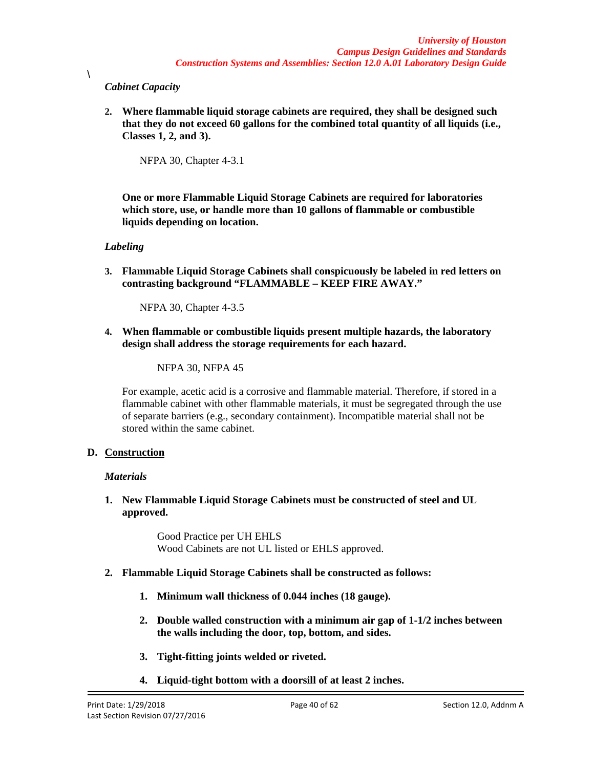\

*Cabinet Capacity*

2. **Where flammable liquid storage cabinets are required, they shall be designed such that they do not exceed 60 gallons for the combined total quantity of all liquids (i.e., Classes 1, 2, and 3).**

   NFPA 30, Chapter 4-3.1

   **One or more Flammable Liquid Storage Cabinets are required for laboratories which store, use, or handle more than 10 gallons of flammable or combustible liquids depending on location.**

*Labeling*

3. **Flammable Liquid Storage Cabinets shall conspicuously be labeled in red letters on contrasting background "FLAMMABLE – KEEP FIRE AWAY."**

   NFPA 30, Chapter 4-3.5

4. **When flammable or combustible liquids present multiple hazards, the laboratory design shall address the storage requirements for each hazard.**

   NFPA 30, NFPA 45

   For example, acetic acid is a corrosive and flammable material. Therefore, if stored in a flammable cabinet with other flammable materials, it must be segregated through the use of separate barriers (e.g., secondary containment). Incompatible material shall not be stored within the same cabinet.

**D. Construction**

*Materials*

1. **New Flammable Liquid Storage Cabinets must be constructed of steel and UL approved.**

   Good Practice per UH EHLS
   Wood Cabinets are not UL listed or EHLS approved.

2. **Flammable Liquid Storage Cabinets shall be constructed as follows:**

   1. **Minimum wall thickness of 0.044 inches (18 gauge).**

   2. **Double walled construction with a minimum air gap of 1-1/2 inches between the walls including the door, top, bottom, and sides.**

   3. **Tight-fitting joints welded or riveted.**

   4. **Liquid-tight bottom with a doorsill of at least 2 inches.**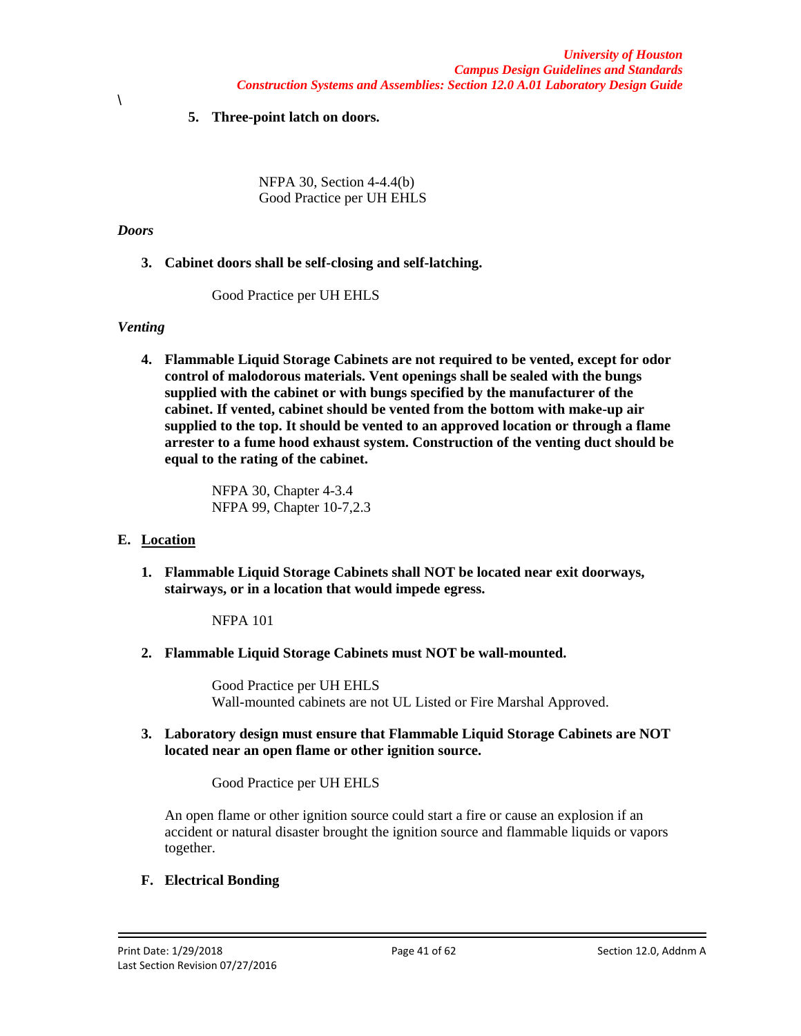\

5. **Three-point latch on doors.**

NFPA 30, Section 4-4.4(b)
Good Practice per UH EHLS

***Doors***

3. **Cabinet doors shall be self-closing and self-latching.**

Good Practice per UH EHLS

***Venting***

4. **Flammable Liquid Storage Cabinets are not required to be vented, except for odor control of malodorous materials. Vent openings shall be sealed with the bungs supplied with the cabinet or with bungs specified by the manufacturer of the cabinet. If vented, cabinet should be vented from the bottom with make-up air supplied to the top. It should be vented to an approved location or through a flame arrester to a fume hood exhaust system. Construction of the venting duct should be equal to the rating of the cabinet.**

NFPA 30, Chapter 4-3.4
NFPA 99, Chapter 10-7,2.3

**E. <u>Location</u>**

1. **Flammable Liquid Storage Cabinets shall NOT be located near exit doorways, stairways, or in a location that would impede egress.**

NFPA 101

2. **Flammable Liquid Storage Cabinets must NOT be wall-mounted.**

Good Practice per UH EHLS
Wall-mounted cabinets are not UL Listed or Fire Marshal Approved.

3. **Laboratory design must ensure that Flammable Liquid Storage Cabinets are NOT located near an open flame or other ignition source.**

Good Practice per UH EHLS

An open flame or other ignition source could start a fire or cause an explosion if an accident or natural disaster brought the ignition source and flammable liquids or vapors together.

**F. Electrical Bonding**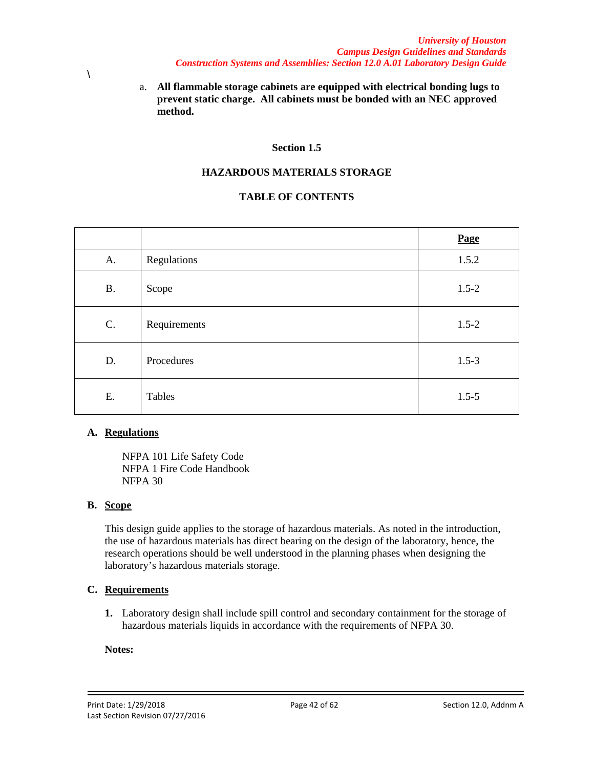\

a. **All flammable storage cabinets are equipped with electrical bonding lugs to prevent static charge. All cabinets must be bonded with an NEC approved method.**

## Section 1.5

## HAZARDOUS MATERIALS STORAGE

### TABLE OF CONTENTS

| | | **Page** |
|---|---|---|
| A. | Regulations | 1.5.2 |
| B. | Scope | 1.5-2 |
| C. | Requirements | 1.5-2 |
| D. | Procedures | 1.5-3 |
| E. | Tables | 1.5-5 |

**A. Regulations**

NFPA 101 Life Safety Code
NFPA 1 Fire Code Handbook
NFPA 30

**B. Scope**

This design guide applies to the storage of hazardous materials. As noted in the introduction, the use of hazardous materials has direct bearing on the design of the laboratory, hence, the research operations should be well understood in the planning phases when designing the laboratory's hazardous materials storage.

**C. Requirements**

**1.** Laboratory design shall include spill control and secondary containment for the storage of hazardous materials liquids in accordance with the requirements of NFPA 30.

**Notes:**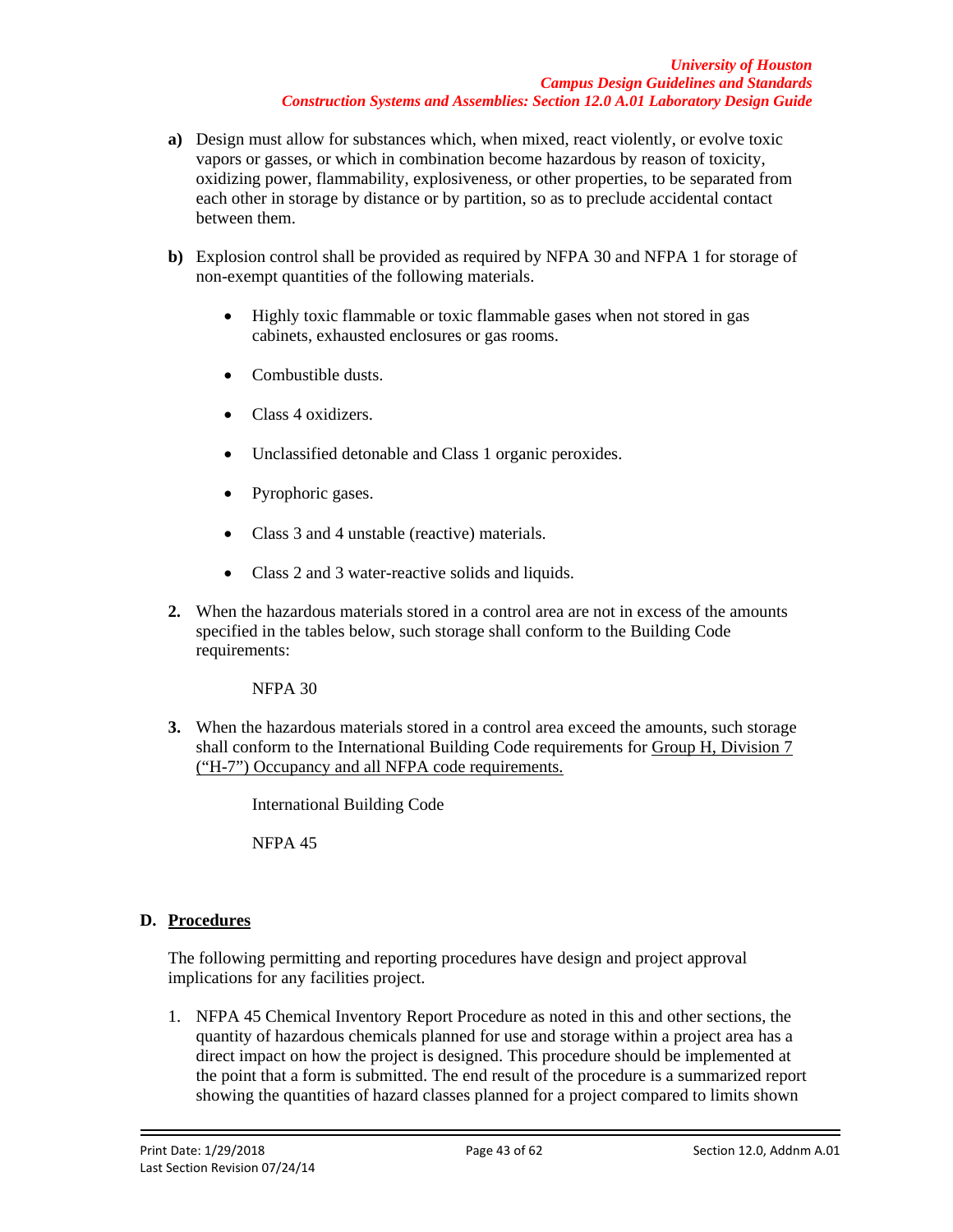**a)** Design must allow for substances which, when mixed, react violently, or evolve toxic vapors or gasses, or which in combination become hazardous by reason of toxicity, oxidizing power, flammability, explosiveness, or other properties, to be separated from each other in storage by distance or by partition, so as to preclude accidental contact between them.

**b)** Explosion control shall be provided as required by NFPA 30 and NFPA 1 for storage of non-exempt quantities of the following materials.

- Highly toxic flammable or toxic flammable gases when not stored in gas cabinets, exhausted enclosures or gas rooms.
- Combustible dusts.
- Class 4 oxidizers.
- Unclassified detonable and Class 1 organic peroxides.
- Pyrophoric gases.
- Class 3 and 4 unstable (reactive) materials.
- Class 2 and 3 water-reactive solids and liquids.

**2.** When the hazardous materials stored in a control area are not in excess of the amounts specified in the tables below, such storage shall conform to the Building Code requirements:

NFPA 30

**3.** When the hazardous materials stored in a control area exceed the amounts, such storage shall conform to the International Building Code requirements for Group H, Division 7 ("H-7") Occupancy and all NFPA code requirements.

International Building Code

NFPA 45

## D. Procedures

The following permitting and reporting procedures have design and project approval implications for any facilities project.

1. NFPA 45 Chemical Inventory Report Procedure as noted in this and other sections, the quantity of hazardous chemicals planned for use and storage within a project area has a direct impact on how the project is designed. This procedure should be implemented at the point that a form is submitted. The end result of the procedure is a summarized report showing the quantities of hazard classes planned for a project compared to limits shown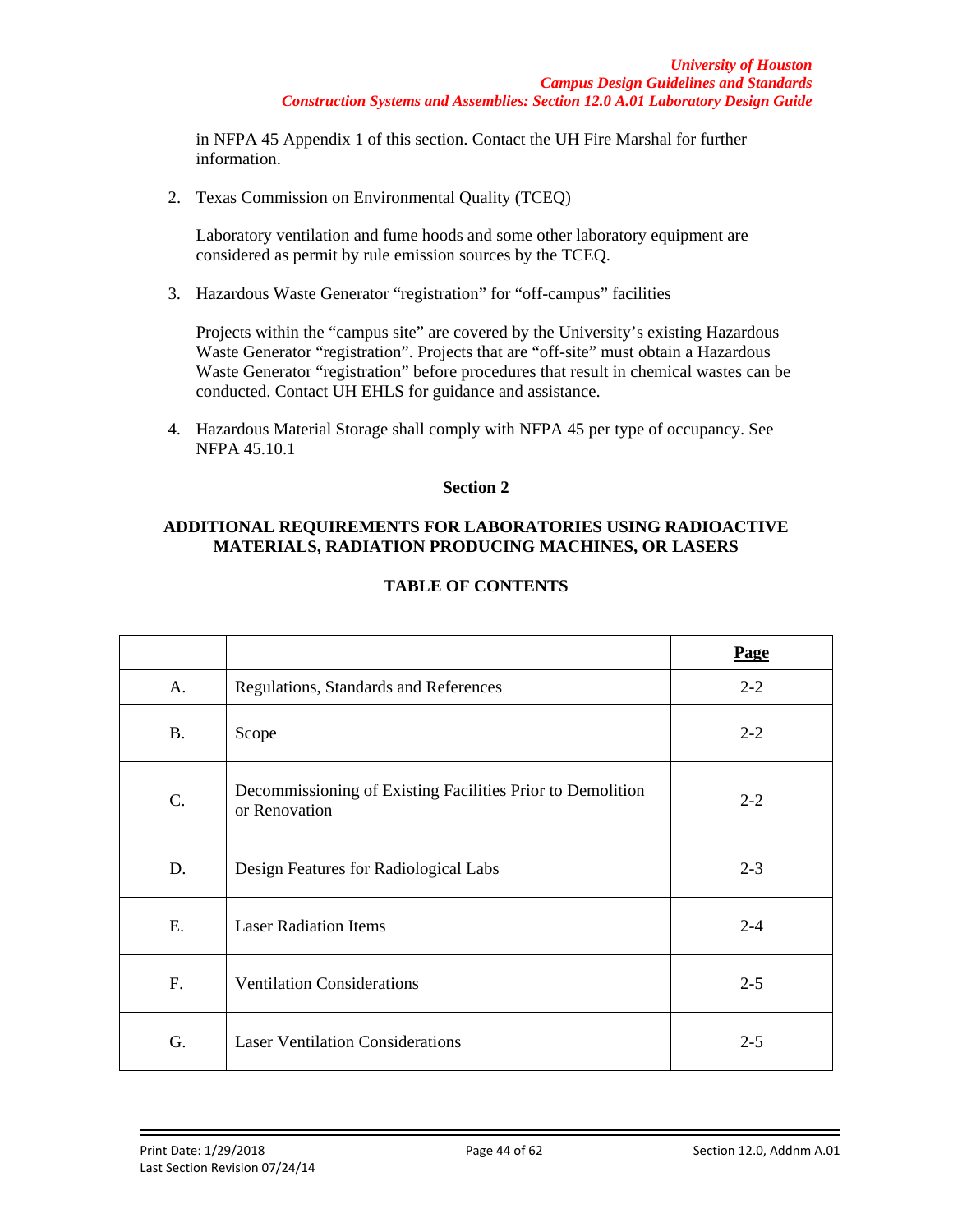in NFPA 45 Appendix 1 of this section. Contact the UH Fire Marshal for further information.

2. Texas Commission on Environmental Quality (TCEQ)

   Laboratory ventilation and fume hoods and some other laboratory equipment are considered as permit by rule emission sources by the TCEQ.

3. Hazardous Waste Generator "registration" for "off-campus" facilities

   Projects within the "campus site" are covered by the University's existing Hazardous Waste Generator "registration". Projects that are "off-site" must obtain a Hazardous Waste Generator "registration" before procedures that result in chemical wastes can be conducted. Contact UH EHLS for guidance and assistance.

4. Hazardous Material Storage shall comply with NFPA 45 per type of occupancy. See NFPA 45.10.1

## Section 2

## ADDITIONAL REQUIREMENTS FOR LABORATORIES USING RADIOACTIVE MATERIALS, RADIATION PRODUCING MACHINES, OR LASERS

### TABLE OF CONTENTS

| | | Page |
|---|---|---|
| A. | Regulations, Standards and References | 2-2 |
| B. | Scope | 2-2 |
| C. | Decommissioning of Existing Facilities Prior to Demolition or Renovation | 2-2 |
| D. | Design Features for Radiological Labs | 2-3 |
| E. | Laser Radiation Items | 2-4 |
| F. | Ventilation Considerations | 2-5 |
| G. | Laser Ventilation Considerations | 2-5 |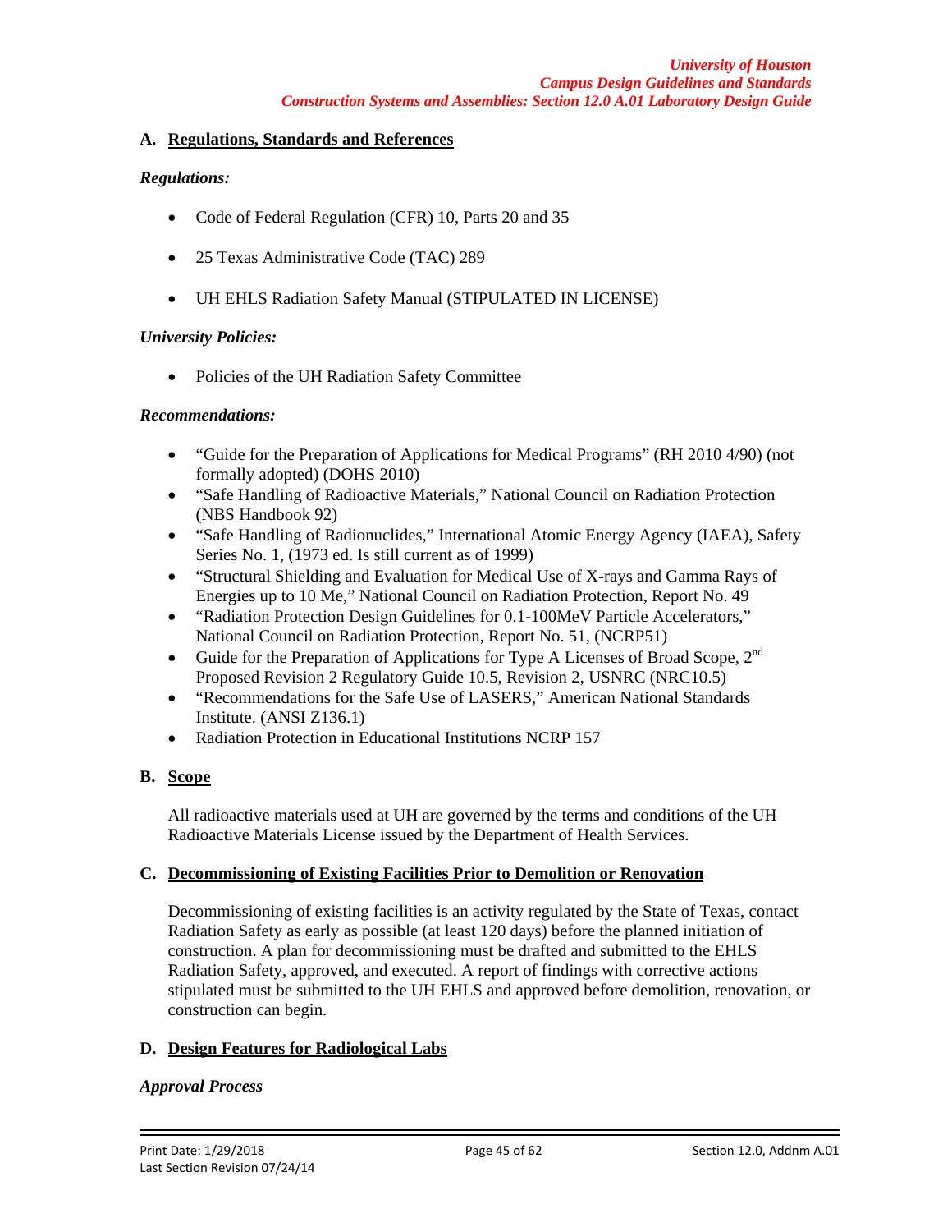## A. Regulations, Standards and References

***Regulations:***

- Code of Federal Regulation (CFR) 10, Parts 20 and 35
- 25 Texas Administrative Code (TAC) 289
- UH EHLS Radiation Safety Manual (STIPULATED IN LICENSE)

***University Policies:***

- Policies of the UH Radiation Safety Committee

***Recommendations:***

- "Guide for the Preparation of Applications for Medical Programs" (RH 2010 4/90) (not formally adopted) (DOHS 2010)
- "Safe Handling of Radioactive Materials," National Council on Radiation Protection (NBS Handbook 92)
- "Safe Handling of Radionuclides," International Atomic Energy Agency (IAEA), Safety Series No. 1, (1973 ed. Is still current as of 1999)
- "Structural Shielding and Evaluation for Medical Use of X-rays and Gamma Rays of Energies up to 10 Me," National Council on Radiation Protection, Report No. 49
- "Radiation Protection Design Guidelines for 0.1-100MeV Particle Accelerators," National Council on Radiation Protection, Report No. 51, (NCRP51)
- Guide for the Preparation of Applications for Type A Licenses of Broad Scope, 2nd Proposed Revision 2 Regulatory Guide 10.5, Revision 2, USNRC (NRC10.5)
- "Recommendations for the Safe Use of LASERS," American National Standards Institute. (ANSI Z136.1)
- Radiation Protection in Educational Institutions NCRP 157

## B. Scope

All radioactive materials used at UH are governed by the terms and conditions of the UH Radioactive Materials License issued by the Department of Health Services.

## C. Decommissioning of Existing Facilities Prior to Demolition or Renovation

Decommissioning of existing facilities is an activity regulated by the State of Texas, contact Radiation Safety as early as possible (at least 120 days) before the planned initiation of construction. A plan for decommissioning must be drafted and submitted to the EHLS Radiation Safety, approved, and executed. A report of findings with corrective actions stipulated must be submitted to the UH EHLS and approved before demolition, renovation, or construction can begin.

## D. Design Features for Radiological Labs

***Approval Process***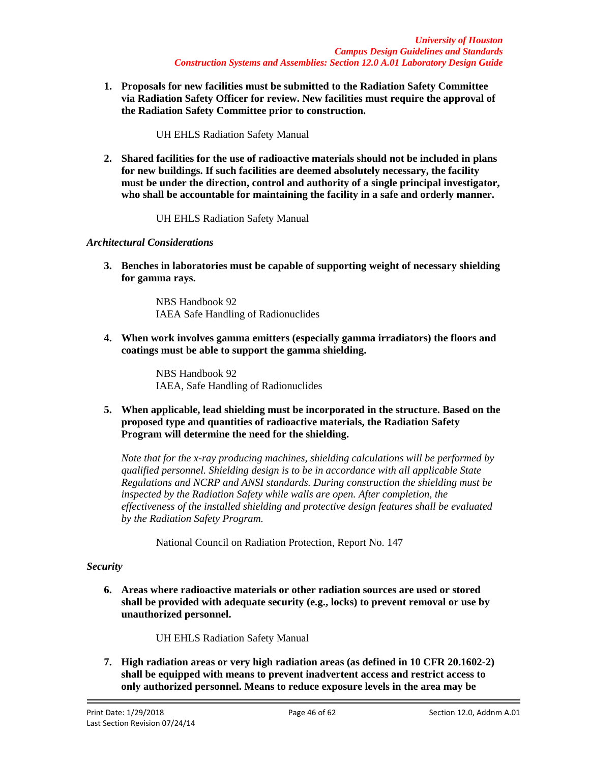1. **Proposals for new facilities must be submitted to the Radiation Safety Committee via Radiation Safety Officer for review. New facilities must require the approval of the Radiation Safety Committee prior to construction.**

   UH EHLS Radiation Safety Manual

2. **Shared facilities for the use of radioactive materials should not be included in plans for new buildings. If such facilities are deemed absolutely necessary, the facility must be under the direction, control and authority of a single principal investigator, who shall be accountable for maintaining the facility in a safe and orderly manner.**

   UH EHLS Radiation Safety Manual

*Architectural Considerations*

3. **Benches in laboratories must be capable of supporting weight of necessary shielding for gamma rays.**

   NBS Handbook 92
   IAEA Safe Handling of Radionuclides

4. **When work involves gamma emitters (especially gamma irradiators) the floors and coatings must be able to support the gamma shielding.**

   NBS Handbook 92
   IAEA, Safe Handling of Radionuclides

5. **When applicable, lead shielding must be incorporated in the structure. Based on the proposed type and quantities of radioactive materials, the Radiation Safety Program will determine the need for the shielding.**

   *Note that for the x-ray producing machines, shielding calculations will be performed by qualified personnel. Shielding design is to be in accordance with all applicable State Regulations and NCRP and ANSI standards. During construction the shielding must be inspected by the Radiation Safety while walls are open. After completion, the effectiveness of the installed shielding and protective design features shall be evaluated by the Radiation Safety Program.*

   National Council on Radiation Protection, Report No. 147

*Security*

6. **Areas where radioactive materials or other radiation sources are used or stored shall be provided with adequate security (e.g., locks) to prevent removal or use by unauthorized personnel.**

   UH EHLS Radiation Safety Manual

7. **High radiation areas or very high radiation areas (as defined in 10 CFR 20.1602-2) shall be equipped with means to prevent inadvertent access and restrict access to only authorized personnel. Means to reduce exposure levels in the area may be**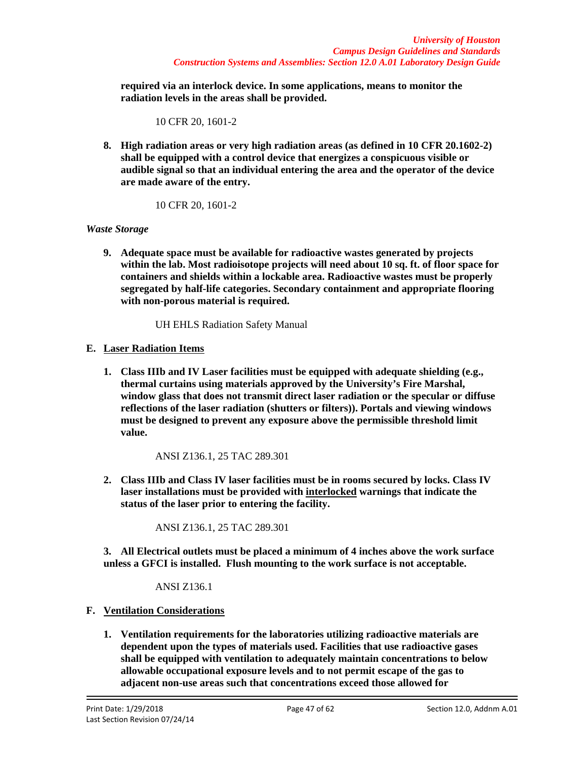**required via an interlock device. In some applications, means to monitor the radiation levels in the areas shall be provided.**

10 CFR 20, 1601-2

8. **High radiation areas or very high radiation areas (as defined in 10 CFR 20.1602-2) shall be equipped with a control device that energizes a conspicuous visible or audible signal so that an individual entering the area and the operator of the device are made aware of the entry.**

   10 CFR 20, 1601-2

*Waste Storage*

9. **Adequate space must be available for radioactive wastes generated by projects within the lab. Most radioisotope projects will need about 10 sq. ft. of floor space for containers and shields within a lockable area. Radioactive wastes must be properly segregated by half-life categories. Secondary containment and appropriate flooring with non-porous material is required.**

   UH EHLS Radiation Safety Manual

**E. <u>Laser Radiation Items</u>**

1. **Class IIIb and IV Laser facilities must be equipped with adequate shielding (e.g., thermal curtains using materials approved by the University's Fire Marshal, window glass that does not transmit direct laser radiation or the specular or diffuse reflections of the laser radiation (shutters or filters)). Portals and viewing windows must be designed to prevent any exposure above the permissible threshold limit value.**

   ANSI Z136.1, 25 TAC 289.301

2. **Class IIIb and Class IV laser facilities must be in rooms secured by locks. Class IV laser installations must be provided with <u>interlocked</u> warnings that indicate the status of the laser prior to entering the facility.**

   ANSI Z136.1, 25 TAC 289.301

3. **All Electrical outlets must be placed a minimum of 4 inches above the work surface unless a GFCI is installed. Flush mounting to the work surface is not acceptable.**

   ANSI Z136.1

**F. <u>Ventilation Considerations</u>**

1. **Ventilation requirements for the laboratories utilizing radioactive materials are dependent upon the types of materials used. Facilities that use radioactive gases shall be equipped with ventilation to adequately maintain concentrations to below allowable occupational exposure levels and to not permit escape of the gas to adjacent non-use areas such that concentrations exceed those allowed for**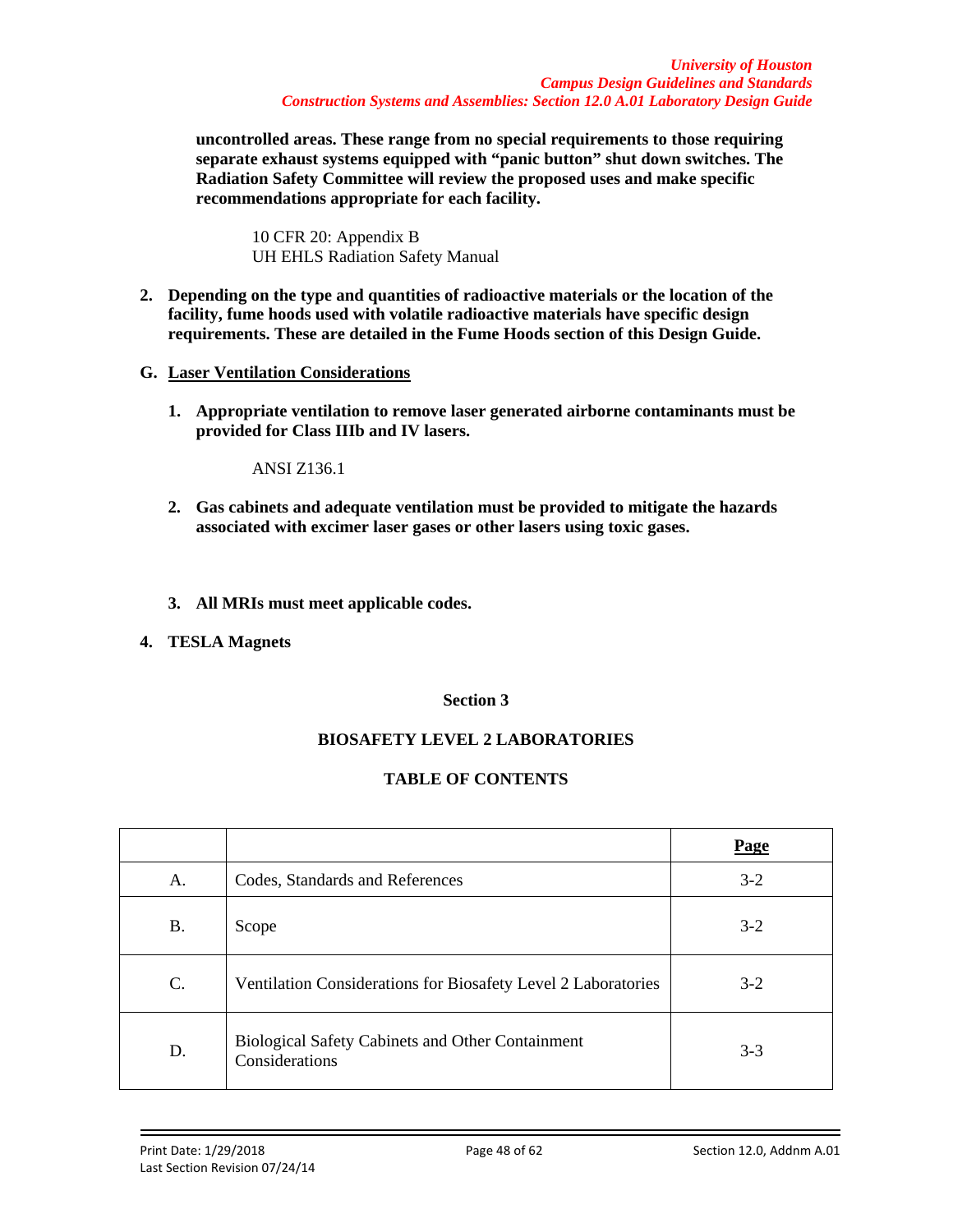**uncontrolled areas. These range from no special requirements to those requiring separate exhaust systems equipped with "panic button" shut down switches. The Radiation Safety Committee will review the proposed uses and make specific recommendations appropriate for each facility.**

10 CFR 20: Appendix B
UH EHLS Radiation Safety Manual

2. **Depending on the type and quantities of radioactive materials or the location of the facility, fume hoods used with volatile radioactive materials have specific design requirements. These are detailed in the Fume Hoods section of this Design Guide.**

**G. Laser Ventilation Considerations**

1. **Appropriate ventilation to remove laser generated airborne contaminants must be provided for Class IIIb and IV lasers.**

   ANSI Z136.1

2. **Gas cabinets and adequate ventilation must be provided to mitigate the hazards associated with excimer laser gases or other lasers using toxic gases.**

3. **All MRIs must meet applicable codes.**

4. **TESLA Magnets**

## Section 3

## BIOSAFETY LEVEL 2 LABORATORIES

## TABLE OF CONTENTS

| | | **Page** |
|---|---|---|
| A. | Codes, Standards and References | 3-2 |
| B. | Scope | 3-2 |
| C. | Ventilation Considerations for Biosafety Level 2 Laboratories | 3-2 |
| D. | Biological Safety Cabinets and Other Containment Considerations | 3-3 |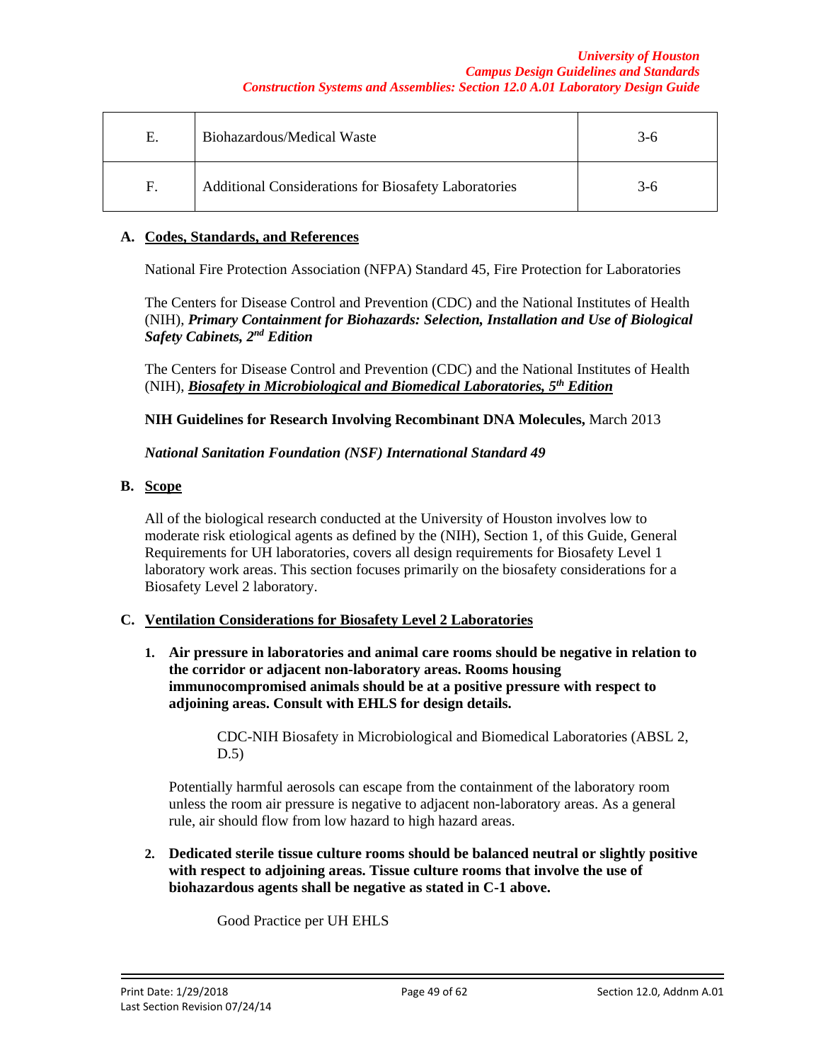| | | |
|---|---|---|
| E. | Biohazardous/Medical Waste | 3-6 |
| F. | Additional Considerations for Biosafety Laboratories | 3-6 |

**A. Codes, Standards, and References**

National Fire Protection Association (NFPA) Standard 45, Fire Protection for Laboratories

The Centers for Disease Control and Prevention (CDC) and the National Institutes of Health (NIH), ***Primary Containment for Biohazards: Selection, Installation and Use of Biological Safety Cabinets, 2nd Edition***

The Centers for Disease Control and Prevention (CDC) and the National Institutes of Health (NIH), ***Biosafety in Microbiological and Biomedical Laboratories, 5th Edition***

**NIH Guidelines for Research Involving Recombinant DNA Molecules,** March 2013

***National Sanitation Foundation (NSF) International Standard 49***

**B. Scope**

All of the biological research conducted at the University of Houston involves low to moderate risk etiological agents as defined by the (NIH), Section 1, of this Guide, General Requirements for UH laboratories, covers all design requirements for Biosafety Level 1 laboratory work areas. This section focuses primarily on the biosafety considerations for a Biosafety Level 2 laboratory.

**C. Ventilation Considerations for Biosafety Level 2 Laboratories**

1. **Air pressure in laboratories and animal care rooms should be negative in relation to the corridor or adjacent non-laboratory areas. Rooms housing immunocompromised animals should be at a positive pressure with respect to adjoining areas. Consult with EHLS for design details.**

   CDC-NIH Biosafety in Microbiological and Biomedical Laboratories (ABSL 2, D.5)

   Potentially harmful aerosols can escape from the containment of the laboratory room unless the room air pressure is negative to adjacent non-laboratory areas. As a general rule, air should flow from low hazard to high hazard areas.

2. **Dedicated sterile tissue culture rooms should be balanced neutral or slightly positive with respect to adjoining areas. Tissue culture rooms that involve the use of biohazardous agents shall be negative as stated in C-1 above.**

   Good Practice per UH EHLS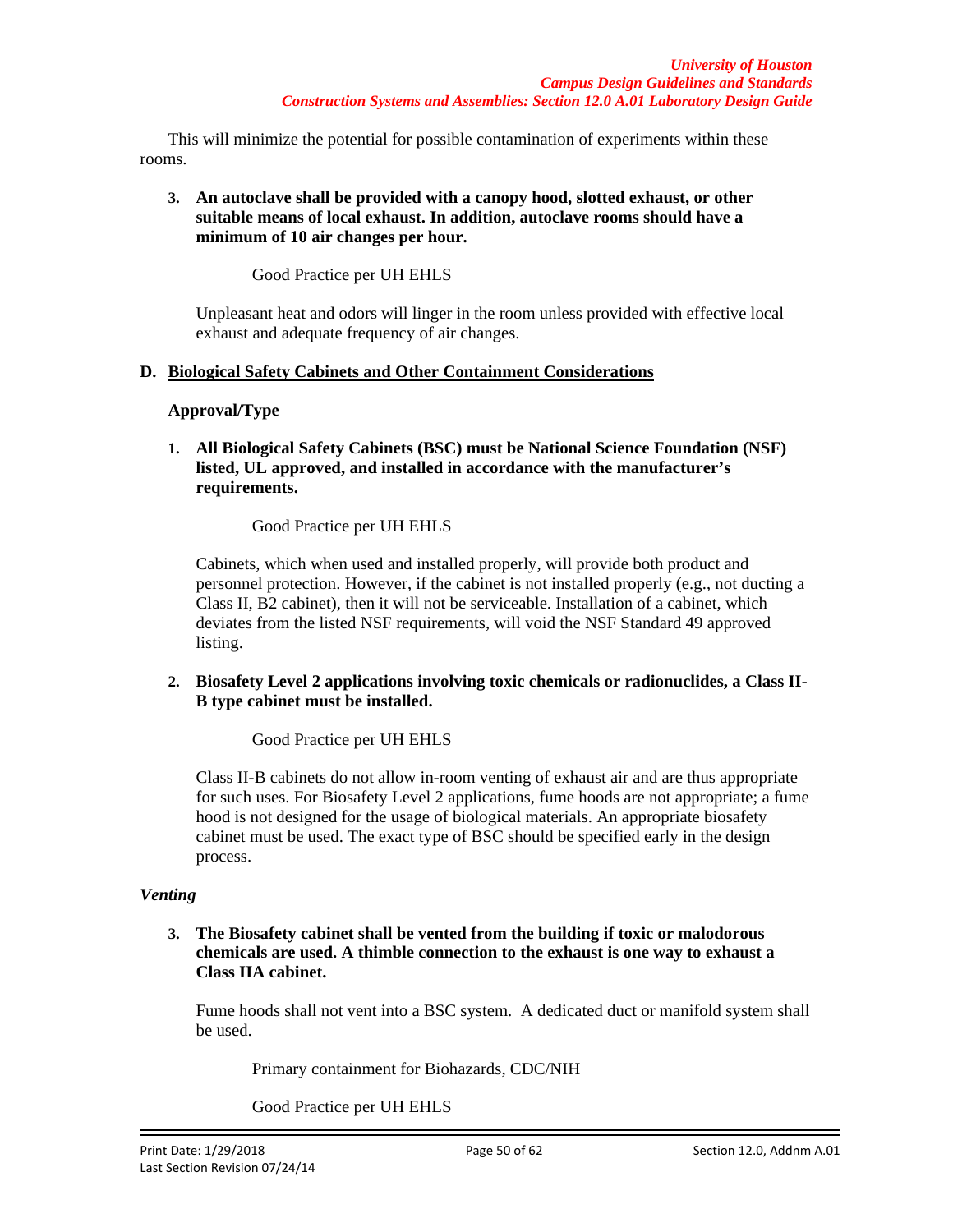This will minimize the potential for possible contamination of experiments within these rooms.

3. **An autoclave shall be provided with a canopy hood, slotted exhaust, or other suitable means of local exhaust. In addition, autoclave rooms should have a minimum of 10 air changes per hour.**

   Good Practice per UH EHLS

   Unpleasant heat and odors will linger in the room unless provided with effective local exhaust and adequate frequency of air changes.

### D. Biological Safety Cabinets and Other Containment Considerations

**Approval/Type**

1. **All Biological Safety Cabinets (BSC) must be National Science Foundation (NSF) listed, UL approved, and installed in accordance with the manufacturer's requirements.**

   Good Practice per UH EHLS

   Cabinets, which when used and installed properly, will provide both product and personnel protection. However, if the cabinet is not installed properly (e.g., not ducting a Class II, B2 cabinet), then it will not be serviceable. Installation of a cabinet, which deviates from the listed NSF requirements, will void the NSF Standard 49 approved listing.

2. **Biosafety Level 2 applications involving toxic chemicals or radionuclides, a Class II-B type cabinet must be installed.**

   Good Practice per UH EHLS

   Class II-B cabinets do not allow in-room venting of exhaust air and are thus appropriate for such uses. For Biosafety Level 2 applications, fume hoods are not appropriate; a fume hood is not designed for the usage of biological materials. An appropriate biosafety cabinet must be used. The exact type of BSC should be specified early in the design process.

*Venting*

3. **The Biosafety cabinet shall be vented from the building if toxic or malodorous chemicals are used. A thimble connection to the exhaust is one way to exhaust a Class IIA cabinet.**

   Fume hoods shall not vent into a BSC system. A dedicated duct or manifold system shall be used.

   Primary containment for Biohazards, CDC/NIH

   Good Practice per UH EHLS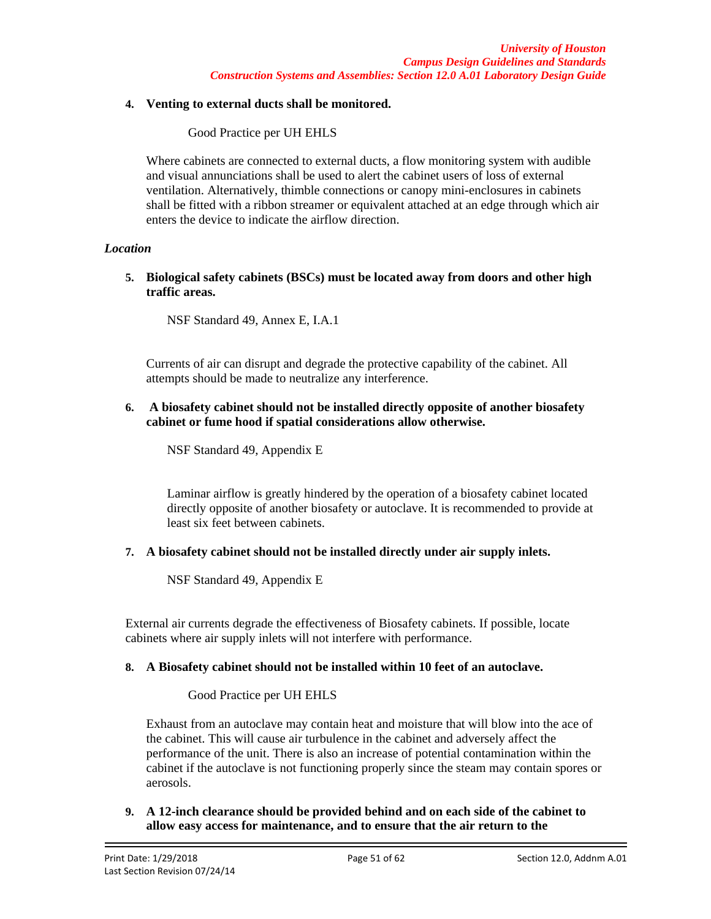**4. Venting to external ducts shall be monitored.**

Good Practice per UH EHLS

Where cabinets are connected to external ducts, a flow monitoring system with audible and visual annunciations shall be used to alert the cabinet users of loss of external ventilation. Alternatively, thimble connections or canopy mini-enclosures in cabinets shall be fitted with a ribbon streamer or equivalent attached at an edge through which air enters the device to indicate the airflow direction.

*Location*

**5. Biological safety cabinets (BSCs) must be located away from doors and other high traffic areas.**

NSF Standard 49, Annex E, I.A.1

Currents of air can disrupt and degrade the protective capability of the cabinet. All attempts should be made to neutralize any interference.

**6. A biosafety cabinet should not be installed directly opposite of another biosafety cabinet or fume hood if spatial considerations allow otherwise.**

NSF Standard 49, Appendix E

Laminar airflow is greatly hindered by the operation of a biosafety cabinet located directly opposite of another biosafety or autoclave. It is recommended to provide at least six feet between cabinets.

**7. A biosafety cabinet should not be installed directly under air supply inlets.**

NSF Standard 49, Appendix E

External air currents degrade the effectiveness of Biosafety cabinets. If possible, locate cabinets where air supply inlets will not interfere with performance.

**8. A Biosafety cabinet should not be installed within 10 feet of an autoclave.**

Good Practice per UH EHLS

Exhaust from an autoclave may contain heat and moisture that will blow into the ace of the cabinet. This will cause air turbulence in the cabinet and adversely affect the performance of the unit. There is also an increase of potential contamination within the cabinet if the autoclave is not functioning properly since the steam may contain spores or aerosols.

**9. A 12-inch clearance should be provided behind and on each side of the cabinet to allow easy access for maintenance, and to ensure that the air return to the**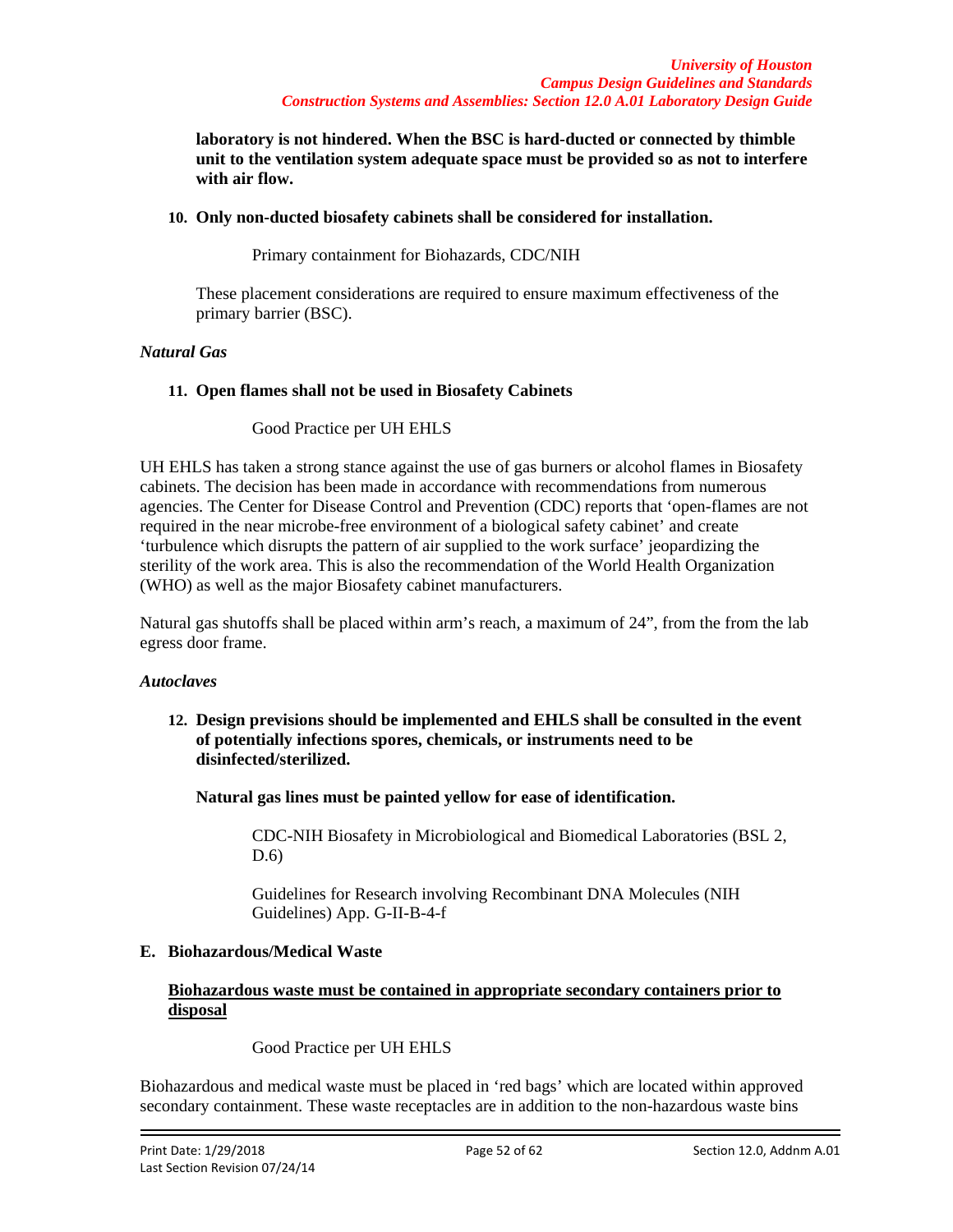**laboratory is not hindered. When the BSC is hard-ducted or connected by thimble unit to the ventilation system adequate space must be provided so as not to interfere with air flow.**

10. **Only non-ducted biosafety cabinets shall be considered for installation.**

    Primary containment for Biohazards, CDC/NIH

    These placement considerations are required to ensure maximum effectiveness of the primary barrier (BSC).

*Natural Gas*

11. **Open flames shall not be used in Biosafety Cabinets**

    Good Practice per UH EHLS

UH EHLS has taken a strong stance against the use of gas burners or alcohol flames in Biosafety cabinets. The decision has been made in accordance with recommendations from numerous agencies. The Center for Disease Control and Prevention (CDC) reports that 'open-flames are not required in the near microbe-free environment of a biological safety cabinet' and create 'turbulence which disrupts the pattern of air supplied to the work surface' jeopardizing the sterility of the work area. This is also the recommendation of the World Health Organization (WHO) as well as the major Biosafety cabinet manufacturers.

Natural gas shutoffs shall be placed within arm's reach, a maximum of 24", from the from the lab egress door frame.

*Autoclaves*

12. **Design previsions should be implemented and EHLS shall be consulted in the event of potentially infections spores, chemicals, or instruments need to be disinfected/sterilized.**

    **Natural gas lines must be painted yellow for ease of identification.**

    CDC-NIH Biosafety in Microbiological and Biomedical Laboratories (BSL 2, D.6)

    Guidelines for Research involving Recombinant DNA Molecules (NIH Guidelines) App. G-II-B-4-f

**E. Biohazardous/Medical Waste**

**<u>Biohazardous waste must be contained in appropriate secondary containers prior to disposal</u>**

Good Practice per UH EHLS

Biohazardous and medical waste must be placed in 'red bags' which are located within approved secondary containment. These waste receptacles are in addition to the non-hazardous waste bins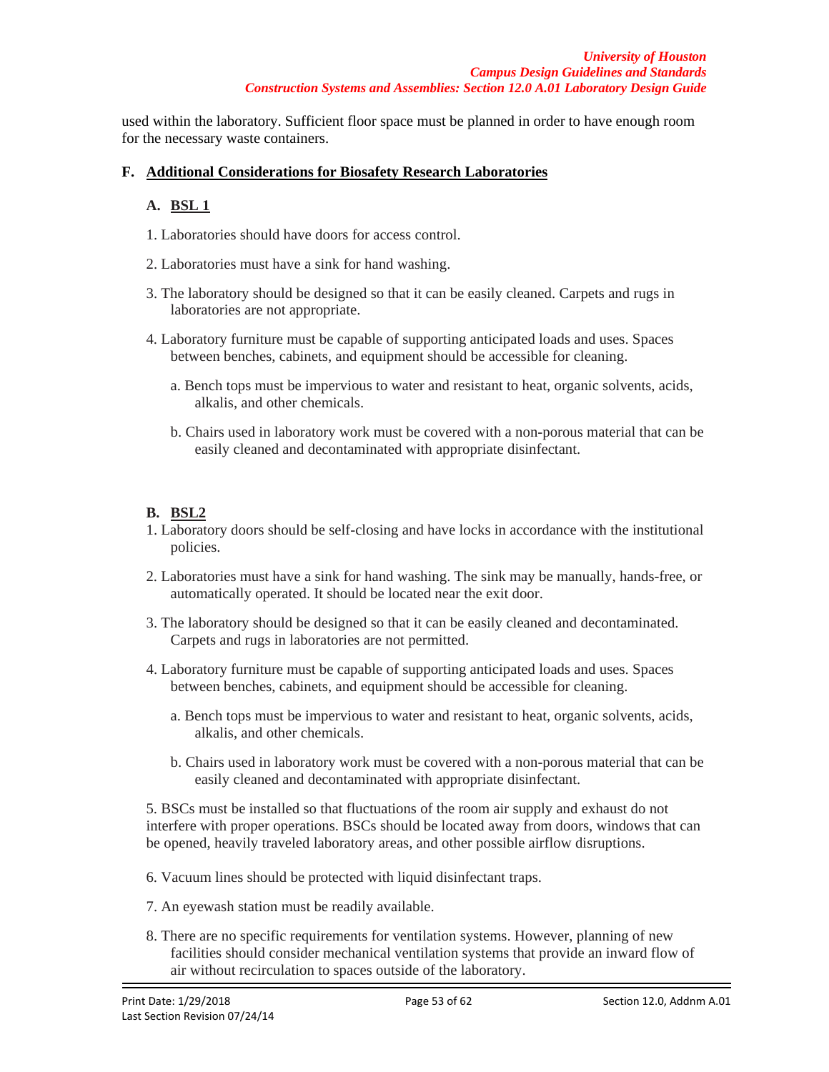used within the laboratory. Sufficient floor space must be planned in order to have enough room for the necessary waste containers.

## F. Additional Considerations for Biosafety Research Laboratories

### A. BSL 1

1. Laboratories should have doors for access control.

2. Laboratories must have a sink for hand washing.

3. The laboratory should be designed so that it can be easily cleaned. Carpets and rugs in laboratories are not appropriate.

4. Laboratory furniture must be capable of supporting anticipated loads and uses. Spaces between benches, cabinets, and equipment should be accessible for cleaning.

   a. Bench tops must be impervious to water and resistant to heat, organic solvents, acids, alkalis, and other chemicals.

   b. Chairs used in laboratory work must be covered with a non-porous material that can be easily cleaned and decontaminated with appropriate disinfectant.

### B. BSL2

1. Laboratory doors should be self-closing and have locks in accordance with the institutional policies.

2. Laboratories must have a sink for hand washing. The sink may be manually, hands-free, or automatically operated. It should be located near the exit door.

3. The laboratory should be designed so that it can be easily cleaned and decontaminated. Carpets and rugs in laboratories are not permitted.

4. Laboratory furniture must be capable of supporting anticipated loads and uses. Spaces between benches, cabinets, and equipment should be accessible for cleaning.

   a. Bench tops must be impervious to water and resistant to heat, organic solvents, acids, alkalis, and other chemicals.

   b. Chairs used in laboratory work must be covered with a non-porous material that can be easily cleaned and decontaminated with appropriate disinfectant.

5. BSCs must be installed so that fluctuations of the room air supply and exhaust do not interfere with proper operations. BSCs should be located away from doors, windows that can be opened, heavily traveled laboratory areas, and other possible airflow disruptions.

6. Vacuum lines should be protected with liquid disinfectant traps.

7. An eyewash station must be readily available.

8. There are no specific requirements for ventilation systems. However, planning of new facilities should consider mechanical ventilation systems that provide an inward flow of air without recirculation to spaces outside of the laboratory.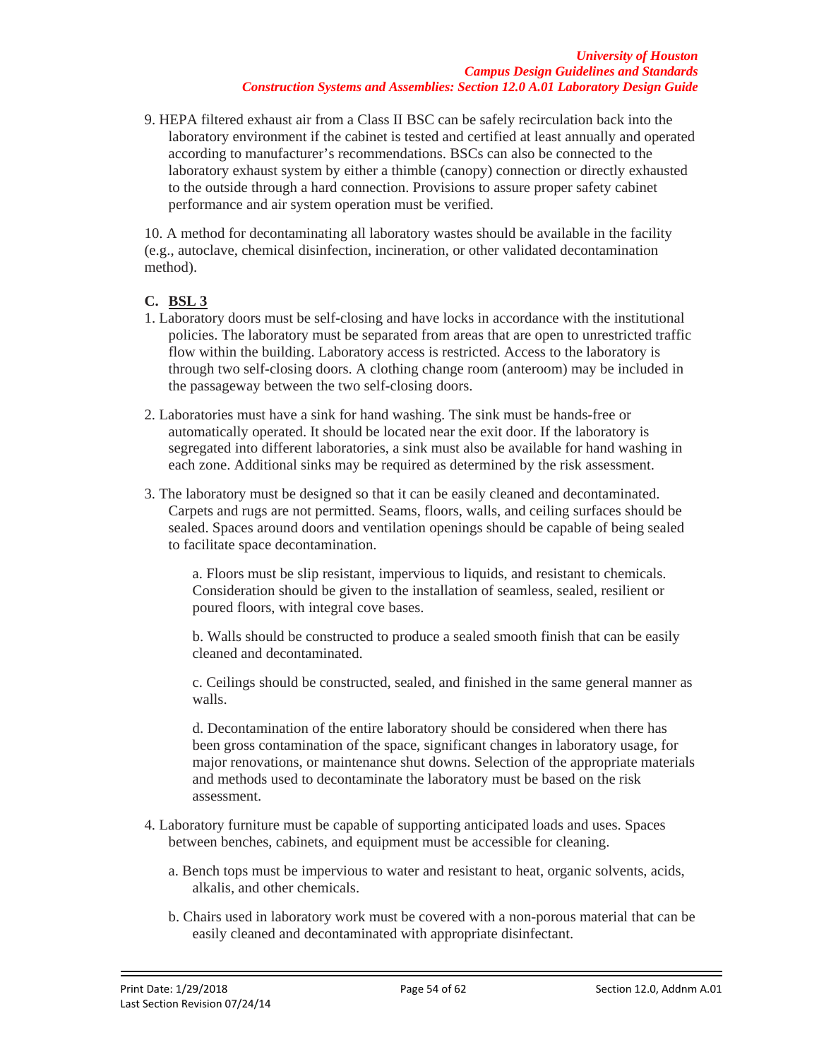9. HEPA filtered exhaust air from a Class II BSC can be safely recirculation back into the laboratory environment if the cabinet is tested and certified at least annually and operated according to manufacturer's recommendations. BSCs can also be connected to the laboratory exhaust system by either a thimble (canopy) connection or directly exhausted to the outside through a hard connection. Provisions to assure proper safety cabinet performance and air system operation must be verified.

10. A method for decontaminating all laboratory wastes should be available in the facility (e.g., autoclave, chemical disinfection, incineration, or other validated decontamination method).

**C. <u>BSL 3</u>**

1. Laboratory doors must be self-closing and have locks in accordance with the institutional policies. The laboratory must be separated from areas that are open to unrestricted traffic flow within the building. Laboratory access is restricted. Access to the laboratory is through two self-closing doors. A clothing change room (anteroom) may be included in the passageway between the two self-closing doors.

2. Laboratories must have a sink for hand washing. The sink must be hands-free or automatically operated. It should be located near the exit door. If the laboratory is segregated into different laboratories, a sink must also be available for hand washing in each zone. Additional sinks may be required as determined by the risk assessment.

3. The laboratory must be designed so that it can be easily cleaned and decontaminated. Carpets and rugs are not permitted. Seams, floors, walls, and ceiling surfaces should be sealed. Spaces around doors and ventilation openings should be capable of being sealed to facilitate space decontamination.

    a. Floors must be slip resistant, impervious to liquids, and resistant to chemicals. Consideration should be given to the installation of seamless, sealed, resilient or poured floors, with integral cove bases.

    b. Walls should be constructed to produce a sealed smooth finish that can be easily cleaned and decontaminated.

    c. Ceilings should be constructed, sealed, and finished in the same general manner as walls.

    d. Decontamination of the entire laboratory should be considered when there has been gross contamination of the space, significant changes in laboratory usage, for major renovations, or maintenance shut downs. Selection of the appropriate materials and methods used to decontaminate the laboratory must be based on the risk assessment.

4. Laboratory furniture must be capable of supporting anticipated loads and uses. Spaces between benches, cabinets, and equipment must be accessible for cleaning.

    a. Bench tops must be impervious to water and resistant to heat, organic solvents, acids, alkalis, and other chemicals.

    b. Chairs used in laboratory work must be covered with a non-porous material that can be easily cleaned and decontaminated with appropriate disinfectant.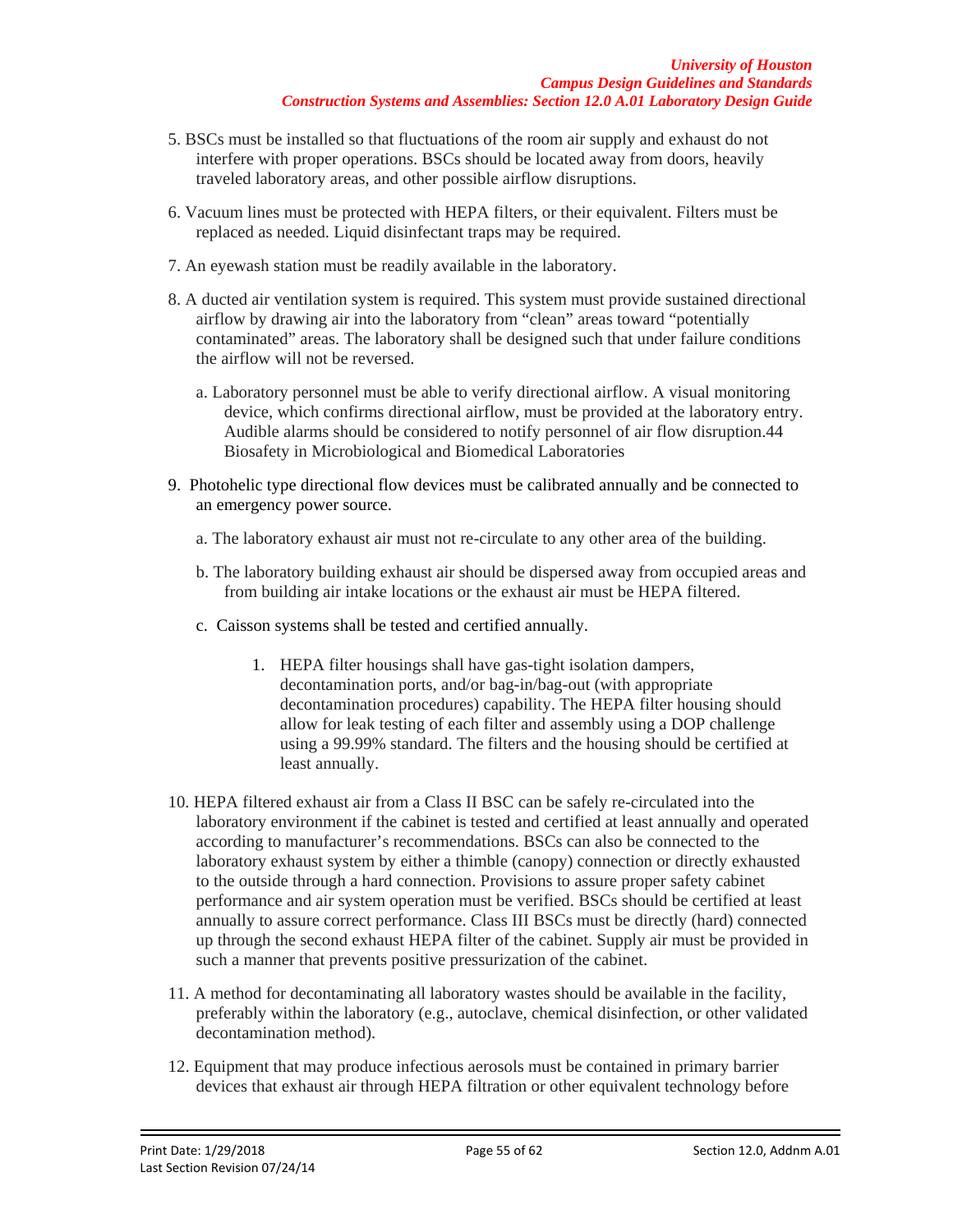5. BSCs must be installed so that fluctuations of the room air supply and exhaust do not interfere with proper operations. BSCs should be located away from doors, heavily traveled laboratory areas, and other possible airflow disruptions.

6. Vacuum lines must be protected with HEPA filters, or their equivalent. Filters must be replaced as needed. Liquid disinfectant traps may be required.

7. An eyewash station must be readily available in the laboratory.

8. A ducted air ventilation system is required. This system must provide sustained directional airflow by drawing air into the laboratory from "clean" areas toward "potentially contaminated" areas. The laboratory shall be designed such that under failure conditions the airflow will not be reversed.

   a. Laboratory personnel must be able to verify directional airflow. A visual monitoring device, which confirms directional airflow, must be provided at the laboratory entry. Audible alarms should be considered to notify personnel of air flow disruption.44 Biosafety in Microbiological and Biomedical Laboratories

9. Photohelic type directional flow devices must be calibrated annually and be connected to an emergency power source.

   a. The laboratory exhaust air must not re-circulate to any other area of the building.

   b. The laboratory building exhaust air should be dispersed away from occupied areas and from building air intake locations or the exhaust air must be HEPA filtered.

   c. Caisson systems shall be tested and certified annually.

      1. HEPA filter housings shall have gas-tight isolation dampers, decontamination ports, and/or bag-in/bag-out (with appropriate decontamination procedures) capability. The HEPA filter housing should allow for leak testing of each filter and assembly using a DOP challenge using a 99.99% standard. The filters and the housing should be certified at least annually.

10. HEPA filtered exhaust air from a Class II BSC can be safely re-circulated into the laboratory environment if the cabinet is tested and certified at least annually and operated according to manufacturer's recommendations. BSCs can also be connected to the laboratory exhaust system by either a thimble (canopy) connection or directly exhausted to the outside through a hard connection. Provisions to assure proper safety cabinet performance and air system operation must be verified. BSCs should be certified at least annually to assure correct performance. Class III BSCs must be directly (hard) connected up through the second exhaust HEPA filter of the cabinet. Supply air must be provided in such a manner that prevents positive pressurization of the cabinet.

11. A method for decontaminating all laboratory wastes should be available in the facility, preferably within the laboratory (e.g., autoclave, chemical disinfection, or other validated decontamination method).

12. Equipment that may produce infectious aerosols must be contained in primary barrier devices that exhaust air through HEPA filtration or other equivalent technology before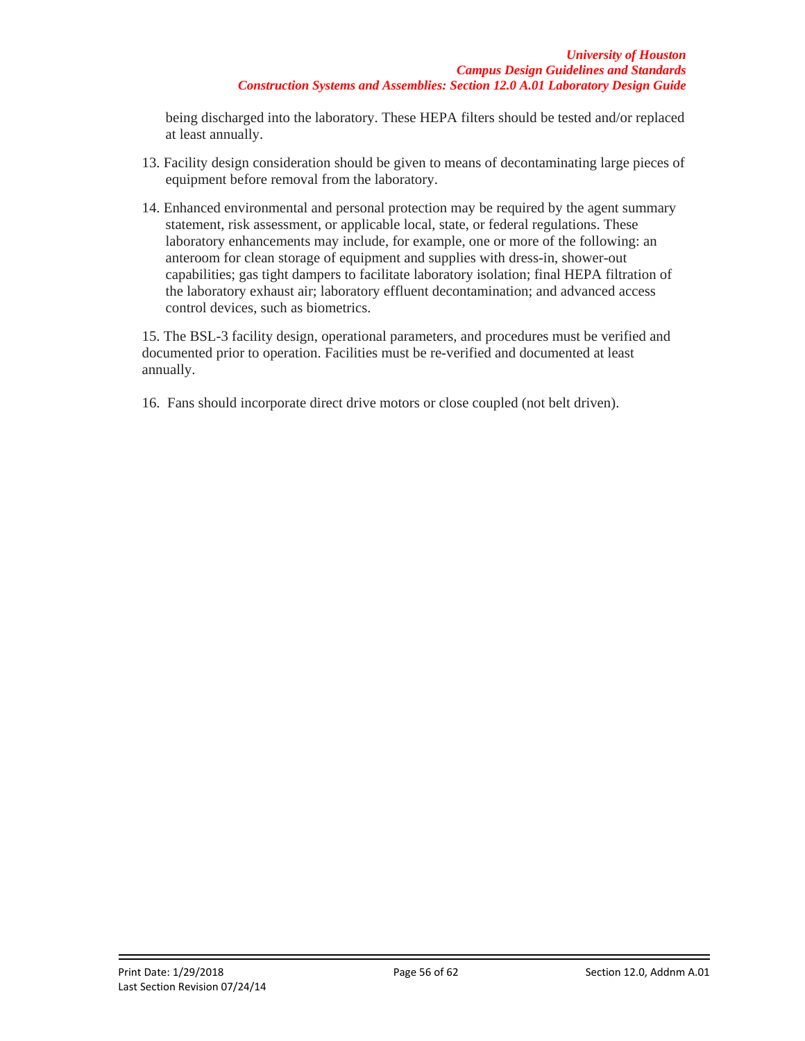being discharged into the laboratory. These HEPA filters should be tested and/or replaced at least annually.

13. Facility design consideration should be given to means of decontaminating large pieces of equipment before removal from the laboratory.

14. Enhanced environmental and personal protection may be required by the agent summary statement, risk assessment, or applicable local, state, or federal regulations. These laboratory enhancements may include, for example, one or more of the following: an anteroom for clean storage of equipment and supplies with dress-in, shower-out capabilities; gas tight dampers to facilitate laboratory isolation; final HEPA filtration of the laboratory exhaust air; laboratory effluent decontamination; and advanced access control devices, such as biometrics.

15. The BSL-3 facility design, operational parameters, and procedures must be verified and documented prior to operation. Facilities must be re-verified and documented at least annually.

16. Fans should incorporate direct drive motors or close coupled (not belt driven).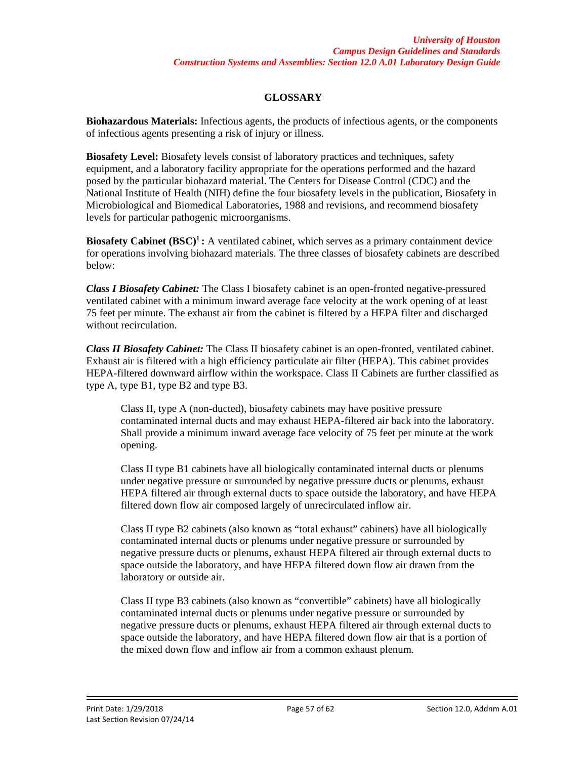## GLOSSARY

**Biohazardous Materials:** Infectious agents, the products of infectious agents, or the components of infectious agents presenting a risk of injury or illness.

**Biosafety Level:** Biosafety levels consist of laboratory practices and techniques, safety equipment, and a laboratory facility appropriate for the operations performed and the hazard posed by the particular biohazard material. The Centers for Disease Control (CDC) and the National Institute of Health (NIH) define the four biosafety levels in the publication, Biosafety in Microbiological and Biomedical Laboratories, 1988 and revisions, and recommend biosafety levels for particular pathogenic microorganisms.

**Biosafety Cabinet (BSC)[1] :** A ventilated cabinet, which serves as a primary containment device for operations involving biohazard materials. The three classes of biosafety cabinets are described below:

***Class I Biosafety Cabinet:*** The Class I biosafety cabinet is an open-fronted negative-pressured ventilated cabinet with a minimum inward average face velocity at the work opening of at least 75 feet per minute. The exhaust air from the cabinet is filtered by a HEPA filter and discharged without recirculation.

***Class II Biosafety Cabinet:*** The Class II biosafety cabinet is an open-fronted, ventilated cabinet. Exhaust air is filtered with a high efficiency particulate air filter (HEPA). This cabinet provides HEPA-filtered downward airflow within the workspace. Class II Cabinets are further classified as type A, type B1, type B2 and type B3.

> Class II, type A (non-ducted), biosafety cabinets may have positive pressure contaminated internal ducts and may exhaust HEPA-filtered air back into the laboratory. Shall provide a minimum inward average face velocity of 75 feet per minute at the work opening.
>
> Class II type B1 cabinets have all biologically contaminated internal ducts or plenums under negative pressure or surrounded by negative pressure ducts or plenums, exhaust HEPA filtered air through external ducts to space outside the laboratory, and have HEPA filtered down flow air composed largely of unrecirculated inflow air.
>
> Class II type B2 cabinets (also known as "total exhaust" cabinets) have all biologically contaminated internal ducts or plenums under negative pressure or surrounded by negative pressure ducts or plenums, exhaust HEPA filtered air through external ducts to space outside the laboratory, and have HEPA filtered down flow air drawn from the laboratory or outside air.
>
> Class II type B3 cabinets (also known as "convertible" cabinets) have all biologically contaminated internal ducts or plenums under negative pressure or surrounded by negative pressure ducts or plenums, exhaust HEPA filtered air through external ducts to space outside the laboratory, and have HEPA filtered down flow air that is a portion of the mixed down flow and inflow air from a common exhaust plenum.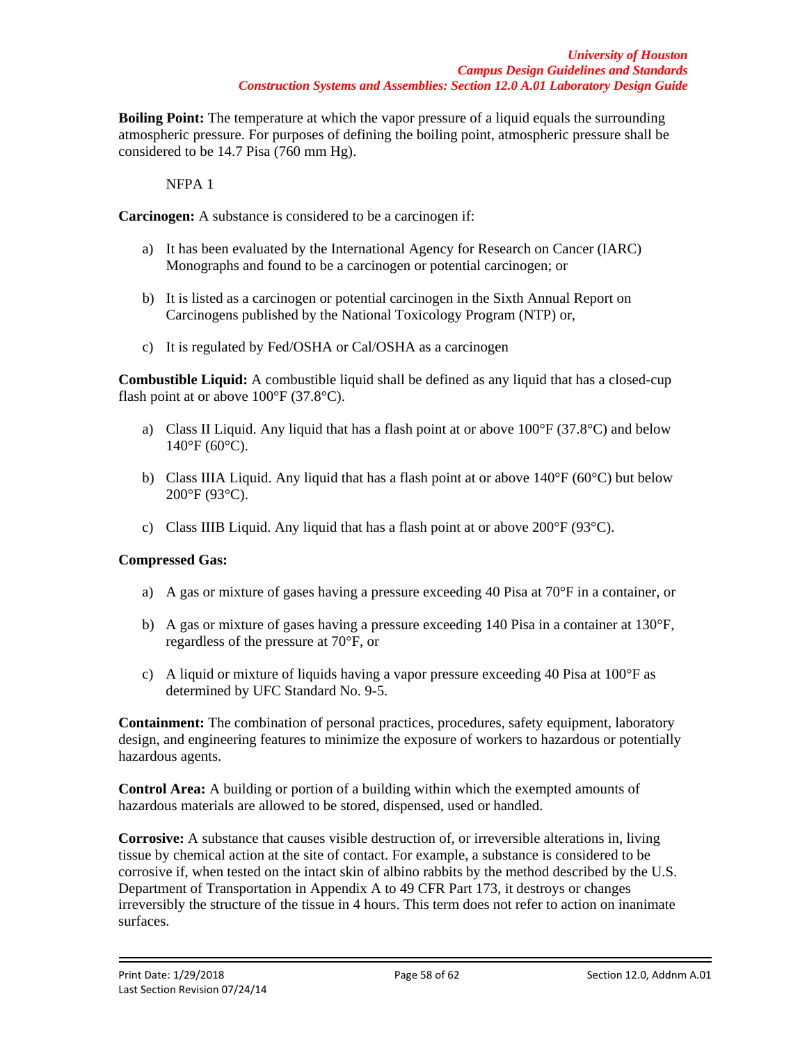**Boiling Point:** The temperature at which the vapor pressure of a liquid equals the surrounding atmospheric pressure. For purposes of defining the boiling point, atmospheric pressure shall be considered to be 14.7 Pisa (760 mm Hg).

NFPA 1

**Carcinogen:** A substance is considered to be a carcinogen if:

a) It has been evaluated by the International Agency for Research on Cancer (IARC) Monographs and found to be a carcinogen or potential carcinogen; or

b) It is listed as a carcinogen or potential carcinogen in the Sixth Annual Report on Carcinogens published by the National Toxicology Program (NTP) or,

c) It is regulated by Fed/OSHA or Cal/OSHA as a carcinogen

**Combustible Liquid:** A combustible liquid shall be defined as any liquid that has a closed-cup flash point at or above 100°F (37.8°C).

a) Class II Liquid. Any liquid that has a flash point at or above 100°F (37.8°C) and below 140°F (60°C).

b) Class IIIA Liquid. Any liquid that has a flash point at or above 140°F (60°C) but below 200°F (93°C).

c) Class IIIB Liquid. Any liquid that has a flash point at or above 200°F (93°C).

**Compressed Gas:**

a) A gas or mixture of gases having a pressure exceeding 40 Pisa at 70°F in a container, or

b) A gas or mixture of gases having a pressure exceeding 140 Pisa in a container at 130°F, regardless of the pressure at 70°F, or

c) A liquid or mixture of liquids having a vapor pressure exceeding 40 Pisa at 100°F as determined by UFC Standard No. 9-5.

**Containment:** The combination of personal practices, procedures, safety equipment, laboratory design, and engineering features to minimize the exposure of workers to hazardous or potentially hazardous agents.

**Control Area:** A building or portion of a building within which the exempted amounts of hazardous materials are allowed to be stored, dispensed, used or handled.

**Corrosive:** A substance that causes visible destruction of, or irreversible alterations in, living tissue by chemical action at the site of contact. For example, a substance is considered to be corrosive if, when tested on the intact skin of albino rabbits by the method described by the U.S. Department of Transportation in Appendix A to 49 CFR Part 173, it destroys or changes irreversibly the structure of the tissue in 4 hours. This term does not refer to action on inanimate surfaces.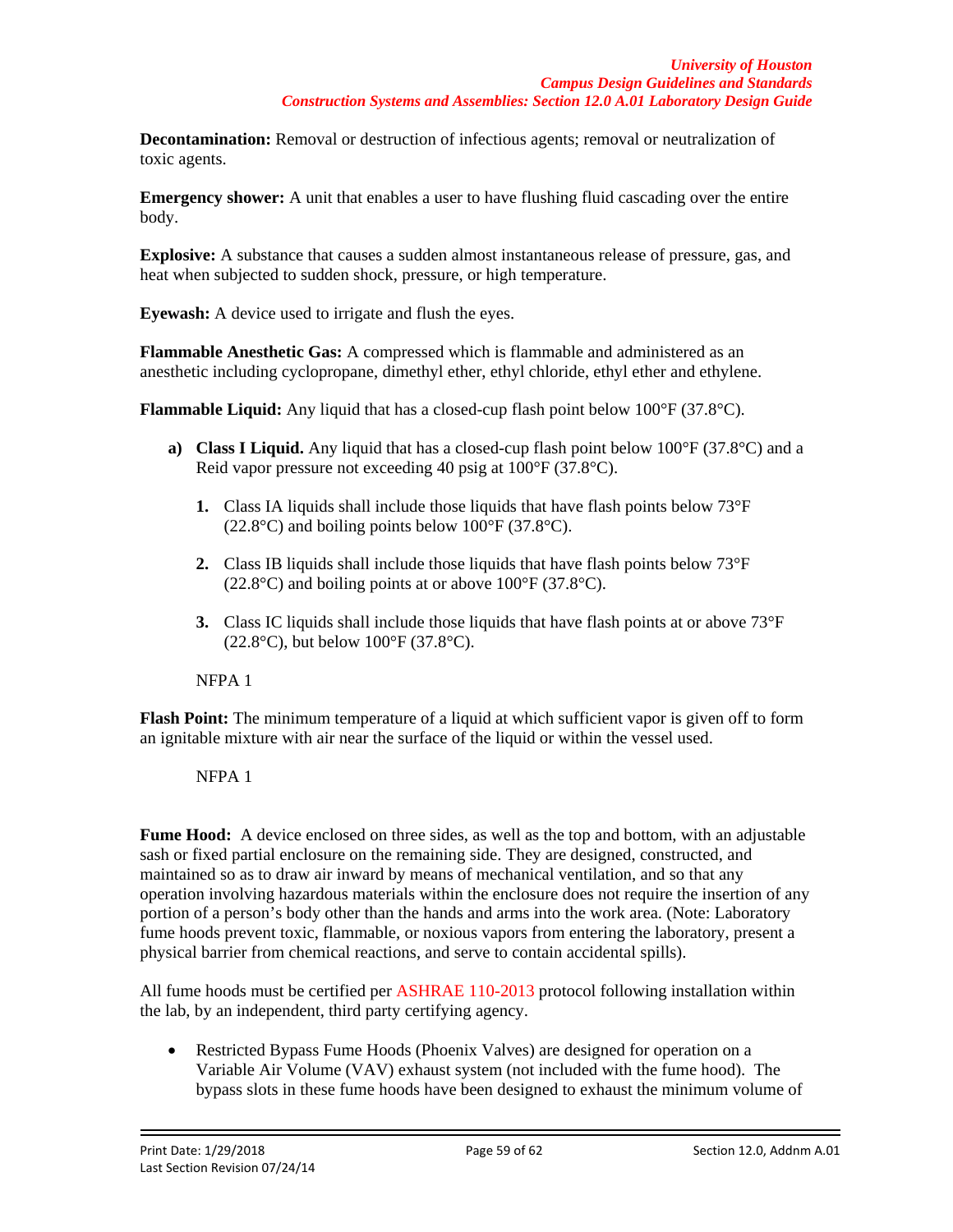**Decontamination:** Removal or destruction of infectious agents; removal or neutralization of toxic agents.

**Emergency shower:** A unit that enables a user to have flushing fluid cascading over the entire body.

**Explosive:** A substance that causes a sudden almost instantaneous release of pressure, gas, and heat when subjected to sudden shock, pressure, or high temperature.

**Eyewash:** A device used to irrigate and flush the eyes.

**Flammable Anesthetic Gas:** A compressed which is flammable and administered as an anesthetic including cyclopropane, dimethyl ether, ethyl chloride, ethyl ether and ethylene.

**Flammable Liquid:** Any liquid that has a closed-cup flash point below 100°F (37.8°C).

- **a) Class I Liquid.** Any liquid that has a closed-cup flash point below 100°F (37.8°C) and a Reid vapor pressure not exceeding 40 psig at 100°F (37.8°C).

  1. Class IA liquids shall include those liquids that have flash points below 73°F (22.8°C) and boiling points below 100°F (37.8°C).

  2. Class IB liquids shall include those liquids that have flash points below 73°F (22.8°C) and boiling points at or above 100°F (37.8°C).

  3. Class IC liquids shall include those liquids that have flash points at or above 73°F (22.8°C), but below 100°F (37.8°C).

  NFPA 1

**Flash Point:** The minimum temperature of a liquid at which sufficient vapor is given off to form an ignitable mixture with air near the surface of the liquid or within the vessel used.

NFPA 1

**Fume Hood:** A device enclosed on three sides, as well as the top and bottom, with an adjustable sash or fixed partial enclosure on the remaining side. They are designed, constructed, and maintained so as to draw air inward by means of mechanical ventilation, and so that any operation involving hazardous materials within the enclosure does not require the insertion of any portion of a person's body other than the hands and arms into the work area. (Note: Laboratory fume hoods prevent toxic, flammable, or noxious vapors from entering the laboratory, present a physical barrier from chemical reactions, and serve to contain accidental spills).

All fume hoods must be certified per ASHRAE 110-2013 protocol following installation within the lab, by an independent, third party certifying agency.

- Restricted Bypass Fume Hoods (Phoenix Valves) are designed for operation on a Variable Air Volume (VAV) exhaust system (not included with the fume hood). The bypass slots in these fume hoods have been designed to exhaust the minimum volume of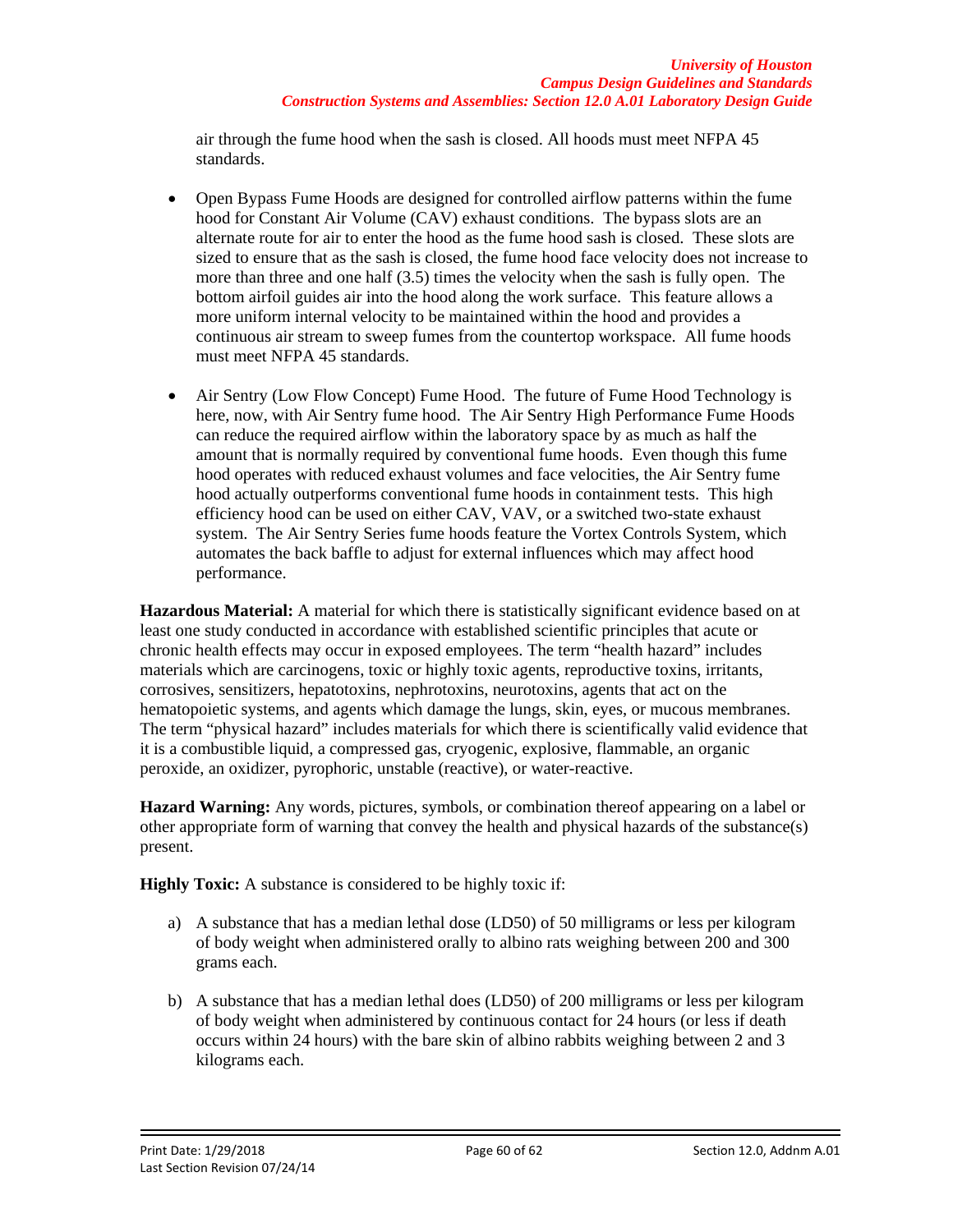air through the fume hood when the sash is closed. All hoods must meet NFPA 45 standards.

- Open Bypass Fume Hoods are designed for controlled airflow patterns within the fume hood for Constant Air Volume (CAV) exhaust conditions. The bypass slots are an alternate route for air to enter the hood as the fume hood sash is closed. These slots are sized to ensure that as the sash is closed, the fume hood face velocity does not increase to more than three and one half (3.5) times the velocity when the sash is fully open. The bottom airfoil guides air into the hood along the work surface. This feature allows a more uniform internal velocity to be maintained within the hood and provides a continuous air stream to sweep fumes from the countertop workspace. All fume hoods must meet NFPA 45 standards.

- Air Sentry (Low Flow Concept) Fume Hood. The future of Fume Hood Technology is here, now, with Air Sentry fume hood. The Air Sentry High Performance Fume Hoods can reduce the required airflow within the laboratory space by as much as half the amount that is normally required by conventional fume hoods. Even though this fume hood operates with reduced exhaust volumes and face velocities, the Air Sentry fume hood actually outperforms conventional fume hoods in containment tests. This high efficiency hood can be used on either CAV, VAV, or a switched two-state exhaust system. The Air Sentry Series fume hoods feature the Vortex Controls System, which automates the back baffle to adjust for external influences which may affect hood performance.

**Hazardous Material:** A material for which there is statistically significant evidence based on at least one study conducted in accordance with established scientific principles that acute or chronic health effects may occur in exposed employees. The term "health hazard" includes materials which are carcinogens, toxic or highly toxic agents, reproductive toxins, irritants, corrosives, sensitizers, hepatotoxins, nephrotoxins, neurotoxins, agents that act on the hematopoietic systems, and agents which damage the lungs, skin, eyes, or mucous membranes. The term "physical hazard" includes materials for which there is scientifically valid evidence that it is a combustible liquid, a compressed gas, cryogenic, explosive, flammable, an organic peroxide, an oxidizer, pyrophoric, unstable (reactive), or water-reactive.

**Hazard Warning:** Any words, pictures, symbols, or combination thereof appearing on a label or other appropriate form of warning that convey the health and physical hazards of the substance(s) present.

**Highly Toxic:** A substance is considered to be highly toxic if:

a) A substance that has a median lethal dose (LD50) of 50 milligrams or less per kilogram of body weight when administered orally to albino rats weighing between 200 and 300 grams each.

b) A substance that has a median lethal does (LD50) of 200 milligrams or less per kilogram of body weight when administered by continuous contact for 24 hours (or less if death occurs within 24 hours) with the bare skin of albino rabbits weighing between 2 and 3 kilograms each.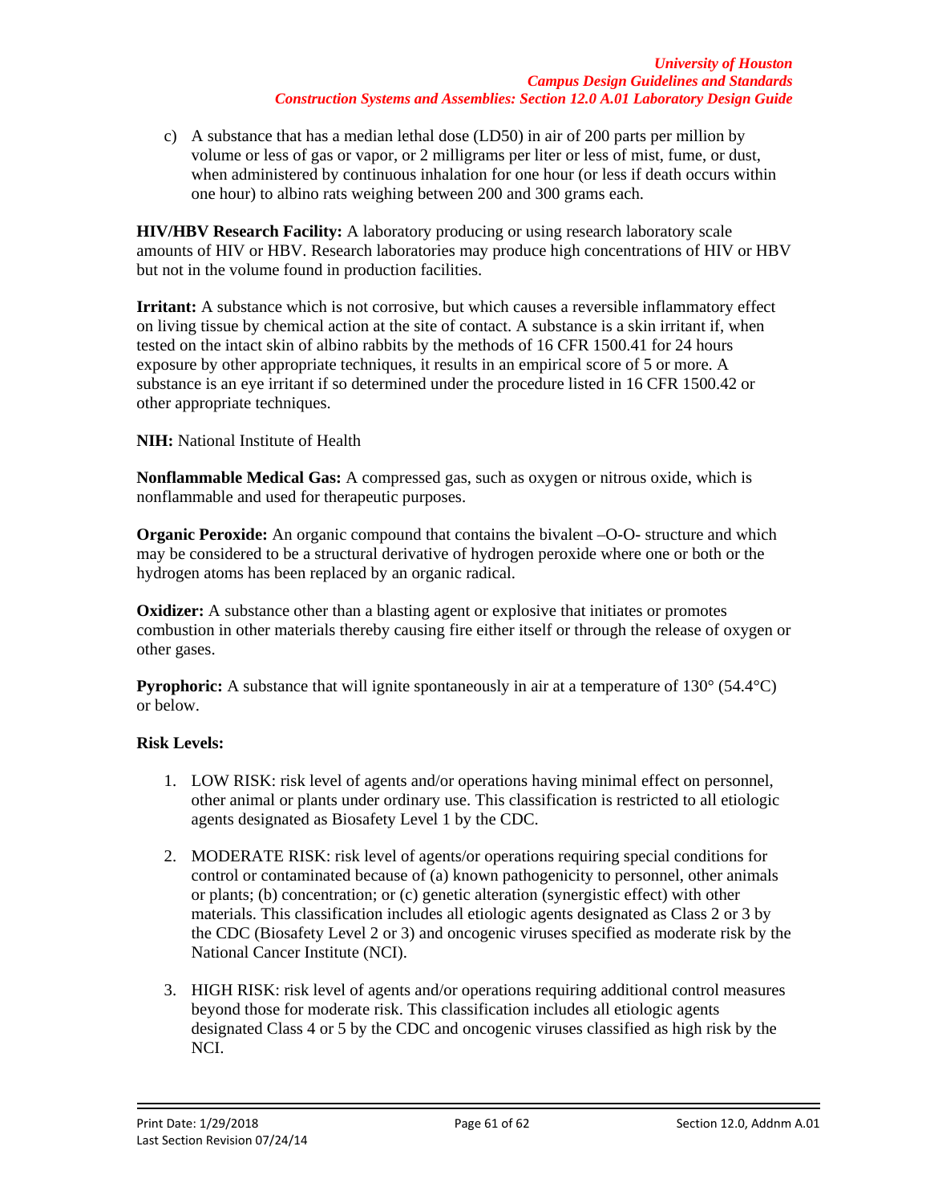c) A substance that has a median lethal dose (LD50) in air of 200 parts per million by volume or less of gas or vapor, or 2 milligrams per liter or less of mist, fume, or dust, when administered by continuous inhalation for one hour (or less if death occurs within one hour) to albino rats weighing between 200 and 300 grams each.

**HIV/HBV Research Facility:** A laboratory producing or using research laboratory scale amounts of HIV or HBV. Research laboratories may produce high concentrations of HIV or HBV but not in the volume found in production facilities.

**Irritant:** A substance which is not corrosive, but which causes a reversible inflammatory effect on living tissue by chemical action at the site of contact. A substance is a skin irritant if, when tested on the intact skin of albino rabbits by the methods of 16 CFR 1500.41 for 24 hours exposure by other appropriate techniques, it results in an empirical score of 5 or more. A substance is an eye irritant if so determined under the procedure listed in 16 CFR 1500.42 or other appropriate techniques.

**NIH:** National Institute of Health

**Nonflammable Medical Gas:** A compressed gas, such as oxygen or nitrous oxide, which is nonflammable and used for therapeutic purposes.

**Organic Peroxide:** An organic compound that contains the bivalent –O-O- structure and which may be considered to be a structural derivative of hydrogen peroxide where one or both or the hydrogen atoms has been replaced by an organic radical.

**Oxidizer:** A substance other than a blasting agent or explosive that initiates or promotes combustion in other materials thereby causing fire either itself or through the release of oxygen or other gases.

**Pyrophoric:** A substance that will ignite spontaneously in air at a temperature of 130° (54.4°C) or below.

**Risk Levels:**

1. LOW RISK: risk level of agents and/or operations having minimal effect on personnel, other animal or plants under ordinary use. This classification is restricted to all etiologic agents designated as Biosafety Level 1 by the CDC.

2. MODERATE RISK: risk level of agents/or operations requiring special conditions for control or contaminated because of (a) known pathogenicity to personnel, other animals or plants; (b) concentration; or (c) genetic alteration (synergistic effect) with other materials. This classification includes all etiologic agents designated as Class 2 or 3 by the CDC (Biosafety Level 2 or 3) and oncogenic viruses specified as moderate risk by the National Cancer Institute (NCI).

3. HIGH RISK: risk level of agents and/or operations requiring additional control measures beyond those for moderate risk. This classification includes all etiologic agents designated Class 4 or 5 by the CDC and oncogenic viruses classified as high risk by the NCI.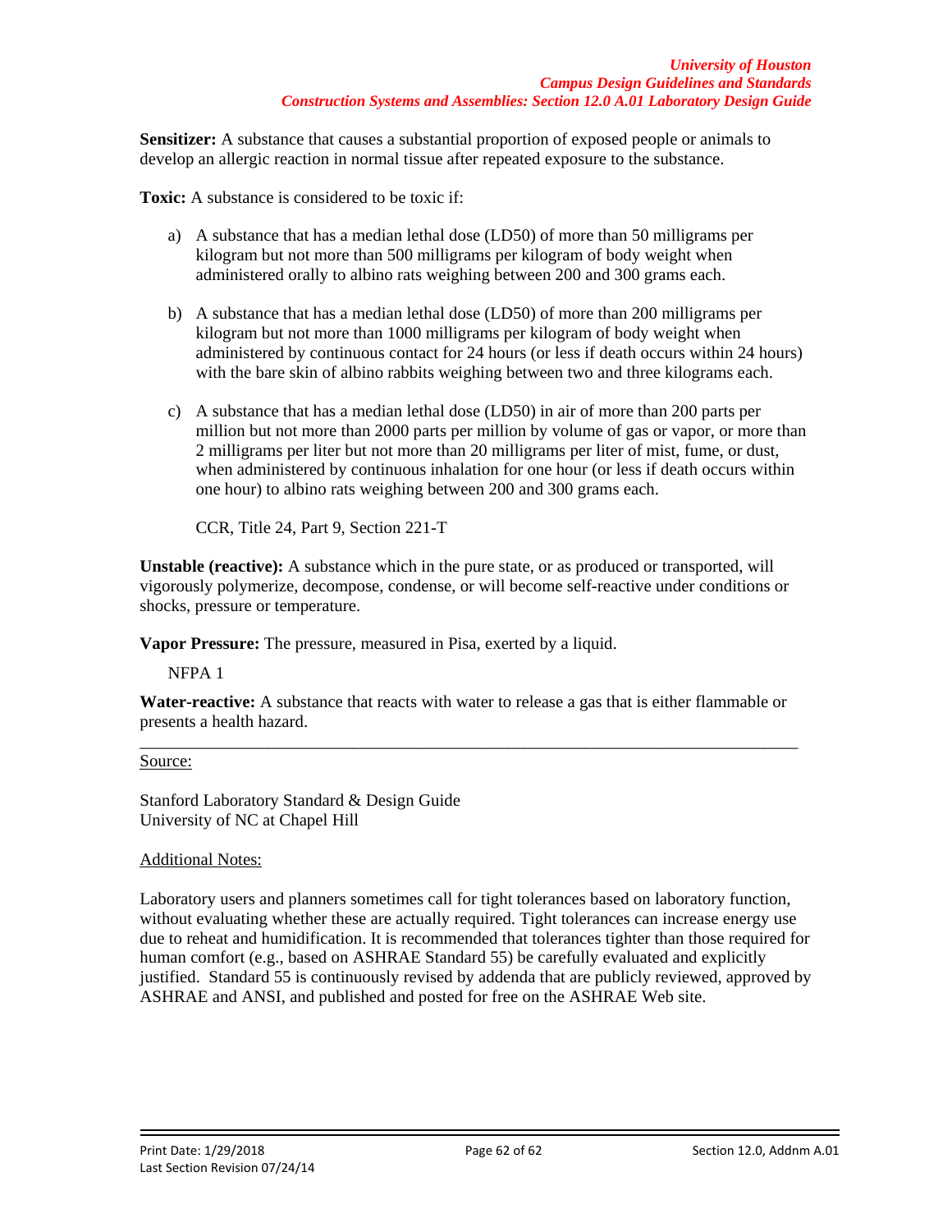**Sensitizer:** A substance that causes a substantial proportion of exposed people or animals to develop an allergic reaction in normal tissue after repeated exposure to the substance.

**Toxic:** A substance is considered to be toxic if:

a) A substance that has a median lethal dose (LD50) of more than 50 milligrams per kilogram but not more than 500 milligrams per kilogram of body weight when administered orally to albino rats weighing between 200 and 300 grams each.

b) A substance that has a median lethal dose (LD50) of more than 200 milligrams per kilogram but not more than 1000 milligrams per kilogram of body weight when administered by continuous contact for 24 hours (or less if death occurs within 24 hours) with the bare skin of albino rabbits weighing between two and three kilograms each.

c) A substance that has a median lethal dose (LD50) in air of more than 200 parts per million but not more than 2000 parts per million by volume of gas or vapor, or more than 2 milligrams per liter but not more than 20 milligrams per liter of mist, fume, or dust, when administered by continuous inhalation for one hour (or less if death occurs within one hour) to albino rats weighing between 200 and 300 grams each.

CCR, Title 24, Part 9, Section 221-T

**Unstable (reactive):** A substance which in the pure state, or as produced or transported, will vigorously polymerize, decompose, condense, or will become self-reactive under conditions or shocks, pressure or temperature.

**Vapor Pressure:** The pressure, measured in Pisa, exerted by a liquid.

NFPA 1

**Water-reactive:** A substance that reacts with water to release a gas that is either flammable or presents a health hazard.

---

Source:

Stanford Laboratory Standard & Design Guide
University of NC at Chapel Hill

Additional Notes:

Laboratory users and planners sometimes call for tight tolerances based on laboratory function, without evaluating whether these are actually required. Tight tolerances can increase energy use due to reheat and humidification. It is recommended that tolerances tighter than those required for human comfort (e.g., based on ASHRAE Standard 55) be carefully evaluated and explicitly justified. Standard 55 is continuously revised by addenda that are publicly reviewed, approved by ASHRAE and ANSI, and published and posted for free on the ASHRAE Web site.